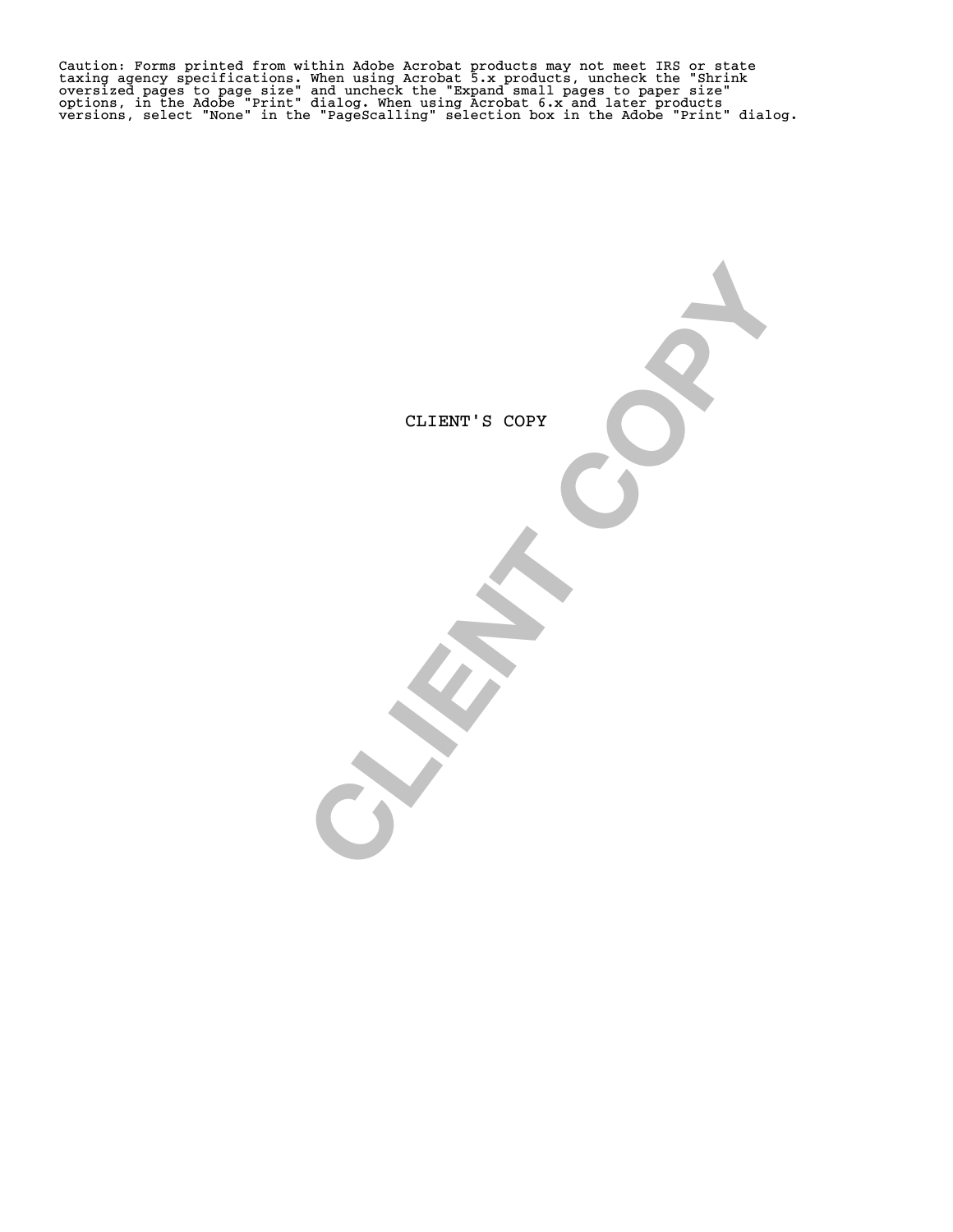Caution: Forms printed from within Adobe Acrobat products may not meet IRS or state taxing agency specifications. When using Acrobat 5.x products, uncheck the "Shrink oversized pages to page size" and uncheck the "Expand small pages to paper size" options, in the Adobe "Print" dialog. When using Acrobat 6.x and later products versions, select "None" in the "PageScalling" selection box in the Adobe "Print" dialog.

CLIENT'S COPY

CLIENT COPY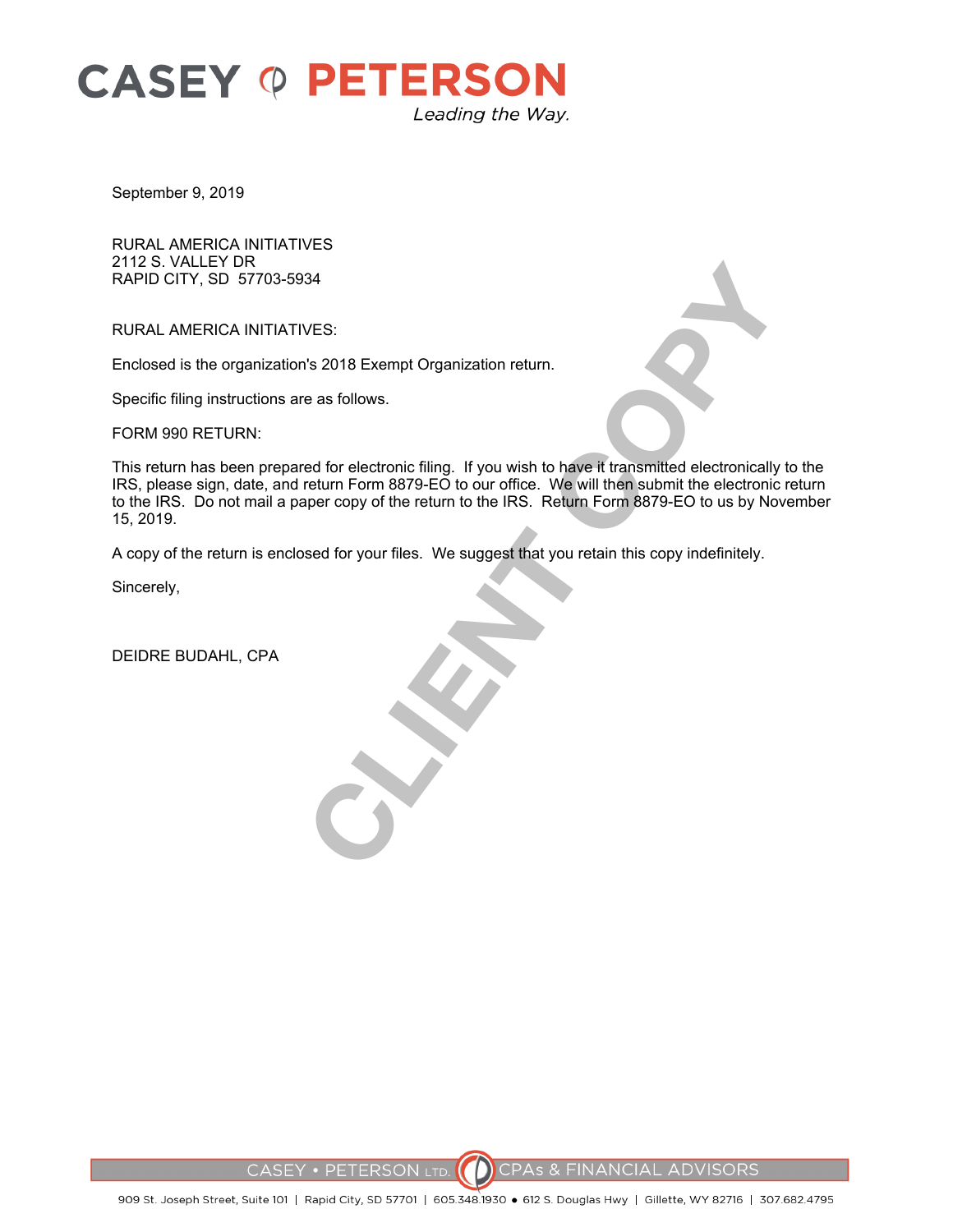# CASEY PETERSON

*Leading the Way.*

September 9, 2019

RURAL AMERICA INITIATIVES
2112 S. VALLEY DR
RAPID CITY, SD 57703-5934

RURAL AMERICA INITIATIVES:

Enclosed is the organization's 2018 Exempt Organization return.

Specific filing instructions are as follows.

FORM 990 RETURN:

This return has been prepared for electronic filing. If you wish to have it transmitted electronically to the IRS, please sign, date, and return Form 8879-EO to our office. We will then submit the electronic return to the IRS. Do not mail a paper copy of the return to the IRS. Return Form 8879-EO to us by November 15, 2019.

A copy of the return is enclosed for your files. We suggest that you retain this copy indefinitely.

Sincerely,

DEIDRE BUDAHL, CPA

CLIENT COPY

CASEY • PETERSON LTD. CPAs & FINANCIAL ADVISORS

909 St. Joseph Street, Suite 101 | Rapid City, SD 57701 | 605.348.1930 • 612 S. Douglas Hwy | Gillette, WY 82716 | 307.682.4795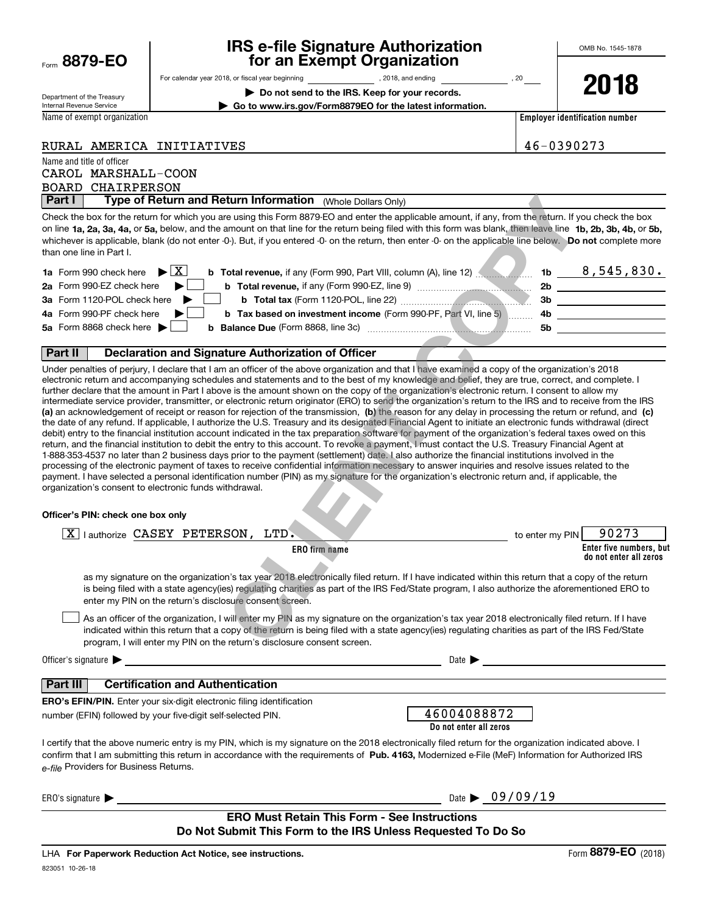Form **8879-EO**

Department of the Treasury
Internal Revenue Service

# IRS e-file Signature Authorization for an Exempt Organization

For calendar year 2018, or fiscal year beginning \_\_\_\_\_\_\_\_\_\_, 2018, and ending \_\_\_\_\_\_\_\_\_\_, 20\_\_

▶ **Do not send to the IRS. Keep for your records.**

▶ **Go to www.irs.gov/Form8879EO for the latest information.**

OMB No. 1545-1878

**2018**

| Name of exempt organization | Employer identification number |
|---|---|
| RURAL AMERICA INITIATIVES | 46-0390273 |

Name and title of officer
CAROL MARSHALL-COON
BOARD CHAIRPERSON

## Part I Type of Return and Return Information (Whole Dollars Only)

Check the box for the return for which you are using this Form 8879-EO and enter the applicable amount, if any, from the return. If you check the box on line **1a, 2a, 3a, 4a,** or **5a,** below, and the amount on that line for the return being filed with this form was blank, then leave line **1b, 2b, 3b, 4b,** or **5b,** whichever is applicable, blank (do not enter -0-). But, if you entered -0- on the return, then enter -0- on the applicable line below. **Do not** complete more than one line in Part I.

| | | | | |
|---|---|---|---|---|
| **1a** Form 990 check here ▶ | X | **b Total revenue,** if any (Form 990, Part VIII, column (A), line 12) | **1b** | 8,545,830. |
| **2a** Form 990-EZ check here ▶ | | **b Total revenue,** if any (Form 990-EZ, line 9) | **2b** | |
| **3a** Form 1120-POL check here ▶ | | **b Total tax** (Form 1120-POL, line 22) | **3b** | |
| **4a** Form 990-PF check here ▶ | | **b Tax based on investment income** (Form 990-PF, Part VI, line 5) | **4b** | |
| **5a** Form 8868 check here ▶ | | **b Balance Due** (Form 8868, line 3c) | **5b** | |

## Part II Declaration and Signature Authorization of Officer

Under penalties of perjury, I declare that I am an officer of the above organization and that I have examined a copy of the organization's 2018 electronic return and accompanying schedules and statements and to the best of my knowledge and belief, they are true, correct, and complete. I further declare that the amount in Part I above is the amount shown on the copy of the organization's electronic return. I consent to allow my intermediate service provider, transmitter, or electronic return originator (ERO) to send the organization's return to the IRS and to receive from the IRS **(a)** an acknowledgement of receipt or reason for rejection of the transmission, **(b)** the reason for any delay in processing the return or refund, and **(c)** the date of any refund. If applicable, I authorize the U.S. Treasury and its designated Financial Agent to initiate an electronic funds withdrawal (direct debit) entry to the financial institution account indicated in the tax preparation software for payment of the organization's federal taxes owed on this return, and the financial institution to debit the entry to this account. To revoke a payment, I must contact the U.S. Treasury Financial Agent at 1-888-353-4537 no later than 2 business days prior to the payment (settlement) date. I also authorize the financial institutions involved in the processing of the electronic payment of taxes to receive confidential information necessary to answer inquiries and resolve issues related to the payment. I have selected a personal identification number (PIN) as my signature for the organization's electronic return and, if applicable, the organization's consent to electronic funds withdrawal.

**Officer's PIN: check one box only**

[X] I authorize CASEY PETERSON, LTD. (ERO firm name) to enter my PIN 90273 (Enter five numbers, but do not enter all zeros)

as my signature on the organization's tax year 2018 electronically filed return. If I have indicated within this return that a copy of the return is being filed with a state agency(ies) regulating charities as part of the IRS Fed/State program, I also authorize the aforementioned ERO to enter my PIN on the return's disclosure consent screen.

[ ] As an officer of the organization, I will enter my PIN as my signature on the organization's tax year 2018 electronically filed return. If I have indicated within this return that a copy of the return is being filed with a state agency(ies) regulating charities as part of the IRS Fed/State program, I will enter my PIN on the return's disclosure consent screen.

Officer's signature ▶ \_\_\_\_\_\_\_\_\_\_\_\_\_\_\_\_\_\_\_\_ Date ▶ \_\_\_\_\_\_\_\_\_\_

## Part III Certification and Authentication

**ERO's EFIN/PIN.** Enter your six-digit electronic filing identification number (EFIN) followed by your five-digit self-selected PIN. 46004088872 (Do not enter all zeros)

I certify that the above numeric entry is my PIN, which is my signature on the 2018 electronically filed return for the organization indicated above. I confirm that I am submitting this return in accordance with the requirements of **Pub. 4163,** Modernized e-File (MeF) Information for Authorized IRS *e-file* Providers for Business Returns.

ERO's signature ▶ \_\_\_\_\_\_\_\_\_\_\_\_\_\_\_\_\_\_\_\_ Date ▶ 09/09/19

**ERO Must Retain This Form - See Instructions**
**Do Not Submit This Form to the IRS Unless Requested To Do So**

LHA **For Paperwork Reduction Act Notice, see instructions.** Form **8879-EO** (2018)

823051 10-26-18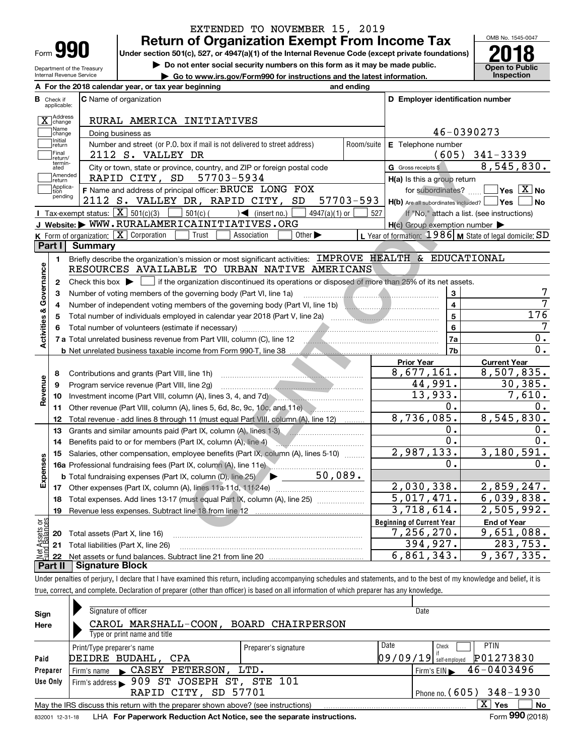EXTENDED TO NOVEMBER 15, 2019

# Form 990 — Return of Organization Exempt From Income Tax — 2018

Under section 501(c), 527, or 4947(a)(1) of the Internal Revenue Code (except private foundations)

▶ Do not enter social security numbers on this form as it may be made public.

▶ Go to www.irs.gov/Form990 for instructions and the latest information.

Department of the Treasury, Internal Revenue Service — OMB No. 1545-0047 — Open to Public Inspection

**A** For the 2018 calendar year, or tax year beginning and ending

**B** Check if applicable: [X] Address change; [ ] Name change; [ ] Initial return; [ ] Final return/terminated; [ ] Amended return; [ ] Application pending

**C** Name of organization: RURAL AMERICA INITIATIVES

Doing business as

Number and street (or P.O. box if mail is not delivered to street address): 2112 S. VALLEY DR — Room/suite

City or town, state or province, country, and ZIP or foreign postal code: RAPID CITY, SD 57703-5934

**D** Employer identification number: 46-0390273

**E** Telephone number: (605) 341-3339

**G** Gross receipts $ 8,545,830.

**F** Name and address of principal officer: BRUCE LONG FOX, 2112 S. VALLEY DR, RAPID CITY, SD 57703-593

**H(a)** Is this a group return for subordinates? [ ] Yes [X] No

**H(b)** Are all subordinates included? [ ] Yes [ ] No — If "No," attach a list. (see instructions)

**H(c)** Group exemption number ▶

**I** Tax-exempt status: [X] 501(c)(3) [ ] 501(c) ( ) ◀ (insert no.) [ ] 4947(a)(1) or [ ] 527

**J** Website: ▶ WWW.RURALAMERICAINITIATIVES.ORG

**K** Form of organization: [X] Corporation [ ] Trust [ ] Association [ ] Other ▶

**L** Year of formation: 1986 **M** State of legal domicile: SD

## Part I Summary

**Activities & Governance**

1. Briefly describe the organization's mission or most significant activities: IMPROVE HEALTH & EDUCATIONAL RESOURCES AVAILABLE TO URBAN NATIVE AMERICANS
2. Check this box ▶ [ ] if the organization discontinued its operations or disposed of more than 25% of its net assets.

| Line | Description | No. | Value |
|---|---|---|---|
| 3 | Number of voting members of the governing body (Part VI, line 1a) | 3 | 7 |
| 4 | Number of independent voting members of the governing body (Part VI, line 1b) | 4 | 7 |
| 5 | Total number of individuals employed in calendar year 2018 (Part V, line 2a) | 5 | 176 |
| 6 | Total number of volunteers (estimate if necessary) | 6 | 7 |
| 7a | Total unrelated business revenue from Part VIII, column (C), line 12 | 7a | 0. |
| 7b | Net unrelated business taxable income from Form 990-T, line 38 | 7b | 0. |

| Section | Line | Description | Prior Year | Current Year |
|---|---|---|---|---|
| Revenue | 8 | Contributions and grants (Part VIII, line 1h) | 8,677,161. | 8,507,835. |
| | 9 | Program service revenue (Part VIII, line 2g) | 44,991. | 30,385. |
| | 10 | Investment income (Part VIII, column (A), lines 3, 4, and 7d) | 13,933. | 7,610. |
| | 11 | Other revenue (Part VIII, column (A), lines 5, 6d, 8c, 9c, 10c, and 11e) | 0. | 0. |
| | 12 | Total revenue - add lines 8 through 11 (must equal Part VIII, column (A), line 12) | 8,736,085. | 8,545,830. |
| Expenses | 13 | Grants and similar amounts paid (Part IX, column (A), lines 1-3) | 0. | 0. |
| | 14 | Benefits paid to or for members (Part IX, column (A), line 4) | 0. | 0. |
| | 15 | Salaries, other compensation, employee benefits (Part IX, column (A), lines 5-10) | 2,987,133. | 3,180,591. |
| | 16a | Professional fundraising fees (Part IX, column (A), line 11e) | 0. | 0. |
| | b | Total fundraising expenses (Part IX, column (D), line 25) ▶ 50,089. | | |
| | 17 | Other expenses (Part IX, column (A), lines 11a-11d, 11f-24e) | 2,030,338. | 2,859,247. |
| | 18 | Total expenses. Add lines 13-17 (must equal Part IX, column (A), line 25) | 5,017,471. | 6,039,838. |
| | 19 | Revenue less expenses. Subtract line 18 from line 12 | 3,718,614. | 2,505,992. |

| Section | Line | Description | Beginning of Current Year | End of Year |
|---|---|---|---|---|
| Net Assets or Fund Balances | 20 | Total assets (Part X, line 16) | 7,256,270. | 9,651,088. |
| | 21 | Total liabilities (Part X, line 26) | 394,927. | 283,753. |
| | 22 | Net assets or fund balances. Subtract line 21 from line 20 | 6,861,343. | 9,367,335. |

## Part II Signature Block

Under penalties of perjury, I declare that I have examined this return, including accompanying schedules and statements, and to the best of my knowledge and belief, it is true, correct, and complete. Declaration of preparer (other than officer) is based on all information of which preparer has any knowledge.

**Sign Here**

Signature of officer — Date

CAROL MARSHALL-COON, BOARD CHAIRPERSON

Type or print name and title

**Paid Preparer Use Only**

| Print/Type preparer's name | Preparer's signature | Date | Check if self-employed | PTIN |
|---|---|---|---|---|
| DEIDRE BUDAHL, CPA | | 09/09/19 | [ ] | P01273830 |

Firm's name ▶ CASEY PETERSON, LTD. — Firm's EIN ▶ 46-0403496

Firm's address ▶ 909 ST JOSEPH ST, STE 101, RAPID CITY, SD 57701 — Phone no. (605) 348-1930

May the IRS discuss this return with the preparer shown above? (see instructions) [X] Yes [ ] No

832001 12-31-18 LHA For Paperwork Reduction Act Notice, see the separate instructions. Form 990 (2018)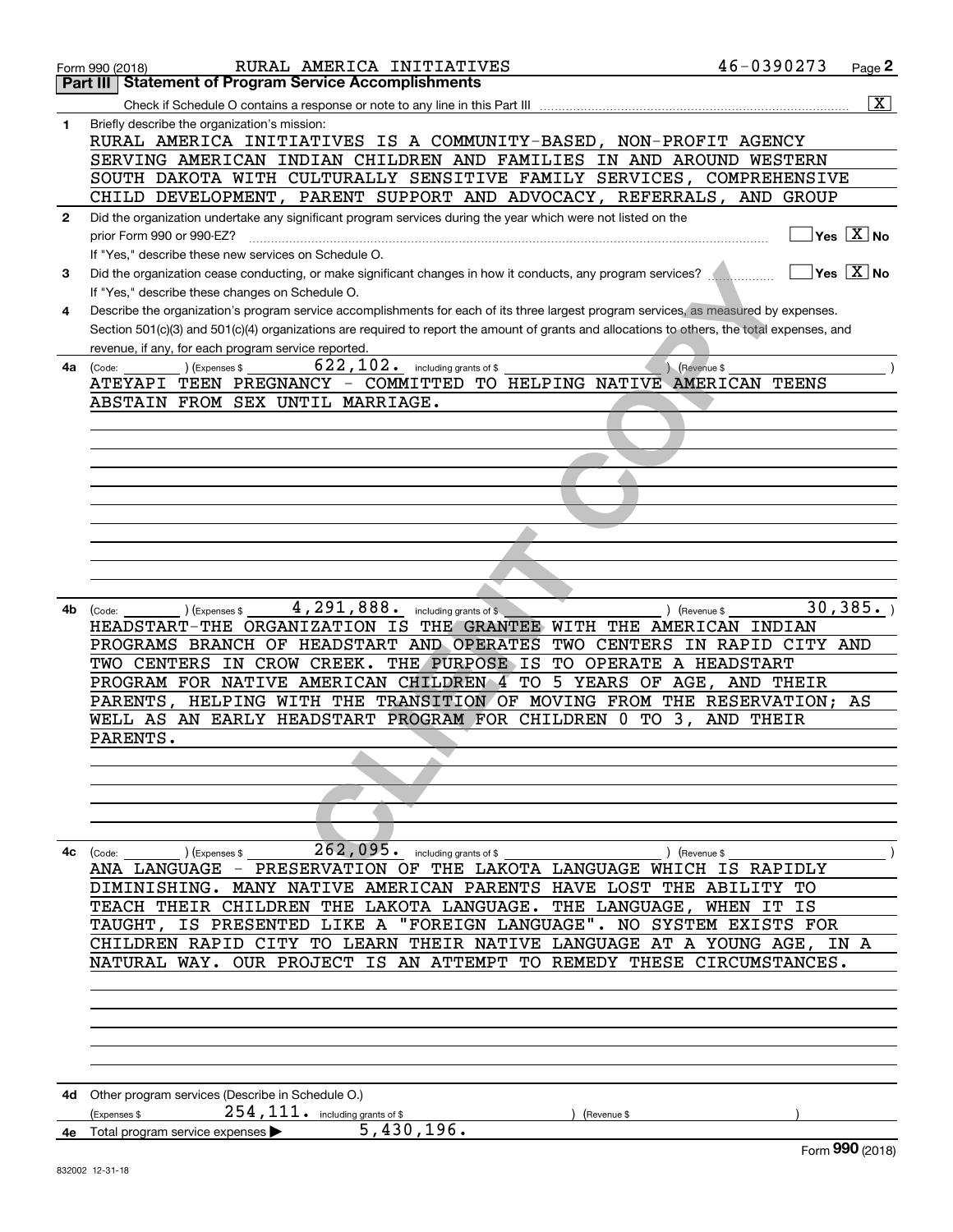Form 990 (2018) RURAL AMERICA INITIATIVES 46-0390273

## Part III Statement of Program Service Accomplishments

Check if Schedule O contains a response or note to any line in this Part III .......... [X]

**1** Briefly describe the organization's mission:

RURAL AMERICA INITIATIVES IS A COMMUNITY-BASED, NON-PROFIT AGENCY SERVING AMERICAN INDIAN CHILDREN AND FAMILIES IN AND AROUND WESTERN SOUTH DAKOTA WITH CULTURALLY SENSITIVE FAMILY SERVICES, COMPREHENSIVE CHILD DEVELOPMENT, PARENT SUPPORT AND ADVOCACY, REFERRALS, AND GROUP

**2** Did the organization undertake any significant program services during the year which were not listed on the prior Form 990 or 990-EZ? .......... [ ] Yes [X] No

If "Yes," describe these new services on Schedule O.

**3** Did the organization cease conducting, or make significant changes in how it conducts, any program services? .......... [ ] Yes [X] No

If "Yes," describe these changes on Schedule O.

**4** Describe the organization's program service accomplishments for each of its three largest program services, as measured by expenses. Section 501(c)(3) and 501(c)(4) organizations are required to report the amount of grants and allocations to others, the total expenses, and revenue, if any, for each program service reported.

**4a** (Code: ) (Expenses $ 622,102. including grants of $ ) (Revenue $ )

ATEYAPI TEEN PREGNANCY - COMMITTED TO HELPING NATIVE AMERICAN TEENS ABSTAIN FROM SEX UNTIL MARRIAGE.

**4b** (Code: ) (Expenses $ 4,291,888. including grants of $ ) (Revenue $ 30,385. )

HEADSTART-THE ORGANIZATION IS THE GRANTEE WITH THE AMERICAN INDIAN PROGRAMS BRANCH OF HEADSTART AND OPERATES TWO CENTERS IN RAPID CITY AND TWO CENTERS IN CROW CREEK. THE PURPOSE IS TO OPERATE A HEADSTART PROGRAM FOR NATIVE AMERICAN CHILDREN 4 TO 5 YEARS OF AGE, AND THEIR PARENTS, HELPING WITH THE TRANSITION OF MOVING FROM THE RESERVATION; AS WELL AS AN EARLY HEADSTART PROGRAM FOR CHILDREN 0 TO 3, AND THEIR PARENTS.

**4c** (Code: ) (Expenses $ 262,095. including grants of $ ) (Revenue $ )

ANA LANGUAGE - PRESERVATION OF THE LAKOTA LANGUAGE WHICH IS RAPIDLY DIMINISHING. MANY NATIVE AMERICAN PARENTS HAVE LOST THE ABILITY TO TEACH THEIR CHILDREN THE LAKOTA LANGUAGE. THE LANGUAGE, WHEN IT IS TAUGHT, IS PRESENTED LIKE A "FOREIGN LANGUAGE". NO SYSTEM EXISTS FOR CHILDREN RAPID CITY TO LEARN THEIR NATIVE LANGUAGE AT A YOUNG AGE, IN A NATURAL WAY. OUR PROJECT IS AN ATTEMPT TO REMEDY THESE CIRCUMSTANCES.

**4d** Other program services (Describe in Schedule O.)

(Expenses $ 254,111. including grants of $ ) (Revenue $ )

**4e** Total program service expenses ▶ 5,430,196.

Form **990** (2018)

832002 12-31-18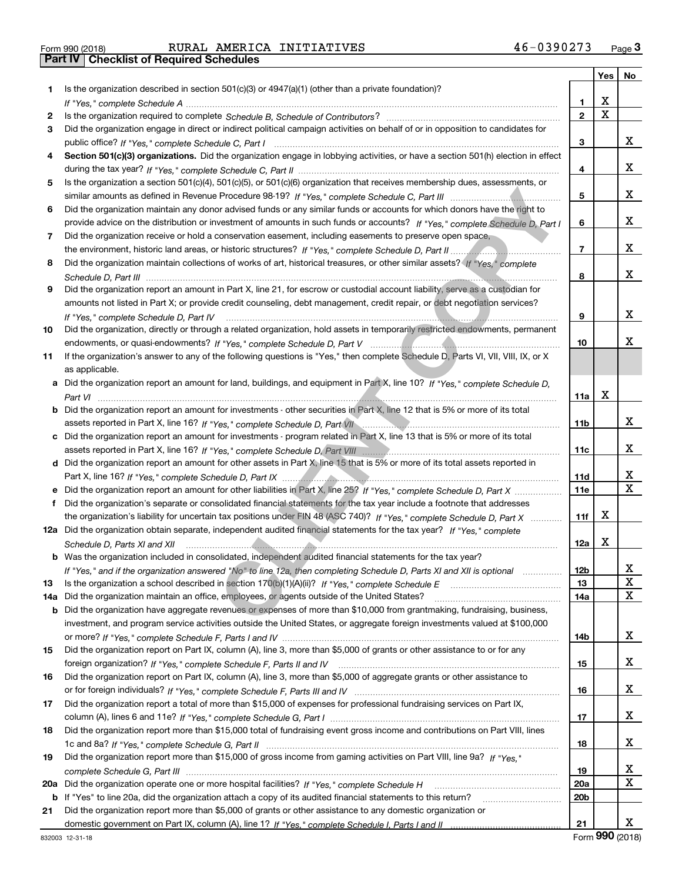Form 990 (2018) RURAL AMERICA INITIATIVES 46-0390273

## Part IV Checklist of Required Schedules

| | | | Yes | No |
|---|---|---|---|---|
| 1 | Is the organization described in section 501(c)(3) or 4947(a)(1) (other than a private foundation)? *If "Yes," complete Schedule A* | 1 | X | |
| 2 | Is the organization required to complete *Schedule B, Schedule of Contributors*? | 2 | X | |
| 3 | Did the organization engage in direct or indirect political campaign activities on behalf of or in opposition to candidates for public office? *If "Yes," complete Schedule C, Part I* | 3 | | X |
| 4 | **Section 501(c)(3) organizations.** Did the organization engage in lobbying activities, or have a section 501(h) election in effect during the tax year? *If "Yes," complete Schedule C, Part II* | 4 | | X |
| 5 | Is the organization a section 501(c)(4), 501(c)(5), or 501(c)(6) organization that receives membership dues, assessments, or similar amounts as defined in Revenue Procedure 98-19? *If "Yes," complete Schedule C, Part III* | 5 | | X |
| 6 | Did the organization maintain any donor advised funds or any similar funds or accounts for which donors have the right to provide advice on the distribution or investment of amounts in such funds or accounts? *If "Yes," complete Schedule D, Part I* | 6 | | X |
| 7 | Did the organization receive or hold a conservation easement, including easements to preserve open space, the environment, historic land areas, or historic structures? *If "Yes," complete Schedule D, Part II* | 7 | | X |
| 8 | Did the organization maintain collections of works of art, historical treasures, or other similar assets? *If "Yes," complete Schedule D, Part III* | 8 | | X |
| 9 | Did the organization report an amount in Part X, line 21, for escrow or custodial account liability, serve as a custodian for amounts not listed in Part X; or provide credit counseling, debt management, credit repair, or debt negotiation services? *If "Yes," complete Schedule D, Part IV* | 9 | | X |
| 10 | Did the organization, directly or through a related organization, hold assets in temporarily restricted endowments, permanent endowments, or quasi-endowments? *If "Yes," complete Schedule D, Part V* | 10 | | X |
| 11 | If the organization's answer to any of the following questions is "Yes," then complete Schedule D, Parts VI, VII, VIII, IX, or X as applicable. | | | |
| a | Did the organization report an amount for land, buildings, and equipment in Part X, line 10? *If "Yes," complete Schedule D, Part VI* | 11a | X | |
| b | Did the organization report an amount for investments - other securities in Part X, line 12 that is 5% or more of its total assets reported in Part X, line 16? *If "Yes," complete Schedule D, Part VII* | 11b | | X |
| c | Did the organization report an amount for investments - program related in Part X, line 13 that is 5% or more of its total assets reported in Part X, line 16? *If "Yes," complete Schedule D, Part VIII* | 11c | | X |
| d | Did the organization report an amount for other assets in Part X, line 15 that is 5% or more of its total assets reported in Part X, line 16? *If "Yes," complete Schedule D, Part IX* | 11d | | X |
| e | Did the organization report an amount for other liabilities in Part X, line 25? *If "Yes," complete Schedule D, Part X* | 11e | | X |
| f | Did the organization's separate or consolidated financial statements for the tax year include a footnote that addresses the organization's liability for uncertain tax positions under FIN 48 (ASC 740)? *If "Yes," complete Schedule D, Part X* | 11f | X | |
| 12a | Did the organization obtain separate, independent audited financial statements for the tax year? *If "Yes," complete Schedule D, Parts XI and XII* | 12a | X | |
| b | Was the organization included in consolidated, independent audited financial statements for the tax year? *If "Yes," and if the organization answered "No" to line 12a, then completing Schedule D, Parts XI and XII is optional* | 12b | | X |
| 13 | Is the organization a school described in section 170(b)(1)(A)(ii)? *If "Yes," complete Schedule E* | 13 | | X |
| 14a | Did the organization maintain an office, employees, or agents outside of the United States? | 14a | | X |
| b | Did the organization have aggregate revenues or expenses of more than $10,000 from grantmaking, fundraising, business, investment, and program service activities outside the United States, or aggregate foreign investments valued at $100,000 or more? *If "Yes," complete Schedule F, Parts I and IV* | 14b | | X |
| 15 | Did the organization report on Part IX, column (A), line 3, more than $5,000 of grants or other assistance to or for any foreign organization? *If "Yes," complete Schedule F, Parts II and IV* | 15 | | X |
| 16 | Did the organization report on Part IX, column (A), line 3, more than $5,000 of aggregate grants or other assistance to or for foreign individuals? *If "Yes," complete Schedule F, Parts III and IV* | 16 | | X |
| 17 | Did the organization report a total of more than $15,000 of expenses for professional fundraising services on Part IX, column (A), lines 6 and 11e? *If "Yes," complete Schedule G, Part I* | 17 | | X |
| 18 | Did the organization report more than $15,000 total of fundraising event gross income and contributions on Part VIII, lines 1c and 8a? *If "Yes," complete Schedule G, Part II* | 18 | | X |
| 19 | Did the organization report more than $15,000 of gross income from gaming activities on Part VIII, line 9a? *If "Yes," complete Schedule G, Part III* | 19 | | X |
| 20a | Did the organization operate one or more hospital facilities? *If "Yes," complete Schedule H* | 20a | | X |
| b | If "Yes" to line 20a, did the organization attach a copy of its audited financial statements to this return? | 20b | | |
| 21 | Did the organization report more than $5,000 of grants or other assistance to any domestic organization or domestic government on Part IX, column (A), line 1? *If "Yes," complete Schedule I, Parts I and II* | 21 | | X |

832003 12-31-18 Form 990 (2018)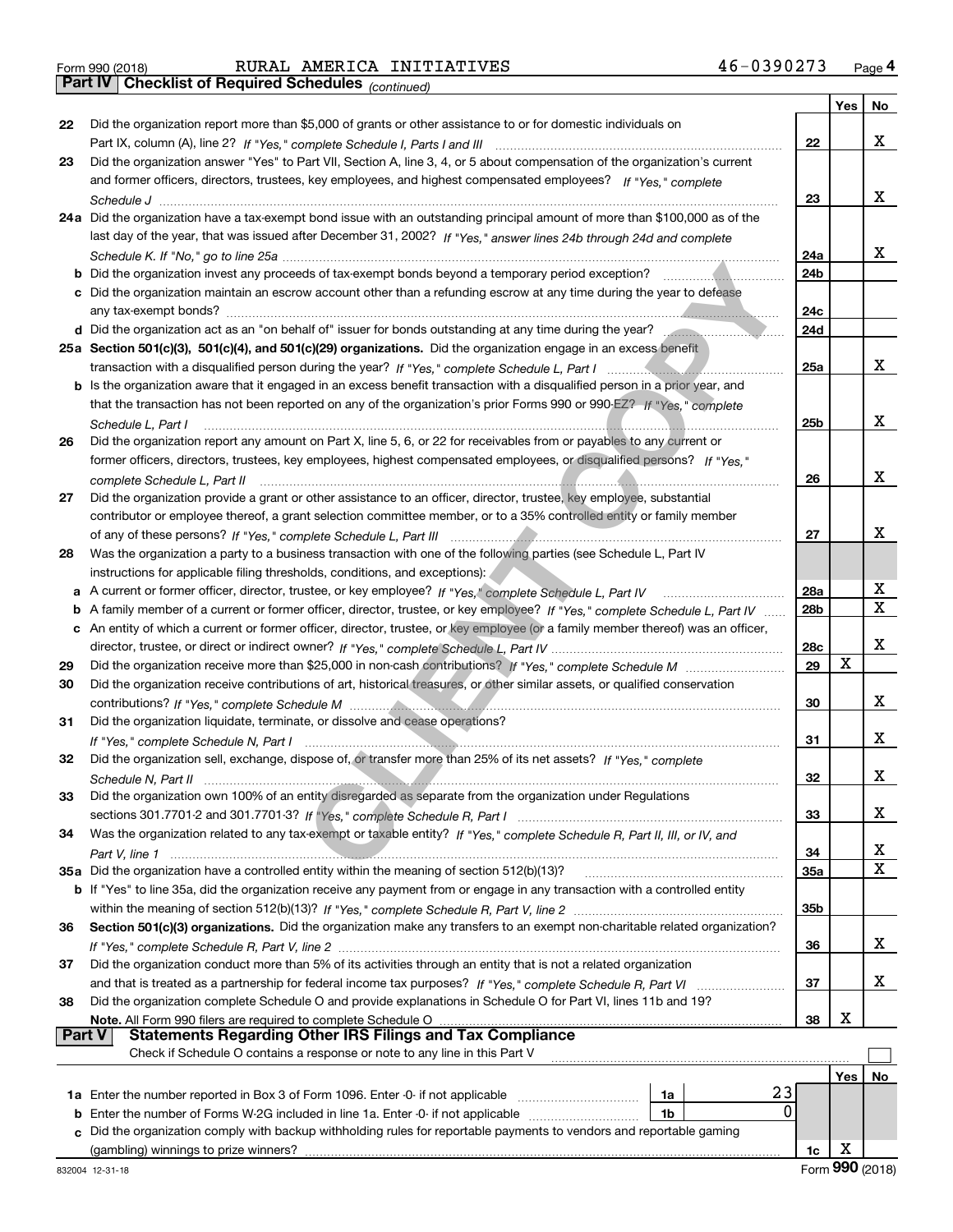Form 990 (2018) RURAL AMERICA INITIATIVES 46-0390273

## Part IV Checklist of Required Schedules *(continued)*

| | | | Yes | No |
|---|---|---|---|---|
| 22 | Did the organization report more than $5,000 of grants or other assistance to or for domestic individuals on Part IX, column (A), line 2? *If "Yes," complete Schedule I, Parts I and III* | 22 | | X |
| 23 | Did the organization answer "Yes" to Part VII, Section A, line 3, 4, or 5 about compensation of the organization's current and former officers, directors, trustees, key employees, and highest compensated employees? *If "Yes," complete Schedule J* | 23 | | X |
| 24a | Did the organization have a tax-exempt bond issue with an outstanding principal amount of more than $100,000 as of the last day of the year, that was issued after December 31, 2002? *If "Yes," answer lines 24b through 24d and complete Schedule K. If "No," go to line 25a* | 24a | | X |
| b | Did the organization invest any proceeds of tax-exempt bonds beyond a temporary period exception? | 24b | | |
| c | Did the organization maintain an escrow account other than a refunding escrow at any time during the year to defease any tax-exempt bonds? | 24c | | |
| d | Did the organization act as an "on behalf of" issuer for bonds outstanding at any time during the year? | 24d | | |
| 25a | **Section 501(c)(3), 501(c)(4), and 501(c)(29) organizations.** Did the organization engage in an excess benefit transaction with a disqualified person during the year? *If "Yes," complete Schedule L, Part I* | 25a | | X |
| b | Is the organization aware that it engaged in an excess benefit transaction with a disqualified person in a prior year, and that the transaction has not been reported on any of the organization's prior Forms 990 or 990-EZ? *If "Yes," complete Schedule L, Part I* | 25b | | X |
| 26 | Did the organization report any amount on Part X, line 5, 6, or 22 for receivables from or payables to any current or former officers, directors, trustees, key employees, highest compensated employees, or disqualified persons? *If "Yes," complete Schedule L, Part II* | 26 | | X |
| 27 | Did the organization provide a grant or other assistance to an officer, director, trustee, key employee, substantial contributor or employee thereof, a grant selection committee member, or to a 35% controlled entity or family member of any of these persons? *If "Yes," complete Schedule L, Part III* | 27 | | X |
| 28 | Was the organization a party to a business transaction with one of the following parties (see Schedule L, Part IV instructions for applicable filing thresholds, conditions, and exceptions): | | | |
| a | A current or former officer, director, trustee, or key employee? *If "Yes," complete Schedule L, Part IV* | 28a | | X |
| b | A family member of a current or former officer, director, trustee, or key employee? *If "Yes," complete Schedule L, Part IV* | 28b | | X |
| c | An entity of which a current or former officer, director, trustee, or key employee (or a family member thereof) was an officer, director, trustee, or direct or indirect owner? *If "Yes," complete Schedule L, Part IV* | 28c | | X |
| 29 | Did the organization receive more than $25,000 in non-cash contributions? *If "Yes," complete Schedule M* | 29 | X | |
| 30 | Did the organization receive contributions of art, historical treasures, or other similar assets, or qualified conservation contributions? *If "Yes," complete Schedule M* | 30 | | X |
| 31 | Did the organization liquidate, terminate, or dissolve and cease operations? *If "Yes," complete Schedule N, Part I* | 31 | | X |
| 32 | Did the organization sell, exchange, dispose of, or transfer more than 25% of its net assets? *If "Yes," complete Schedule N, Part II* | 32 | | X |
| 33 | Did the organization own 100% of an entity disregarded as separate from the organization under Regulations sections 301.7701-2 and 301.7701-3? *If "Yes," complete Schedule R, Part I* | 33 | | X |
| 34 | Was the organization related to any tax-exempt or taxable entity? *If "Yes," complete Schedule R, Part II, III, or IV, and Part V, line 1* | 34 | | X |
| 35a | Did the organization have a controlled entity within the meaning of section 512(b)(13)? | 35a | | X |
| b | If "Yes" to line 35a, did the organization receive any payment from or engage in any transaction with a controlled entity within the meaning of section 512(b)(13)? *If "Yes," complete Schedule R, Part V, line 2* | 35b | | |
| 36 | **Section 501(c)(3) organizations.** Did the organization make any transfers to an exempt non-charitable related organization? *If "Yes," complete Schedule R, Part V, line 2* | 36 | | X |
| 37 | Did the organization conduct more than 5% of its activities through an entity that is not a related organization and that is treated as a partnership for federal income tax purposes? *If "Yes," complete Schedule R, Part VI* | 37 | | X |
| 38 | Did the organization complete Schedule O and provide explanations in Schedule O for Part VI, lines 11b and 19? **Note.** All Form 990 filers are required to complete Schedule O | 38 | X | |

## Part V Statements Regarding Other IRS Filings and Tax Compliance

Check if Schedule O contains a response or note to any line in this Part V ☐

| | | | | | Yes | No |
|---|---|---|---|---|---|---|
| 1a | Enter the number reported in Box 3 of Form 1096. Enter -0- if not applicable | 1a | 23 | | | |
| b | Enter the number of Forms W-2G included in line 1a. Enter -0- if not applicable | 1b | 0 | | | |
| c | Did the organization comply with backup withholding rules for reportable payments to vendors and reportable gaming (gambling) winnings to prize winners? | | | 1c | X | |

832004 12-31-18 Form **990** (2018)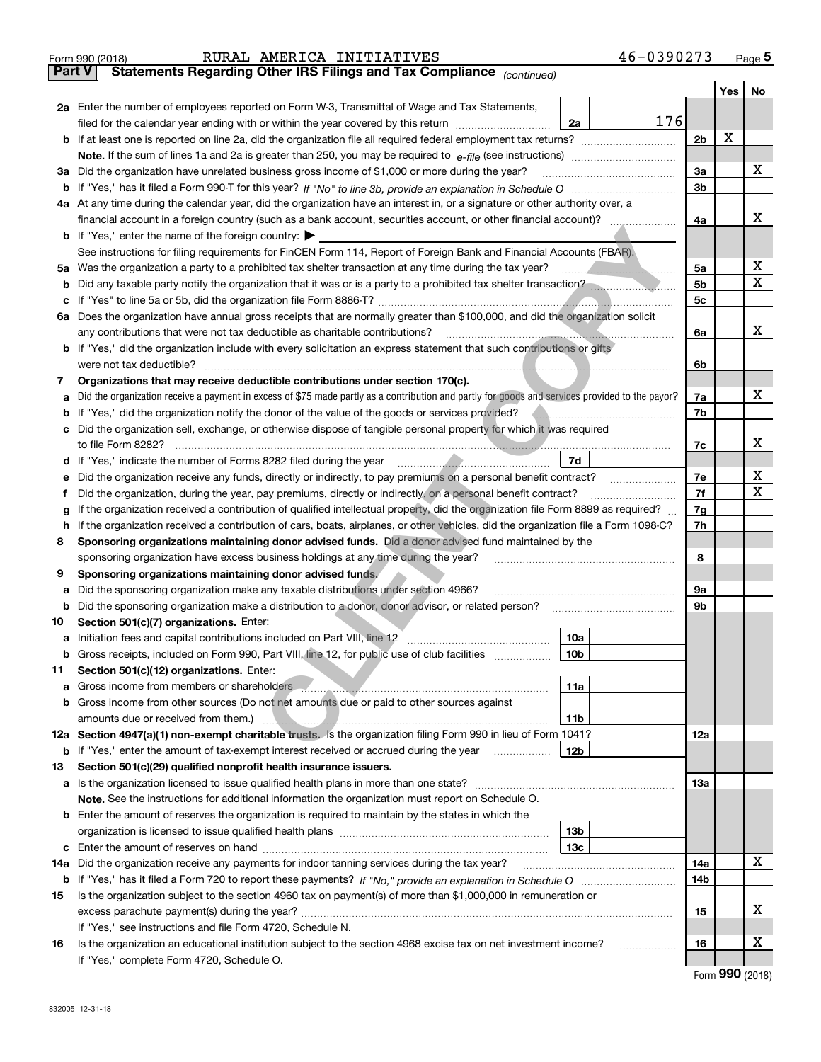Form 990 (2018) RURAL AMERICA INITIATIVES 46-0390273 Page 5

## Part V Statements Regarding Other IRS Filings and Tax Compliance *(continued)*

| | | | | | Yes | No |
|---|---|---|---|---|---|---|
| **2a** | Enter the number of employees reported on Form W-3, Transmittal of Wage and Tax Statements, filed for the calendar year ending with or within the year covered by this return | 2a | 176 | | | |
| **b** | If at least one is reported on line 2a, did the organization file all required federal employment tax returns? | | | 2b | X | |
| | **Note.** If the sum of lines 1a and 2a is greater than 250, you may be required to *e-file* (see instructions) | | | | | |
| **3a** | Did the organization have unrelated business gross income of $1,000 or more during the year? | | | 3a | | X |
| **b** | If "Yes," has it filed a Form 990-T for this year? *If "No" to line 3b, provide an explanation in Schedule O* | | | 3b | | |
| **4a** | At any time during the calendar year, did the organization have an interest in, or a signature or other authority over, a financial account in a foreign country (such as a bank account, securities account, or other financial account)? | | | 4a | | X |
| **b** | If "Yes," enter the name of the foreign country: ▶ | | | | | |
| | See instructions for filing requirements for FinCEN Form 114, Report of Foreign Bank and Financial Accounts (FBAR). | | | | | |
| **5a** | Was the organization a party to a prohibited tax shelter transaction at any time during the tax year? | | | 5a | | X |
| **b** | Did any taxable party notify the organization that it was or is a party to a prohibited tax shelter transaction? | | | 5b | | X |
| **c** | If "Yes" to line 5a or 5b, did the organization file Form 8886-T? | | | 5c | | |
| **6a** | Does the organization have annual gross receipts that are normally greater than $100,000, and did the organization solicit any contributions that were not tax deductible as charitable contributions? | | | 6a | | X |
| **b** | If "Yes," did the organization include with every solicitation an express statement that such contributions or gifts were not tax deductible? | | | 6b | | |
| **7** | **Organizations that may receive deductible contributions under section 170(c).** | | | | | |
| **a** | Did the organization receive a payment in excess of $75 made partly as a contribution and partly for goods and services provided to the payor? | | | 7a | | X |
| **b** | If "Yes," did the organization notify the donor of the value of the goods or services provided? | | | 7b | | |
| **c** | Did the organization sell, exchange, or otherwise dispose of tangible personal property for which it was required to file Form 8282? | | | 7c | | X |
| **d** | If "Yes," indicate the number of Forms 8282 filed during the year | 7d | | | | |
| **e** | Did the organization receive any funds, directly or indirectly, to pay premiums on a personal benefit contract? | | | 7e | | X |
| **f** | Did the organization, during the year, pay premiums, directly or indirectly, on a personal benefit contract? | | | 7f | | X |
| **g** | If the organization received a contribution of qualified intellectual property, did the organization file Form 8899 as required? | | | 7g | | |
| **h** | If the organization received a contribution of cars, boats, airplanes, or other vehicles, did the organization file a Form 1098-C? | | | 7h | | |
| **8** | **Sponsoring organizations maintaining donor advised funds.** Did a donor advised fund maintained by the sponsoring organization have excess business holdings at any time during the year? | | | 8 | | |
| **9** | **Sponsoring organizations maintaining donor advised funds.** | | | | | |
| **a** | Did the sponsoring organization make any taxable distributions under section 4966? | | | 9a | | |
| **b** | Did the sponsoring organization make a distribution to a donor, donor advisor, or related person? | | | 9b | | |
| **10** | **Section 501(c)(7) organizations.** Enter: | | | | | |
| **a** | Initiation fees and capital contributions included on Part VIII, line 12 | 10a | | | | |
| **b** | Gross receipts, included on Form 990, Part VIII, line 12, for public use of club facilities | 10b | | | | |
| **11** | **Section 501(c)(12) organizations.** Enter: | | | | | |
| **a** | Gross income from members or shareholders | 11a | | | | |
| **b** | Gross income from other sources (Do not net amounts due or paid to other sources against amounts due or received from them.) | 11b | | | | |
| **12a** | **Section 4947(a)(1) non-exempt charitable trusts.** Is the organization filing Form 990 in lieu of Form 1041? | | | 12a | | |
| **b** | If "Yes," enter the amount of tax-exempt interest received or accrued during the year | 12b | | | | |
| **13** | **Section 501(c)(29) qualified nonprofit health insurance issuers.** | | | | | |
| **a** | Is the organization licensed to issue qualified health plans in more than one state? | | | 13a | | |
| | **Note.** See the instructions for additional information the organization must report on Schedule O. | | | | | |
| **b** | Enter the amount of reserves the organization is required to maintain by the states in which the organization is licensed to issue qualified health plans | 13b | | | | |
| **c** | Enter the amount of reserves on hand | 13c | | | | |
| **14a** | Did the organization receive any payments for indoor tanning services during the tax year? | | | 14a | | X |
| **b** | If "Yes," has it filed a Form 720 to report these payments? *If "No," provide an explanation in Schedule O* | | | 14b | | |
| **15** | Is the organization subject to the section 4960 tax on payment(s) of more than $1,000,000 in remuneration or excess parachute payment(s) during the year? | | | 15 | | X |
| | If "Yes," see instructions and file Form 4720, Schedule N. | | | | | |
| **16** | Is the organization an educational institution subject to the section 4968 excise tax on net investment income? | | | 16 | | X |
| | If "Yes," complete Form 4720, Schedule O. | | | | | |

Form **990** (2018)

832005 12-31-18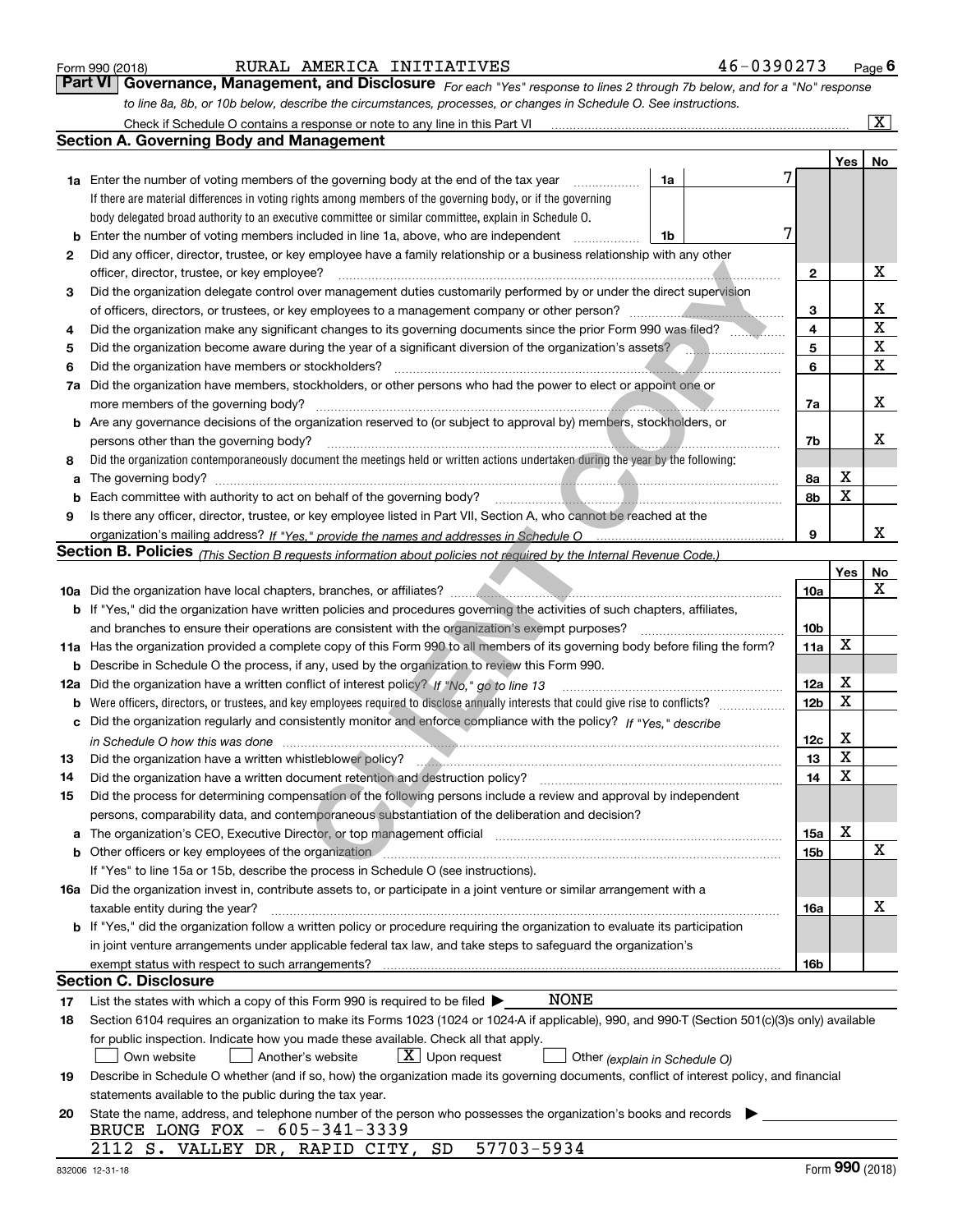Form 990 (2018) RURAL AMERICA INITIATIVES 46-0390273 Page 6

## Part VI Governance, Management, and Disclosure

*For each "Yes" response to lines 2 through 7b below, and for a "No" response to line 8a, 8b, or 10b below, describe the circumstances, processes, or changes in Schedule O. See instructions.*

Check if Schedule O contains a response or note to any line in this Part VI .......... [X]

### Section A. Governing Body and Management

| | | | | Yes | No |
|---|---|---|---|---|---|
| **1a** | Enter the number of voting members of the governing body at the end of the tax year .......... **1a** 7 | | | | |
| | If there are material differences in voting rights among members of the governing body, or if the governing body delegated broad authority to an executive committee or similar committee, explain in Schedule O. | | | | |
| **b** | Enter the number of voting members included in line 1a, above, who are independent .......... **1b** 7 | | | | |
| **2** | Did any officer, director, trustee, or key employee have a family relationship or a business relationship with any other officer, director, trustee, or key employee? | | 2 | | X |
| **3** | Did the organization delegate control over management duties customarily performed by or under the direct supervision of officers, directors, or trustees, or key employees to a management company or other person? | | 3 | | X |
| **4** | Did the organization make any significant changes to its governing documents since the prior Form 990 was filed? | | 4 | | X |
| **5** | Did the organization become aware during the year of a significant diversion of the organization's assets? | | 5 | | X |
| **6** | Did the organization have members or stockholders? | | 6 | | X |
| **7a** | Did the organization have members, stockholders, or other persons who had the power to elect or appoint one or more members of the governing body? | | 7a | | X |
| **b** | Are any governance decisions of the organization reserved to (or subject to approval by) members, stockholders, or persons other than the governing body? | | 7b | | X |
| **8** | Did the organization contemporaneously document the meetings held or written actions undertaken during the year by the following: | | | | |
| **a** | The governing body? | | 8a | X | |
| **b** | Each committee with authority to act on behalf of the governing body? | | 8b | X | |
| **9** | Is there any officer, director, trustee, or key employee listed in Part VII, Section A, who cannot be reached at the organization's mailing address? *If "Yes," provide the names and addresses in Schedule O* | | 9 | | X |

### Section B. Policies *(This Section B requests information about policies not required by the Internal Revenue Code.)*

| | | | Yes | No |
|---|---|---|---|---|
| **10a** | Did the organization have local chapters, branches, or affiliates? | 10a | | X |
| **b** | If "Yes," did the organization have written policies and procedures governing the activities of such chapters, affiliates, and branches to ensure their operations are consistent with the organization's exempt purposes? | 10b | | |
| **11a** | Has the organization provided a complete copy of this Form 990 to all members of its governing body before filing the form? | 11a | X | |
| **b** | Describe in Schedule O the process, if any, used by the organization to review this Form 990. | | | |
| **12a** | Did the organization have a written conflict of interest policy? *If "No," go to line 13* | 12a | X | |
| **b** | Were officers, directors, or trustees, and key employees required to disclose annually interests that could give rise to conflicts? | 12b | X | |
| **c** | Did the organization regularly and consistently monitor and enforce compliance with the policy? *If "Yes," describe in Schedule O how this was done* | 12c | X | |
| **13** | Did the organization have a written whistleblower policy? | 13 | X | |
| **14** | Did the organization have a written document retention and destruction policy? | 14 | X | |
| **15** | Did the process for determining compensation of the following persons include a review and approval by independent persons, comparability data, and contemporaneous substantiation of the deliberation and decision? | | | |
| **a** | The organization's CEO, Executive Director, or top management official | 15a | X | |
| **b** | Other officers or key employees of the organization | 15b | | X |
| | If "Yes" to line 15a or 15b, describe the process in Schedule O (see instructions). | | | |
| **16a** | Did the organization invest in, contribute assets to, or participate in a joint venture or similar arrangement with a taxable entity during the year? | 16a | | X |
| **b** | If "Yes," did the organization follow a written policy or procedure requiring the organization to evaluate its participation in joint venture arrangements under applicable federal tax law, and take steps to safeguard the organization's exempt status with respect to such arrangements? | 16b | | |

### Section C. Disclosure

**17** List the states with which a copy of this Form 990 is required to be filed ▶ NONE

**18** Section 6104 requires an organization to make its Forms 1023 (1024 or 1024-A if applicable), 990, and 990-T (Section 501(c)(3)s only) available for public inspection. Indicate how you made these available. Check all that apply.

[ ] Own website [ ] Another's website [X] Upon request [ ] Other *(explain in Schedule O)*

**19** Describe in Schedule O whether (and if so, how) the organization made its governing documents, conflict of interest policy, and financial statements available to the public during the tax year.

**20** State the name, address, and telephone number of the person who possesses the organization's books and records ▶

BRUCE LONG FOX - 605-341-3339
2112 S. VALLEY DR, RAPID CITY, SD 57703-5934

832006 12-31-18 Form **990** (2018)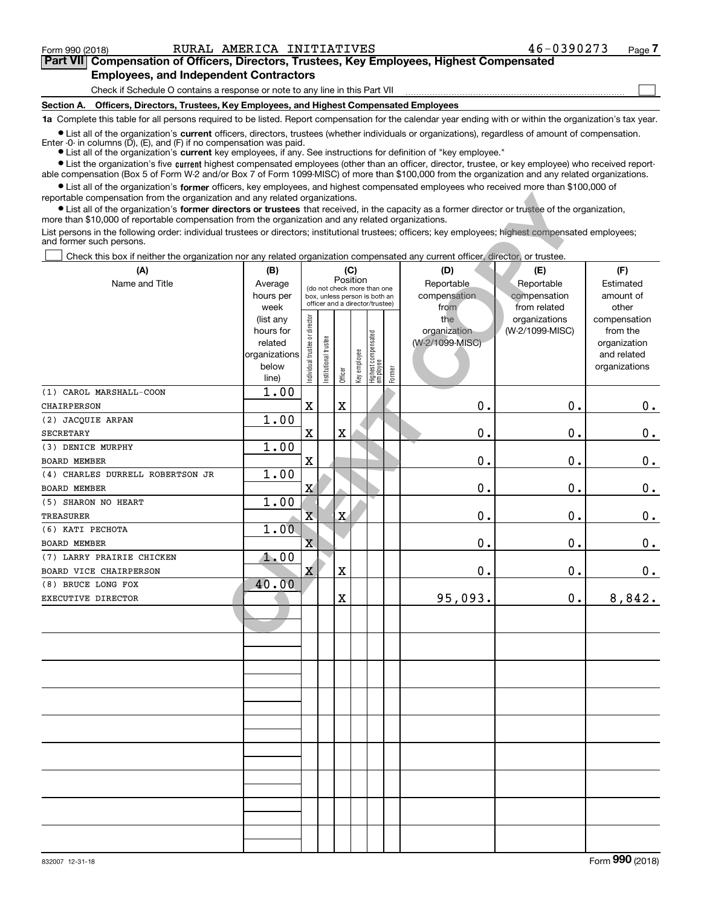Form 990 (2018) RURAL AMERICA INITIATIVES 46-0390273 Page 7

## Part VII Compensation of Officers, Directors, Trustees, Key Employees, Highest Compensated Employees, and Independent Contractors

Check if Schedule O contains a response or note to any line in this Part VII ☐

### Section A. Officers, Directors, Trustees, Key Employees, and Highest Compensated Employees

**1a** Complete this table for all persons required to be listed. Report compensation for the calendar year ending with or within the organization's tax year.

- List all of the organization's **current** officers, directors, trustees (whether individuals or organizations), regardless of amount of compensation. Enter -0- in columns (D), (E), and (F) if no compensation was paid.
- List all of the organization's **current** key employees, if any. See instructions for definition of "key employee."
- List the organization's five **current** highest compensated employees (other than an officer, director, trustee, or key employee) who received reportable compensation (Box 5 of Form W-2 and/or Box 7 of Form 1099-MISC) of more than $100,000 from the organization and any related organizations.
- List all of the organization's **former** officers, key employees, and highest compensated employees who received more than $100,000 of reportable compensation from the organization and any related organizations.
- List all of the organization's **former directors or trustees** that received, in the capacity as a former director or trustee of the organization, more than $10,000 of reportable compensation from the organization and any related organizations.

List persons in the following order: individual trustees or directors; institutional trustees; officers; key employees; highest compensated employees; and former such persons.

☐ Check this box if neither the organization nor any related organization compensated any current officer, director, or trustee.

| (A) Name and Title | (B) Average hours per week (list any hours for related organizations below line) | (C) Position: Individual trustee or director | Institutional trustee | Officer | Key employee | Highest compensated employee | Former | (D) Reportable compensation from the organization (W-2/1099-MISC) | (E) Reportable compensation from related organizations (W-2/1099-MISC) | (F) Estimated amount of other compensation from the organization and related organizations |
|---|---|---|---|---|---|---|---|---|---|---|
| (1) CAROL MARSHALL-COON<br>CHAIRPERSON | 1.00 | X | | X | | | | 0. | 0. | 0. |
| (2) JACQUIE ARPAN<br>SECRETARY | 1.00 | X | | X | | | | 0. | 0. | 0. |
| (3) DENICE MURPHY<br>BOARD MEMBER | 1.00 | X | | | | | | 0. | 0. | 0. |
| (4) CHARLES DURRELL ROBERTSON JR<br>BOARD MEMBER | 1.00 | X | | | | | | 0. | 0. | 0. |
| (5) SHARON NO HEART<br>TREASURER | 1.00 | X | | X | | | | 0. | 0. | 0. |
| (6) KATI PECHOTA<br>BOARD MEMBER | 1.00 | X | | | | | | 0. | 0. | 0. |
| (7) LARRY PRAIRIE CHICKEN<br>BOARD VICE CHAIRPERSON | 1.00 | X | | X | | | | 0. | 0. | 0. |
| (8) BRUCE LONG FOX<br>EXECUTIVE DIRECTOR | 40.00 | | | X | | | | 95,093. | 0. | 8,842. |

832007 12-31-18 Form **990** (2018)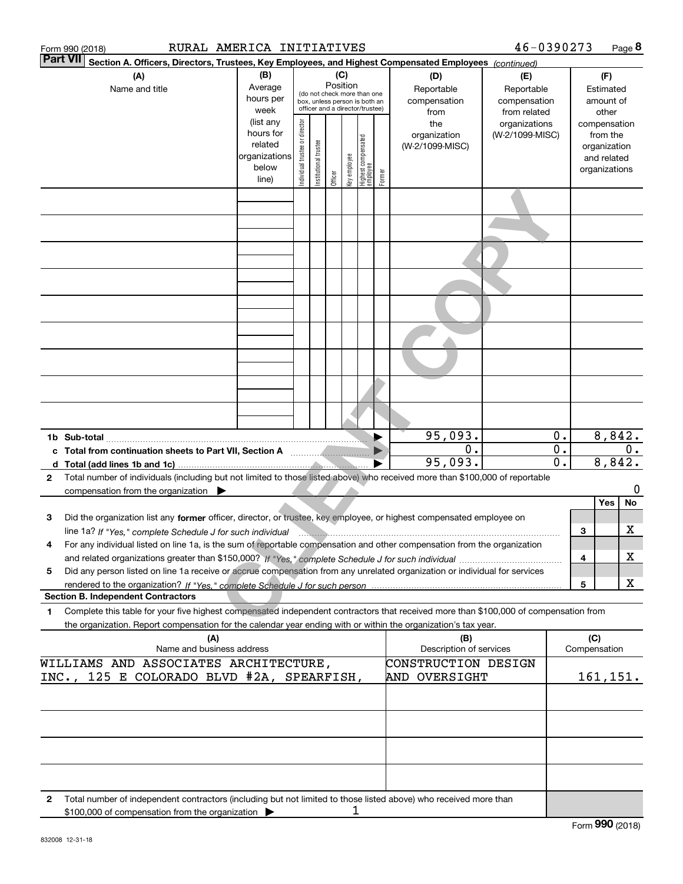Form 990 (2018) RURAL AMERICA INITIATIVES 46-0390273 Page 8

**Part VII** **Section A. Officers, Directors, Trustees, Key Employees, and Highest Compensated Employees** *(continued)*

| (A) Name and title | (B) Average hours per week (list any hours for related organizations below line) | (C) Position (do not check more than one box, unless person is both an officer and a director/trustee): Individual trustee or director | Institutional trustee | Officer | Key employee | Highest compensated employee | Former | (D) Reportable compensation from the organization (W-2/1099-MISC) | (E) Reportable compensation from related organizations (W-2/1099-MISC) | (F) Estimated amount of other compensation from the organization and related organizations |
|---|---|---|---|---|---|---|---|---|---|---|
| | | | | | | | | | | |
| | | | | | | | | | | |
| | | | | | | | | | | |
| | | | | | | | | | | |
| | | | | | | | | | | |
| | | | | | | | | | | |
| | | | | | | | | | | |
| | | | | | | | | | | |
| | | | | | | | | | | |
| **1b Sub-total** ▶ | | | | | | | | 95,093. | 0. | 8,842. |
| **c Total from continuation sheets to Part VII, Section A** ▶ | | | | | | | | 0. | 0. | 0. |
| **d Total (add lines 1b and 1c)** ▶ | | | | | | | | 95,093. | 0. | 8,842. |

**2** Total number of individuals (including but not limited to those listed above) who received more than $100,000 of reportable compensation from the organization ▶ 0

| | | Yes | No |
|---|---|---|---|
| **3** Did the organization list any **former** officer, director, or trustee, key employee, or highest compensated employee on line 1a? *If "Yes," complete Schedule J for such individual* | 3 | | X |
| **4** For any individual listed on line 1a, is the sum of reportable compensation and other compensation from the organization and related organizations greater than $150,000? *If "Yes," complete Schedule J for such individual* | 4 | | X |
| **5** Did any person listed on line 1a receive or accrue compensation from any unrelated organization or individual for services rendered to the organization? *If "Yes," complete Schedule J for such person* | 5 | | X |

**Section B. Independent Contractors**

**1** Complete this table for your five highest compensated independent contractors that received more than $100,000 of compensation from the organization. Report compensation for the calendar year ending with or within the organization's tax year.

| (A) Name and business address | (B) Description of services | (C) Compensation |
|---|---|---|
| WILLIAMS AND ASSOCIATES ARCHITECTURE, INC., 125 E COLORADO BLVD #2A, SPEARFISH, | CONSTRUCTION DESIGN AND OVERSIGHT | 161,151. |
| | | |
| | | |
| | | |
| | | |

**2** Total number of independent contractors (including but not limited to those listed above) who received more than $100,000 of compensation from the organization ▶ 1

Form **990** (2018)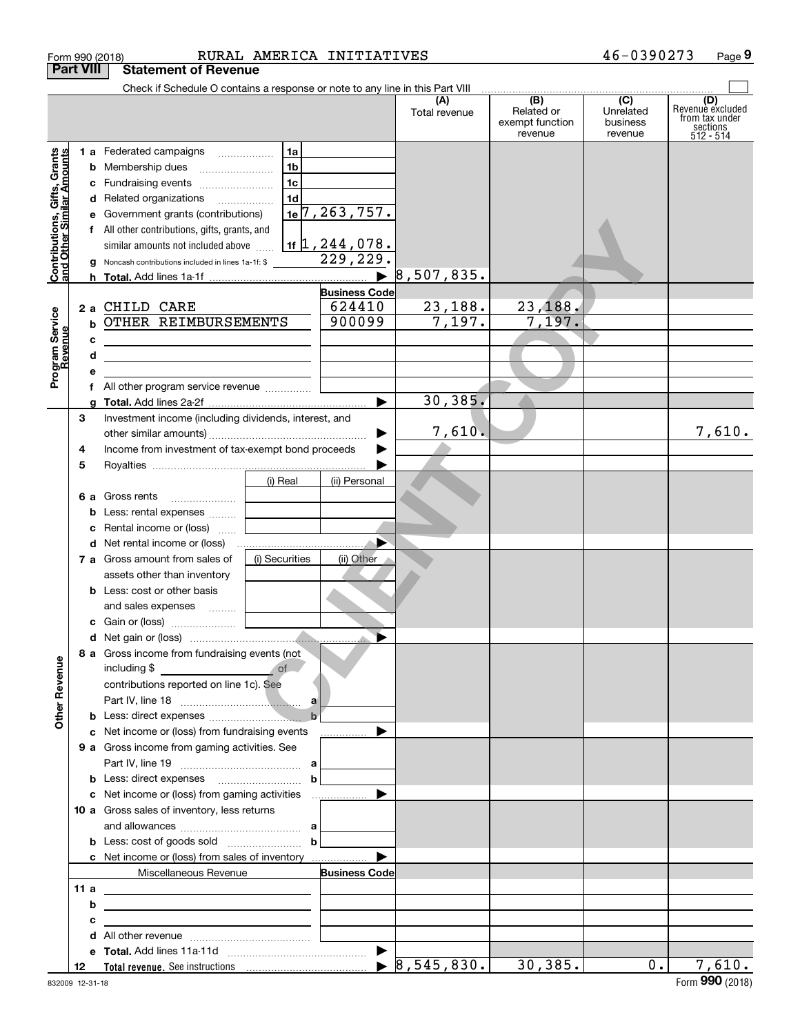Form 990 (2018) RURAL AMERICA INITIATIVES 46-0390273

## Part VIII Statement of Revenue

Check if Schedule O contains a response or note to any line in this Part VIII

| | | | (A) Total revenue | (B) Related or exempt function revenue | (C) Unrelated business revenue | (D) Revenue excluded from tax under sections 512 - 514 |
|---|---|---|---|---|---|---|
| **Contributions, Gifts, Grants and Other Similar Amounts** | | | | | | |
| 1 a Federated campaigns | 1a | | | | | |
| b Membership dues | 1b | | | | | |
| c Fundraising events | 1c | | | | | |
| d Related organizations | 1d | | | | | |
| e Government grants (contributions) | 1e | 7,263,757. | | | | |
| f All other contributions, gifts, grants, and similar amounts not included above | 1f | 1,244,078. | | | | |
| g Noncash contributions included in lines 1a-1f: $ | | 229,229. | | | | |
| h Total. Add lines 1a-1f | | ▶ | 8,507,835. | | | |
| **Program Service Revenue** | | Business Code | | | | |
| 2 a CHILD CARE | | 624410 | 23,188. | 23,188. | | |
| b OTHER REIMBURSEMENTS | | 900099 | 7,197. | 7,197. | | |
| c | | | | | | |
| d | | | | | | |
| e | | | | | | |
| f All other program service revenue | | | | | | |
| g Total. Add lines 2a-2f | | ▶ | 30,385. | | | |
| 3 Investment income (including dividends, interest, and other similar amounts) | | ▶ | 7,610. | | | 7,610. |
| 4 Income from investment of tax-exempt bond proceeds | | ▶ | | | | |
| 5 Royalties | | ▶ | | | | |
| | (i) Real | (ii) Personal | | | | |
| 6 a Gross rents | | | | | | |
| b Less: rental expenses | | | | | | |
| c Rental income or (loss) | | | | | | |
| d Net rental income or (loss) | | ▶ | | | | |
| 7 a Gross amount from sales of assets other than inventory | (i) Securities | (ii) Other | | | | |
| b Less: cost or other basis and sales expenses | | | | | | |
| c Gain or (loss) | | | | | | |
| d Net gain or (loss) | | ▶ | | | | |
| **Other Revenue** | | | | | | |
| 8 a Gross income from fundraising events (not including $ of contributions reported on line 1c). See Part IV, line 18 | a | | | | | |
| b Less: direct expenses | b | | | | | |
| c Net income or (loss) from fundraising events | | ▶ | | | | |
| 9 a Gross income from gaming activities. See Part IV, line 19 | a | | | | | |
| b Less: direct expenses | b | | | | | |
| c Net income or (loss) from gaming activities | | ▶ | | | | |
| 10 a Gross sales of inventory, less returns and allowances | a | | | | | |
| b Less: cost of goods sold | b | | | | | |
| c Net income or (loss) from sales of inventory | | ▶ | | | | |
| Miscellaneous Revenue | | Business Code | | | | |
| 11 a | | | | | | |
| b | | | | | | |
| c | | | | | | |
| d All other revenue | | | | | | |
| e Total. Add lines 11a-11d | | ▶ | | | | |
| 12 Total revenue. See instructions | | ▶ | 8,545,830. | 30,385. | 0. | 7,610. |

832009 12-31-18 Form 990 (2018)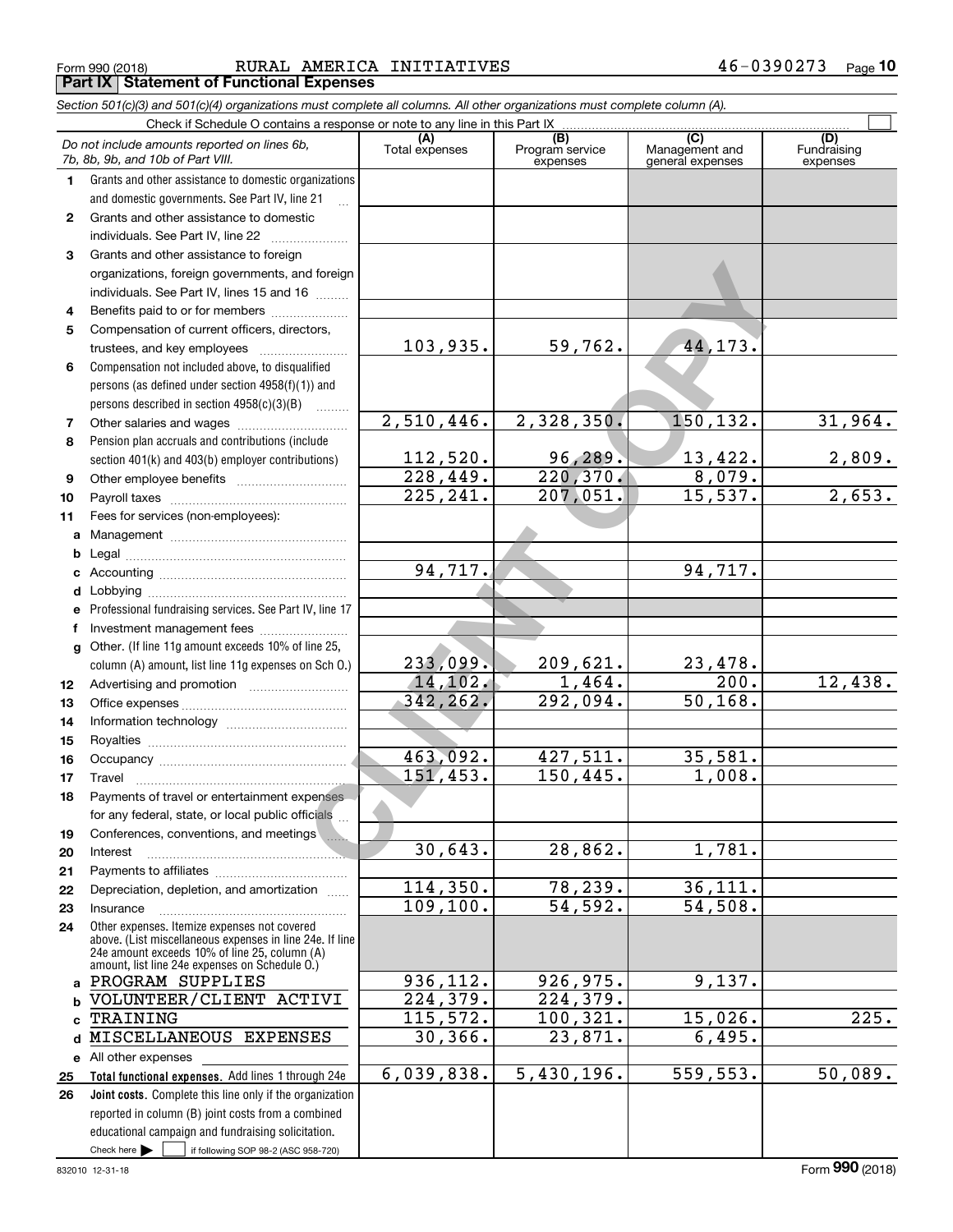Form 990 (2018) RURAL AMERICA INITIATIVES 46-0390273

## Part IX Statement of Functional Expenses

*Section 501(c)(3) and 501(c)(4) organizations must complete all columns. All other organizations must complete column (A).*

Check if Schedule O contains a response or note to any line in this Part IX

| *Do not include amounts reported on lines 6b, 7b, 8b, 9b, and 10b of Part VIII.* | (A) Total expenses | (B) Program service expenses | (C) Management and general expenses | (D) Fundraising expenses |
|---|---|---|---|---|
| 1 Grants and other assistance to domestic organizations and domestic governments. See Part IV, line 21 | | | | |
| 2 Grants and other assistance to domestic individuals. See Part IV, line 22 | | | | |
| 3 Grants and other assistance to foreign organizations, foreign governments, and foreign individuals. See Part IV, lines 15 and 16 | | | | |
| 4 Benefits paid to or for members | | | | |
| 5 Compensation of current officers, directors, trustees, and key employees | 103,935. | 59,762. | 44,173. | |
| 6 Compensation not included above, to disqualified persons (as defined under section 4958(f)(1)) and persons described in section 4958(c)(3)(B) | | | | |
| 7 Other salaries and wages | 2,510,446. | 2,328,350. | 150,132. | 31,964. |
| 8 Pension plan accruals and contributions (include section 401(k) and 403(b) employer contributions) | 112,520. | 96,289. | 13,422. | 2,809. |
| 9 Other employee benefits | 228,449. | 220,370. | 8,079. | |
| 10 Payroll taxes | 225,241. | 207,051. | 15,537. | 2,653. |
| 11 Fees for services (non-employees): | | | | |
| a Management | | | | |
| b Legal | | | | |
| c Accounting | 94,717. | | 94,717. | |
| d Lobbying | | | | |
| e Professional fundraising services. See Part IV, line 17 | | | | |
| f Investment management fees | | | | |
| g Other. (If line 11g amount exceeds 10% of line 25, column (A) amount, list line 11g expenses on Sch O.) | 233,099. | 209,621. | 23,478. | |
| 12 Advertising and promotion | 14,102. | 1,464. | 200. | 12,438. |
| 13 Office expenses | 342,262. | 292,094. | 50,168. | |
| 14 Information technology | | | | |
| 15 Royalties | | | | |
| 16 Occupancy | 463,092. | 427,511. | 35,581. | |
| 17 Travel | 151,453. | 150,445. | 1,008. | |
| 18 Payments of travel or entertainment expenses for any federal, state, or local public officials | | | | |
| 19 Conferences, conventions, and meetings | | | | |
| 20 Interest | 30,643. | 28,862. | 1,781. | |
| 21 Payments to affiliates | | | | |
| 22 Depreciation, depletion, and amortization | 114,350. | 78,239. | 36,111. | |
| 23 Insurance | 109,100. | 54,592. | 54,508. | |
| 24 Other expenses. Itemize expenses not covered above. (List miscellaneous expenses in line 24e. If line 24e amount exceeds 10% of line 25, column (A) amount, list line 24e expenses on Schedule O.) | | | | |
| a PROGRAM SUPPLIES | 936,112. | 926,975. | 9,137. | |
| b VOLUNTEER/CLIENT ACTIVI | 224,379. | 224,379. | | |
| c TRAINING | 115,572. | 100,321. | 15,026. | 225. |
| d MISCELLANEOUS EXPENSES | 30,366. | 23,871. | 6,495. | |
| e All other expenses | | | | |
| 25 **Total functional expenses.** Add lines 1 through 24e | 6,039,838. | 5,430,196. | 559,553. | 50,089. |
| 26 **Joint costs.** Complete this line only if the organization reported in column (B) joint costs from a combined educational campaign and fundraising solicitation. Check here ☐ if following SOP 98-2 (ASC 958-720) | | | | |

832010 12-31-18 Form **990** (2018)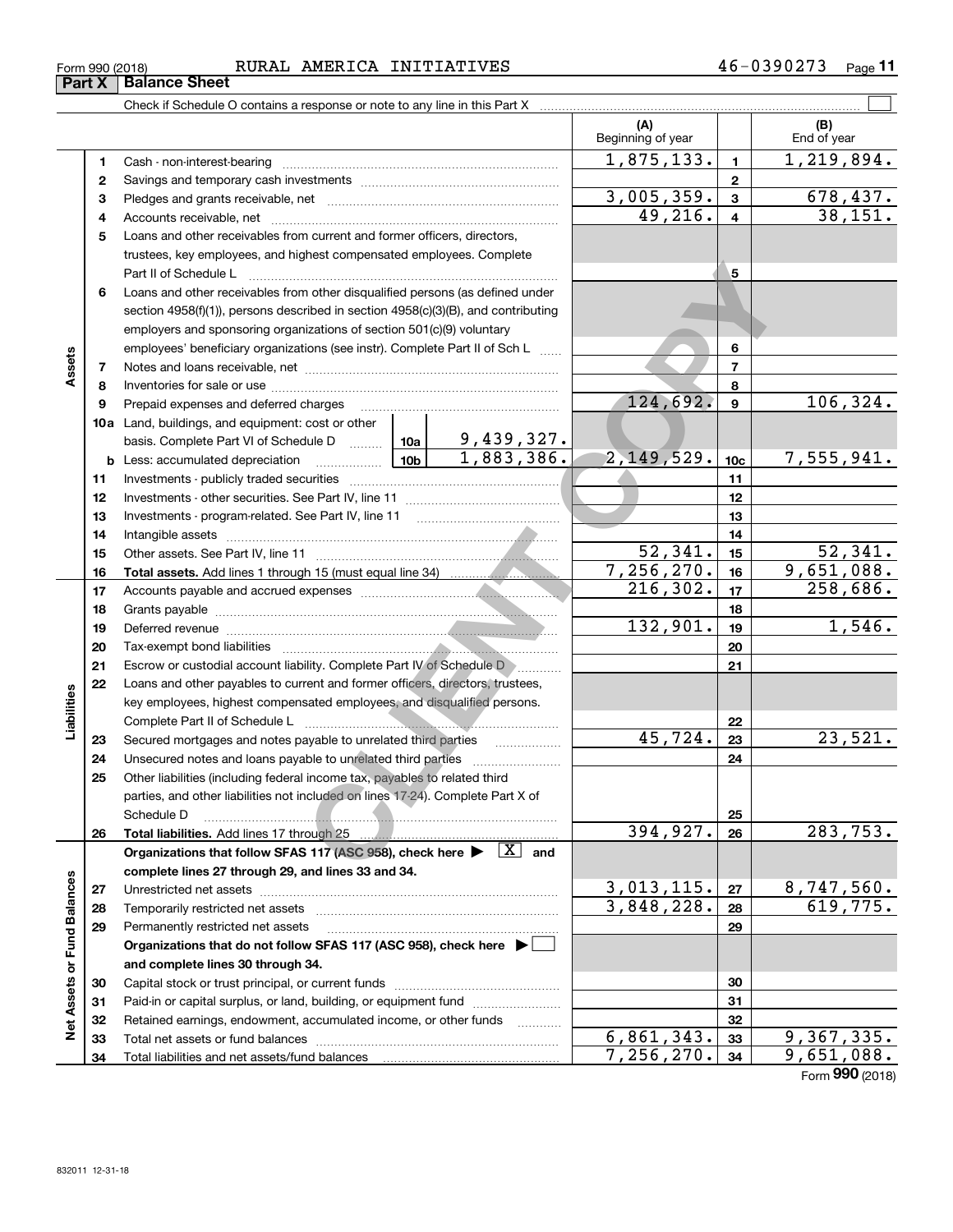Form 990 (2018) RURAL AMERICA INITIATIVES 46-0390273

## Part X Balance Sheet

Check if Schedule O contains a response or note to any line in this Part X ☐

| | | | | (A) Beginning of year | | (B) End of year |
|---|---|---|---|---|---|---|
| **Assets** | 1 | Cash - non-interest-bearing | | 1,875,133. | 1 | 1,219,894. |
| | 2 | Savings and temporary cash investments | | | 2 | |
| | 3 | Pledges and grants receivable, net | | 3,005,359. | 3 | 678,437. |
| | 4 | Accounts receivable, net | | 49,216. | 4 | 38,151. |
| | 5 | Loans and other receivables from current and former officers, directors, trustees, key employees, and highest compensated employees. Complete Part II of Schedule L | | | 5 | |
| | 6 | Loans and other receivables from other disqualified persons (as defined under section 4958(f)(1)), persons described in section 4958(c)(3)(B), and contributing employers and sponsoring organizations of section 501(c)(9) voluntary employees' beneficiary organizations (see instr). Complete Part II of Sch L | | | 6 | |
| | 7 | Notes and loans receivable, net | | | 7 | |
| | 8 | Inventories for sale or use | | | 8 | |
| | 9 | Prepaid expenses and deferred charges | | 124,692. | 9 | 106,324. |
| | 10a | Land, buildings, and equipment: cost or other basis. Complete Part VI of Schedule D | 10a 9,439,327. | | | |
| | b | Less: accumulated depreciation | 10b 1,883,386. | 2,149,529. | 10c | 7,555,941. |
| | 11 | Investments - publicly traded securities | | | 11 | |
| | 12 | Investments - other securities. See Part IV, line 11 | | | 12 | |
| | 13 | Investments - program-related. See Part IV, line 11 | | | 13 | |
| | 14 | Intangible assets | | | 14 | |
| | 15 | Other assets. See Part IV, line 11 | | 52,341. | 15 | 52,341. |
| | 16 | **Total assets.** Add lines 1 through 15 (must equal line 34) | | 7,256,270. | 16 | 9,651,088. |
| **Liabilities** | 17 | Accounts payable and accrued expenses | | 216,302. | 17 | 258,686. |
| | 18 | Grants payable | | | 18 | |
| | 19 | Deferred revenue | | 132,901. | 19 | 1,546. |
| | 20 | Tax-exempt bond liabilities | | | 20 | |
| | 21 | Escrow or custodial account liability. Complete Part IV of Schedule D | | | 21 | |
| | 22 | Loans and other payables to current and former officers, directors, trustees, key employees, highest compensated employees, and disqualified persons. Complete Part II of Schedule L | | | 22 | |
| | 23 | Secured mortgages and notes payable to unrelated third parties | | 45,724. | 23 | 23,521. |
| | 24 | Unsecured notes and loans payable to unrelated third parties | | | 24 | |
| | 25 | Other liabilities (including federal income tax, payables to related third parties, and other liabilities not included on lines 17-24). Complete Part X of Schedule D | | | 25 | |
| | 26 | **Total liabilities.** Add lines 17 through 25 | | 394,927. | 26 | 283,753. |
| **Net Assets or Fund Balances** | | **Organizations that follow SFAS 117 (ASC 958), check here ▶ [X] and complete lines 27 through 29, and lines 33 and 34.** | | | | |
| | 27 | Unrestricted net assets | | 3,013,115. | 27 | 8,747,560. |
| | 28 | Temporarily restricted net assets | | 3,848,228. | 28 | 619,775. |
| | 29 | Permanently restricted net assets | | | 29 | |
| | | **Organizations that do not follow SFAS 117 (ASC 958), check here ▶ ☐ and complete lines 30 through 34.** | | | | |
| | 30 | Capital stock or trust principal, or current funds | | | 30 | |
| | 31 | Paid-in or capital surplus, or land, building, or equipment fund | | | 31 | |
| | 32 | Retained earnings, endowment, accumulated income, or other funds | | | 32 | |
| | 33 | Total net assets or fund balances | | 6,861,343. | 33 | 9,367,335. |
| | 34 | Total liabilities and net assets/fund balances | | 7,256,270. | 34 | 9,651,088. |

Form **990** (2018)

832011 12-31-18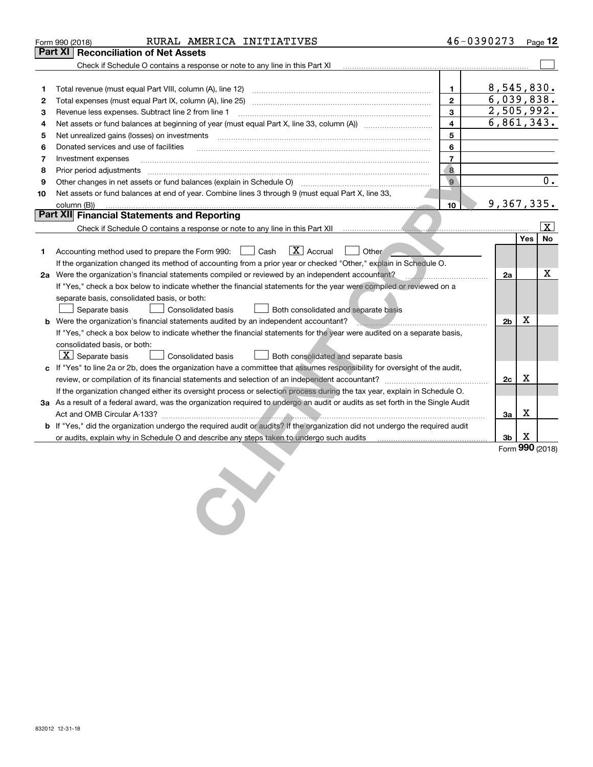Form 990 (2018) RURAL AMERICA INITIATIVES 46-0390273

## Part XI Reconciliation of Net Assets

Check if Schedule O contains a response or note to any line in this Part XI [ ]

| | | | |
|---|---|---|---|
| 1 | Total revenue (must equal Part VIII, column (A), line 12) | 1 | 8,545,830. |
| 2 | Total expenses (must equal Part IX, column (A), line 25) | 2 | 6,039,838. |
| 3 | Revenue less expenses. Subtract line 2 from line 1 | 3 | 2,505,992. |
| 4 | Net assets or fund balances at beginning of year (must equal Part X, line 33, column (A)) | 4 | 6,861,343. |
| 5 | Net unrealized gains (losses) on investments | 5 | |
| 6 | Donated services and use of facilities | 6 | |
| 7 | Investment expenses | 7 | |
| 8 | Prior period adjustments | 8 | |
| 9 | Other changes in net assets or fund balances (explain in Schedule O) | 9 | 0. |
| 10 | Net assets or fund balances at end of year. Combine lines 3 through 9 (must equal Part X, line 33, column (B)) | 10 | 9,367,335. |

## Part XII Financial Statements and Reporting

Check if Schedule O contains a response or note to any line in this Part XII [X]

| | | | Yes | No |
|---|---|---|---|---|
| 1 | Accounting method used to prepare the Form 990: [ ] Cash [X] Accrual [ ] Other<br>If the organization changed its method of accounting from a prior year or checked "Other," explain in Schedule O. | | | |
| 2a | Were the organization's financial statements compiled or reviewed by an independent accountant?<br>If "Yes," check a box below to indicate whether the financial statements for the year were compiled or reviewed on a separate basis, consolidated basis, or both:<br>[ ] Separate basis [ ] Consolidated basis [ ] Both consolidated and separate basis | 2a | | X |
| b | Were the organization's financial statements audited by an independent accountant?<br>If "Yes," check a box below to indicate whether the financial statements for the year were audited on a separate basis, consolidated basis, or both:<br>[X] Separate basis [ ] Consolidated basis [ ] Both consolidated and separate basis | 2b | X | |
| c | If "Yes" to line 2a or 2b, does the organization have a committee that assumes responsibility for oversight of the audit, review, or compilation of its financial statements and selection of an independent accountant?<br>If the organization changed either its oversight process or selection process during the tax year, explain in Schedule O. | 2c | X | |
| 3a | As a result of a federal award, was the organization required to undergo an audit or audits as set forth in the Single Audit Act and OMB Circular A-133? | 3a | X | |
| b | If "Yes," did the organization undergo the required audit or audits? If the organization did not undergo the required audit or audits, explain why in Schedule O and describe any steps taken to undergo such audits | 3b | X | |

Form **990** (2018)

832012 12-31-18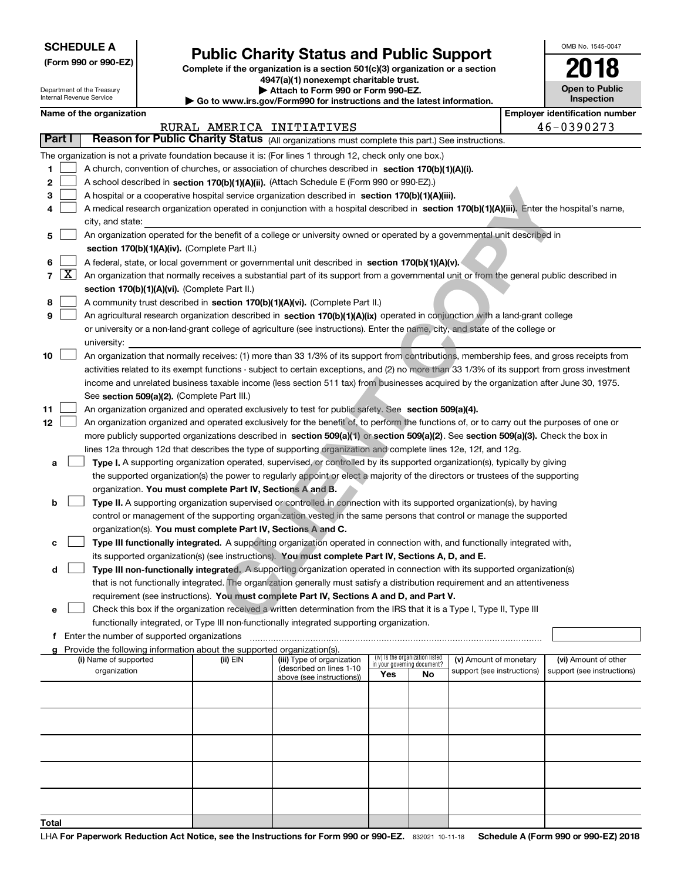**SCHEDULE A**
**(Form 990 or 990-EZ)**

Department of the Treasury
Internal Revenue Service

# Public Charity Status and Public Support

**Complete if the organization is a section 501(c)(3) organization or a section 4947(a)(1) nonexempt charitable trust.**
**▶ Attach to Form 990 or Form 990-EZ.**
**▶ Go to www.irs.gov/Form990 for instructions and the latest information.**

OMB No. 1545-0047

**2018**

**Open to Public Inspection**

**Name of the organization**
RURAL AMERICA INITIATIVES

**Employer identification number**
46-0390273

**Part I** **Reason for Public Charity Status** (All organizations must complete this part.) See instructions.

The organization is not a private foundation because it is: (For lines 1 through 12, check only one box.)

1 [ ] A church, convention of churches, or association of churches described in **section 170(b)(1)(A)(i).**

2 [ ] A school described in **section 170(b)(1)(A)(ii).** (Attach Schedule E (Form 990 or 990-EZ).)

3 [ ] A hospital or a cooperative hospital service organization described in **section 170(b)(1)(A)(iii).**

4 [ ] A medical research organization operated in conjunction with a hospital described in **section 170(b)(1)(A)(iii).** Enter the hospital's name, city, and state:

5 [ ] An organization operated for the benefit of a college or university owned or operated by a governmental unit described in **section 170(b)(1)(A)(iv).** (Complete Part II.)

6 [ ] A federal, state, or local government or governmental unit described in **section 170(b)(1)(A)(v).**

7 [X] An organization that normally receives a substantial part of its support from a governmental unit or from the general public described in **section 170(b)(1)(A)(vi).** (Complete Part II.)

8 [ ] A community trust described in **section 170(b)(1)(A)(vi).** (Complete Part II.)

9 [ ] An agricultural research organization described in **section 170(b)(1)(A)(ix)** operated in conjunction with a land-grant college or university or a non-land-grant college of agriculture (see instructions). Enter the name, city, and state of the college or university:

10 [ ] An organization that normally receives: (1) more than 33 1/3% of its support from contributions, membership fees, and gross receipts from activities related to its exempt functions - subject to certain exceptions, and (2) no more than 33 1/3% of its support from gross investment income and unrelated business taxable income (less section 511 tax) from businesses acquired by the organization after June 30, 1975. See **section 509(a)(2).** (Complete Part III.)

11 [ ] An organization organized and operated exclusively to test for public safety. See **section 509(a)(4).**

12 [ ] An organization organized and operated exclusively for the benefit of, to perform the functions of, or to carry out the purposes of one or more publicly supported organizations described in **section 509(a)(1)** or **section 509(a)(2)**. See **section 509(a)(3).** Check the box in lines 12a through 12d that describes the type of supporting organization and complete lines 12e, 12f, and 12g.

a [ ] **Type I.** A supporting organization operated, supervised, or controlled by its supported organization(s), typically by giving the supported organization(s) the power to regularly appoint or elect a majority of the directors or trustees of the supporting organization. **You must complete Part IV, Sections A and B.**

b [ ] **Type II.** A supporting organization supervised or controlled in connection with its supported organization(s), by having control or management of the supporting organization vested in the same persons that control or manage the supported organization(s). **You must complete Part IV, Sections A and C.**

c [ ] **Type III functionally integrated.** A supporting organization operated in connection with, and functionally integrated with, its supported organization(s) (see instructions). **You must complete Part IV, Sections A, D, and E.**

d [ ] **Type III non-functionally integrated.** A supporting organization operated in connection with its supported organization(s) that is not functionally integrated. The organization generally must satisfy a distribution requirement and an attentiveness requirement (see instructions). **You must complete Part IV, Sections A and D, and Part V.**

e [ ] Check this box if the organization received a written determination from the IRS that it is a Type I, Type II, Type III functionally integrated, or Type III non-functionally integrated supporting organization.

f Enter the number of supported organizations

g Provide the following information about the supported organization(s).

| (i) Name of supported organization | (ii) EIN | (iii) Type of organization (described on lines 1-10 above (see instructions)) | (iv) Is the organization listed in your governing document? Yes | No | (v) Amount of monetary support (see instructions) | (vi) Amount of other support (see instructions) |
|---|---|---|---|---|---|---|
| | | | | | | |
| | | | | | | |
| | | | | | | |
| | | | | | | |
| | | | | | | |
| **Total** | | | | | | |

LHA **For Paperwork Reduction Act Notice, see the Instructions for Form 990 or 990-EZ.** 832021 10-11-18 **Schedule A (Form 990 or 990-EZ) 2018**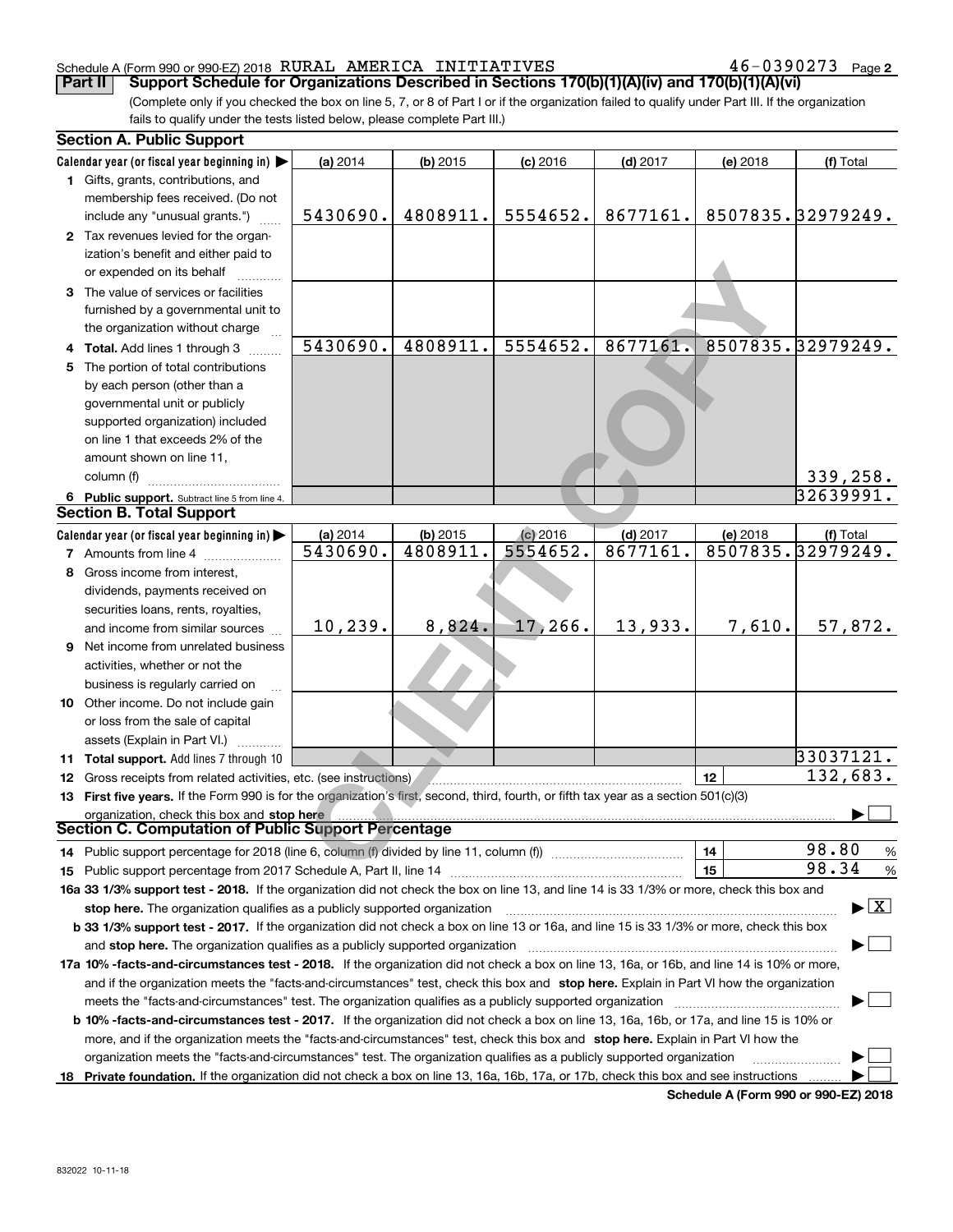Schedule A (Form 990 or 990-EZ) 2018 RURAL AMERICA INITIATIVES 46-0390273 Page 2

**Part II** **Support Schedule for Organizations Described in Sections 170(b)(1)(A)(iv) and 170(b)(1)(A)(vi)**

(Complete only if you checked the box on line 5, 7, or 8 of Part I or if the organization failed to qualify under Part III. If the organization fails to qualify under the tests listed below, please complete Part III.)

### Section A. Public Support

| Calendar year (or fiscal year beginning in) ▶ | (a) 2014 | (b) 2015 | (c) 2016 | (d) 2017 | (e) 2018 | (f) Total |
|---|---|---|---|---|---|---|
| **1** Gifts, grants, contributions, and membership fees received. (Do not include any "unusual grants.") | 5430690. | 4808911. | 5554652. | 8677161. | 8507835. | 32979249. |
| **2** Tax revenues levied for the organization's benefit and either paid to or expended on its behalf | | | | | | |
| **3** The value of services or facilities furnished by a governmental unit to the organization without charge | | | | | | |
| **4 Total.** Add lines 1 through 3 | 5430690. | 4808911. | 5554652. | 8677161. | 8507835. | 32979249. |
| **5** The portion of total contributions by each person (other than a governmental unit or publicly supported organization) included on line 1 that exceeds 2% of the amount shown on line 11, column (f) | | | | | | 339,258. |
| **6 Public support.** Subtract line 5 from line 4. | | | | | | 32639991. |

### Section B. Total Support

| Calendar year (or fiscal year beginning in) ▶ | (a) 2014 | (b) 2015 | (c) 2016 | (d) 2017 | (e) 2018 | (f) Total |
|---|---|---|---|---|---|---|
| **7** Amounts from line 4 | 5430690. | 4808911. | 5554652. | 8677161. | 8507835. | 32979249. |
| **8** Gross income from interest, dividends, payments received on securities loans, rents, royalties, and income from similar sources | 10,239. | 8,824. | 17,266. | 13,933. | 7,610. | 57,872. |
| **9** Net income from unrelated business activities, whether or not the business is regularly carried on | | | | | | |
| **10** Other income. Do not include gain or loss from the sale of capital assets (Explain in Part VI.) | | | | | | |
| **11 Total support.** Add lines 7 through 10 | | | | | | 33037121. |

**12** Gross receipts from related activities, etc. (see instructions) **12** 132,683.

**13 First five years.** If the Form 990 is for the organization's first, second, third, fourth, or fifth tax year as a section 501(c)(3) organization, check this box and **stop here** ▶ ☐

### Section C. Computation of Public Support Percentage

**14** Public support percentage for 2018 (line 6, column (f) divided by line 11, column (f)) **14** 98.80 %

**15** Public support percentage from 2017 Schedule A, Part II, line 14 **15** 98.34 %

**16a 33 1/3% support test - 2018.** If the organization did not check the box on line 13, and line 14 is 33 1/3% or more, check this box and **stop here.** The organization qualifies as a publicly supported organization ▶ ☒

**b 33 1/3% support test - 2017.** If the organization did not check a box on line 13 or 16a, and line 15 is 33 1/3% or more, check this box and **stop here.** The organization qualifies as a publicly supported organization ▶ ☐

**17a 10% -facts-and-circumstances test - 2018.** If the organization did not check a box on line 13, 16a, or 16b, and line 14 is 10% or more, and if the organization meets the "facts-and-circumstances" test, check this box and **stop here.** Explain in Part VI how the organization meets the "facts-and-circumstances" test. The organization qualifies as a publicly supported organization ▶ ☐

**b 10% -facts-and-circumstances test - 2017.** If the organization did not check a box on line 13, 16a, 16b, or 17a, and line 15 is 10% or more, and if the organization meets the "facts-and-circumstances" test, check this box and **stop here.** Explain in Part VI how the organization meets the "facts-and-circumstances" test. The organization qualifies as a publicly supported organization ▶ ☐

**18 Private foundation.** If the organization did not check a box on line 13, 16a, 16b, 17a, or 17b, check this box and see instructions ▶ ☐

**Schedule A (Form 990 or 990-EZ) 2018**

832022 10-11-18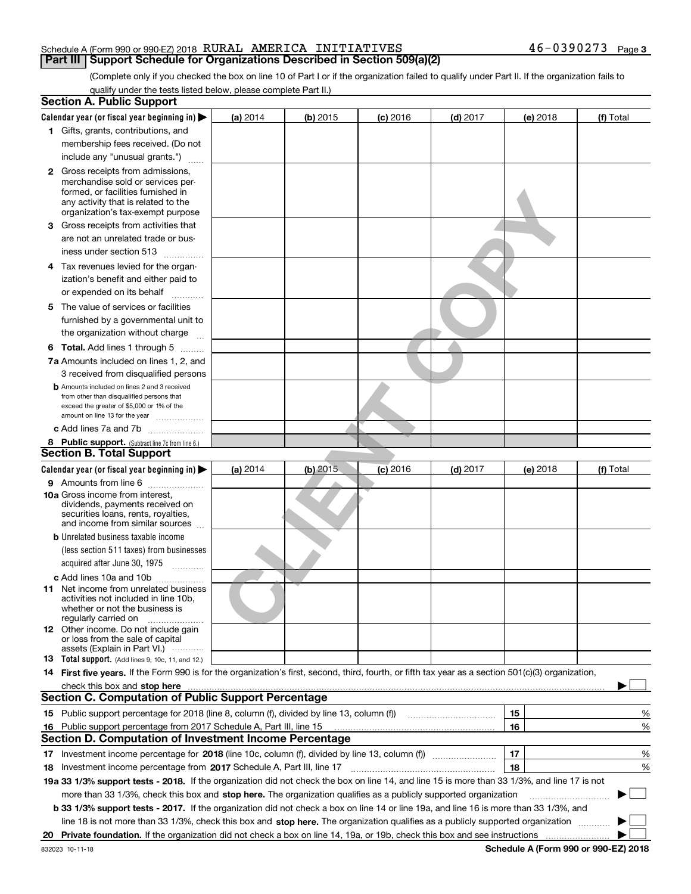Schedule A (Form 990 or 990-EZ) 2018 RURAL AMERICA INITIATIVES 46-0390273 Page 3

## Part III Support Schedule for Organizations Described in Section 509(a)(2)

(Complete only if you checked the box on line 10 of Part I or if the organization failed to qualify under Part II. If the organization fails to qualify under the tests listed below, please complete Part II.)

### Section A. Public Support

| Calendar year (or fiscal year beginning in) ▶ | (a) 2014 | (b) 2015 | (c) 2016 | (d) 2017 | (e) 2018 | (f) Total |
|---|---|---|---|---|---|---|
| 1 Gifts, grants, contributions, and membership fees received. (Do not include any "unusual grants.") | | | | | | |
| 2 Gross receipts from admissions, merchandise sold or services performed, or facilities furnished in any activity that is related to the organization's tax-exempt purpose | | | | | | |
| 3 Gross receipts from activities that are not an unrelated trade or business under section 513 | | | | | | |
| 4 Tax revenues levied for the organization's benefit and either paid to or expended on its behalf | | | | | | |
| 5 The value of services or facilities furnished by a governmental unit to the organization without charge | | | | | | |
| 6 Total. Add lines 1 through 5 | | | | | | |
| 7a Amounts included on lines 1, 2, and 3 received from disqualified persons | | | | | | |
| b Amounts included on lines 2 and 3 received from other than disqualified persons that exceed the greater of $5,000 or 1% of the amount on line 13 for the year | | | | | | |
| c Add lines 7a and 7b | | | | | | |
| 8 Public support. (Subtract line 7c from line 6.) | | | | | | |

### Section B. Total Support

| Calendar year (or fiscal year beginning in) ▶ | (a) 2014 | (b) 2015 | (c) 2016 | (d) 2017 | (e) 2018 | (f) Total |
|---|---|---|---|---|---|---|
| 9 Amounts from line 6 | | | | | | |
| 10a Gross income from interest, dividends, payments received on securities loans, rents, royalties, and income from similar sources | | | | | | |
| b Unrelated business taxable income (less section 511 taxes) from businesses acquired after June 30, 1975 | | | | | | |
| c Add lines 10a and 10b | | | | | | |
| 11 Net income from unrelated business activities not included in line 10b, whether or not the business is regularly carried on | | | | | | |
| 12 Other income. Do not include gain or loss from the sale of capital assets (Explain in Part VI.) | | | | | | |
| 13 Total support. (Add lines 9, 10c, 11, and 12.) | | | | | | |

**14 First five years.** If the Form 990 is for the organization's first, second, third, fourth, or fifth tax year as a section 501(c)(3) organization, check this box and **stop here** ▶ ☐

### Section C. Computation of Public Support Percentage

| | | | |
|---|---|---|---|
| 15 | Public support percentage for 2018 (line 8, column (f), divided by line 13, column (f)) | 15 | % |
| 16 | Public support percentage from 2017 Schedule A, Part III, line 15 | 16 | % |

### Section D. Computation of Investment Income Percentage

| | | | |
|---|---|---|---|
| 17 | Investment income percentage for **2018** (line 10c, column (f), divided by line 13, column (f)) | 17 | % |
| 18 | Investment income percentage from **2017** Schedule A, Part III, line 17 | 18 | % |

**19a 33 1/3% support tests - 2018.** If the organization did not check the box on line 14, and line 15 is more than 33 1/3%, and line 17 is not more than 33 1/3%, check this box and **stop here.** The organization qualifies as a publicly supported organization ▶ ☐

**b 33 1/3% support tests - 2017.** If the organization did not check a box on line 14 or line 19a, and line 16 is more than 33 1/3%, and line 18 is not more than 33 1/3%, check this box and **stop here.** The organization qualifies as a publicly supported organization ▶ ☐

**20 Private foundation.** If the organization did not check a box on line 14, 19a, or 19b, check this box and see instructions ▶ ☐

832023 10-11-18 **Schedule A (Form 990 or 990-EZ) 2018**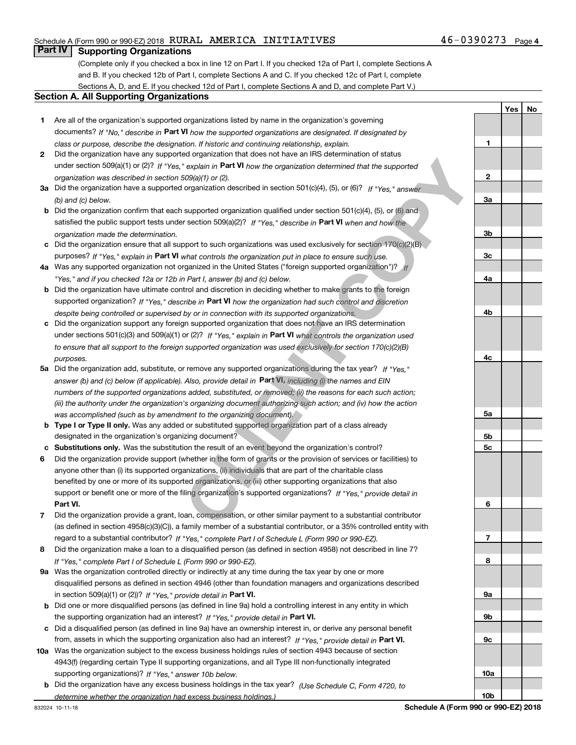Schedule A (Form 990 or 990-EZ) 2018 RURAL AMERICA INITIATIVES 46-0390273 Page 4

## Part IV Supporting Organizations

(Complete only if you checked a box in line 12 on Part I. If you checked 12a of Part I, complete Sections A and B. If you checked 12b of Part I, complete Sections A and C. If you checked 12c of Part I, complete Sections A, D, and E. If you checked 12d of Part I, complete Sections A and D, and complete Part V.)

### Section A. All Supporting Organizations

| | | Line | Yes | No |
|---|---|---|---|---|
| **1** | Are all of the organization's supported organizations listed by name in the organization's governing documents? *If "No," describe in* **Part VI** *how the supported organizations are designated. If designated by class or purpose, describe the designation. If historic and continuing relationship, explain.* | 1 | | |
| **2** | Did the organization have any supported organization that does not have an IRS determination of status under section 509(a)(1) or (2)? *If "Yes," explain in* **Part VI** *how the organization determined that the supported organization was described in section 509(a)(1) or (2).* | 2 | | |
| **3a** | Did the organization have a supported organization described in section 501(c)(4), (5), or (6)? *If "Yes," answer (b) and (c) below.* | 3a | | |
| **b** | Did the organization confirm that each supported organization qualified under section 501(c)(4), (5), or (6) and satisfied the public support tests under section 509(a)(2)? *If "Yes," describe in* **Part VI** *when and how the organization made the determination.* | 3b | | |
| **c** | Did the organization ensure that all support to such organizations was used exclusively for section 170(c)(2)(B) purposes? *If "Yes," explain in* **Part VI** *what controls the organization put in place to ensure such use.* | 3c | | |
| **4a** | Was any supported organization not organized in the United States ("foreign supported organization")? *If "Yes," and if you checked 12a or 12b in Part I, answer (b) and (c) below.* | 4a | | |
| **b** | Did the organization have ultimate control and discretion in deciding whether to make grants to the foreign supported organization? *If "Yes," describe in* **Part VI** *how the organization had such control and discretion despite being controlled or supervised by or in connection with its supported organizations.* | 4b | | |
| **c** | Did the organization support any foreign supported organization that does not have an IRS determination under sections 501(c)(3) and 509(a)(1) or (2)? *If "Yes," explain in* **Part VI** *what controls the organization used to ensure that all support to the foreign supported organization was used exclusively for section 170(c)(2)(B) purposes.* | 4c | | |
| **5a** | Did the organization add, substitute, or remove any supported organizations during the tax year? *If "Yes," answer (b) and (c) below (if applicable). Also, provide detail in* **Part VI,** *including (i) the names and EIN numbers of the supported organizations added, substituted, or removed; (ii) the reasons for each such action; (iii) the authority under the organization's organizing document authorizing such action; and (iv) how the action was accomplished (such as by amendment to the organizing document).* | 5a | | |
| **b** | **Type I or Type II only.** Was any added or substituted supported organization part of a class already designated in the organization's organizing document? | 5b | | |
| **c** | **Substitutions only.** Was the substitution the result of an event beyond the organization's control? | 5c | | |
| **6** | Did the organization provide support (whether in the form of grants or the provision of services or facilities) to anyone other than (i) its supported organizations, (ii) individuals that are part of the charitable class benefited by one or more of its supported organizations, or (iii) other supporting organizations that also support or benefit one or more of the filing organization's supported organizations? *If "Yes," provide detail in* **Part VI.** | 6 | | |
| **7** | Did the organization provide a grant, loan, compensation, or other similar payment to a substantial contributor (as defined in section 4958(c)(3)(C)), a family member of a substantial contributor, or a 35% controlled entity with regard to a substantial contributor? *If "Yes," complete Part I of Schedule L (Form 990 or 990-EZ).* | 7 | | |
| **8** | Did the organization make a loan to a disqualified person (as defined in section 4958) not described in line 7? *If "Yes," complete Part I of Schedule L (Form 990 or 990-EZ).* | 8 | | |
| **9a** | Was the organization controlled directly or indirectly at any time during the tax year by one or more disqualified persons as defined in section 4946 (other than foundation managers and organizations described in section 509(a)(1) or (2))? *If "Yes," provide detail in* **Part VI.** | 9a | | |
| **b** | Did one or more disqualified persons (as defined in line 9a) hold a controlling interest in any entity in which the supporting organization had an interest? *If "Yes," provide detail in* **Part VI.** | 9b | | |
| **c** | Did a disqualified person (as defined in line 9a) have an ownership interest in, or derive any personal benefit from, assets in which the supporting organization also had an interest? *If "Yes," provide detail in* **Part VI.** | 9c | | |
| **10a** | Was the organization subject to the excess business holdings rules of section 4943 because of section 4943(f) (regarding certain Type II supporting organizations, and all Type III non-functionally integrated supporting organizations)? *If "Yes," answer 10b below.* | 10a | | |
| **b** | Did the organization have any excess business holdings in the tax year? *(Use Schedule C, Form 4720, to determine whether the organization had excess business holdings.)* | 10b | | |

832024 10-11-18 **Schedule A (Form 990 or 990-EZ) 2018**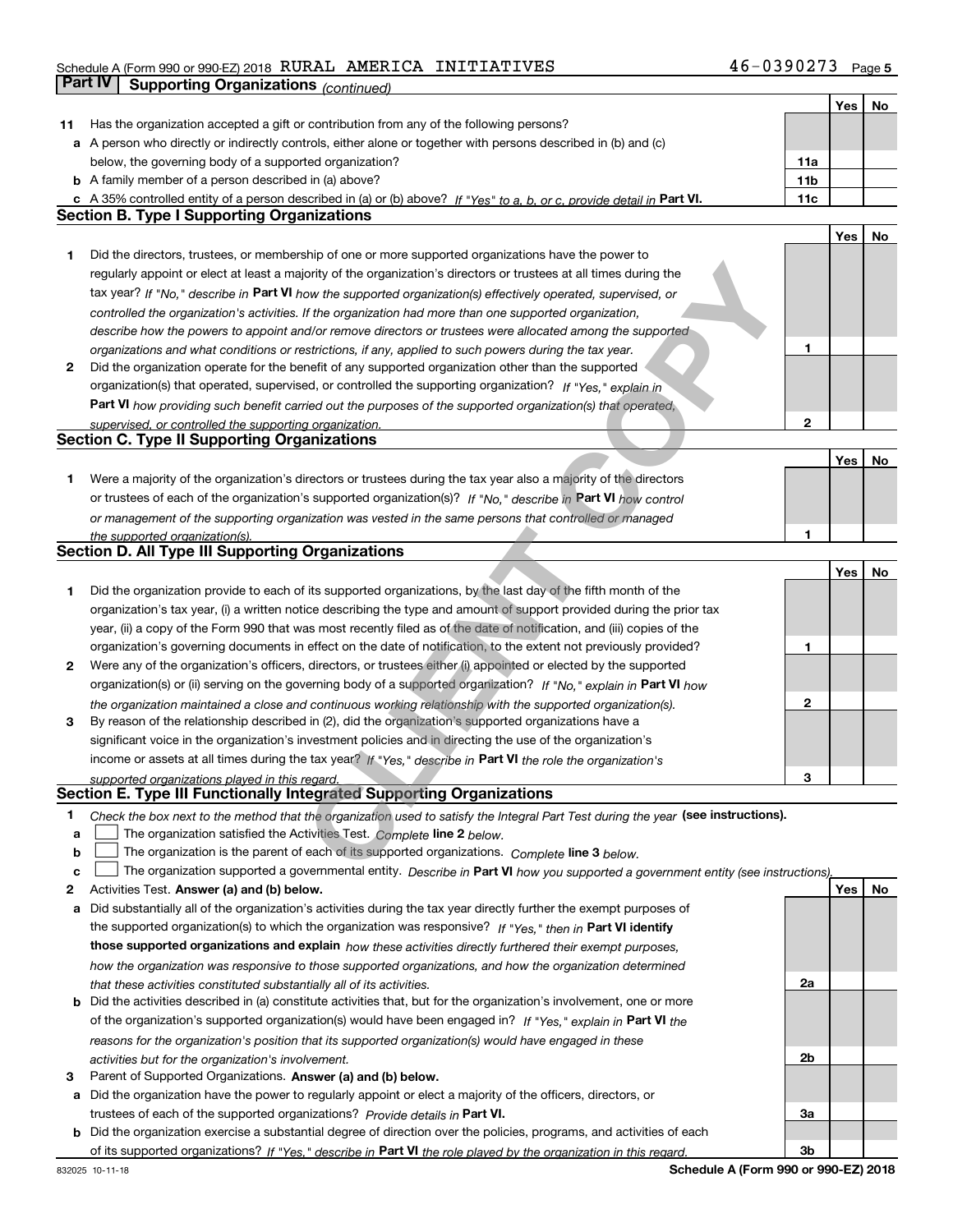Schedule A (Form 990 or 990-EZ) 2018 RURAL AMERICA INITIATIVES 46-0390273

## Part IV Supporting Organizations *(continued)*

| | | | Yes | No |
|---|---|---|---|---|
| **11** | Has the organization accepted a gift or contribution from any of the following persons? | | | |
| **a** | A person who directly or indirectly controls, either alone or together with persons described in (b) and (c) below, the governing body of a supported organization? | **11a** | | |
| **b** | A family member of a person described in (a) above? | **11b** | | |
| **c** | A 35% controlled entity of a person described in (a) or (b) above? *If "Yes" to a, b, or c, provide detail in* **Part VI.** | **11c** | | |

### Section B. Type I Supporting Organizations

| | | | Yes | No |
|---|---|---|---|---|
| **1** | Did the directors, trustees, or membership of one or more supported organizations have the power to regularly appoint or elect at least a majority of the organization's directors or trustees at all times during the tax year? *If "No," describe in* **Part VI** *how the supported organization(s) effectively operated, supervised, or controlled the organization's activities. If the organization had more than one supported organization, describe how the powers to appoint and/or remove directors or trustees were allocated among the supported organizations and what conditions or restrictions, if any, applied to such powers during the tax year.* | **1** | | |
| **2** | Did the organization operate for the benefit of any supported organization other than the supported organization(s) that operated, supervised, or controlled the supporting organization? *If "Yes," explain in* **Part VI** *how providing such benefit carried out the purposes of the supported organization(s) that operated, supervised, or controlled the supporting organization.* | **2** | | |

### Section C. Type II Supporting Organizations

| | | | Yes | No |
|---|---|---|---|---|
| **1** | Were a majority of the organization's directors or trustees during the tax year also a majority of the directors or trustees of each of the organization's supported organization(s)? *If "No," describe in* **Part VI** *how control or management of the supporting organization was vested in the same persons that controlled or managed the supported organization(s).* | **1** | | |

### Section D. All Type III Supporting Organizations

| | | | Yes | No |
|---|---|---|---|---|
| **1** | Did the organization provide to each of its supported organizations, by the last day of the fifth month of the organization's tax year, (i) a written notice describing the type and amount of support provided during the prior tax year, (ii) a copy of the Form 990 that was most recently filed as of the date of notification, and (iii) copies of the organization's governing documents in effect on the date of notification, to the extent not previously provided? | **1** | | |
| **2** | Were any of the organization's officers, directors, or trustees either (i) appointed or elected by the supported organization(s) or (ii) serving on the governing body of a supported organization? *If "No," explain in* **Part VI** *how the organization maintained a close and continuous working relationship with the supported organization(s).* | **2** | | |
| **3** | By reason of the relationship described in (2), did the organization's supported organizations have a significant voice in the organization's investment policies and in directing the use of the organization's income or assets at all times during the tax year? *If "Yes," describe in* **Part VI** *the role the organization's supported organizations played in this regard.* | **3** | | |

### Section E. Type III Functionally Integrated Supporting Organizations

**1** *Check the box next to the method that the organization used to satisfy the Integral Part Test during the year* **(see instructions).**

- **a** ☐ The organization satisfied the Activities Test. *Complete* **line 2** *below.*
- **b** ☐ The organization is the parent of each of its supported organizations. *Complete* **line 3** *below.*
- **c** ☐ The organization supported a governmental entity. *Describe in* **Part VI** *how you supported a government entity (see instructions).*

| | | | Yes | No |
|---|---|---|---|---|
| **2** | Activities Test. **Answer (a) and (b) below.** | | | |
| **a** | Did substantially all of the organization's activities during the tax year directly further the exempt purposes of the supported organization(s) to which the organization was responsive? *If "Yes," then in* **Part VI identify those supported organizations and explain** *how these activities directly furthered their exempt purposes, how the organization was responsive to those supported organizations, and how the organization determined that these activities constituted substantially all of its activities.* | **2a** | | |
| **b** | Did the activities described in (a) constitute activities that, but for the organization's involvement, one or more of the organization's supported organization(s) would have been engaged in? *If "Yes," explain in* **Part VI** *the reasons for the organization's position that its supported organization(s) would have engaged in these activities but for the organization's involvement.* | **2b** | | |
| **3** | Parent of Supported Organizations. **Answer (a) and (b) below.** | | | |
| **a** | Did the organization have the power to regularly appoint or elect a majority of the officers, directors, or trustees of each of the supported organizations? *Provide details in* **Part VI.** | **3a** | | |
| **b** | Did the organization exercise a substantial degree of direction over the policies, programs, and activities of each of its supported organizations? *If "Yes," describe in* **Part VI** *the role played by the organization in this regard.* | **3b** | | |

832025 10-11-18 **Schedule A (Form 990 or 990-EZ) 2018**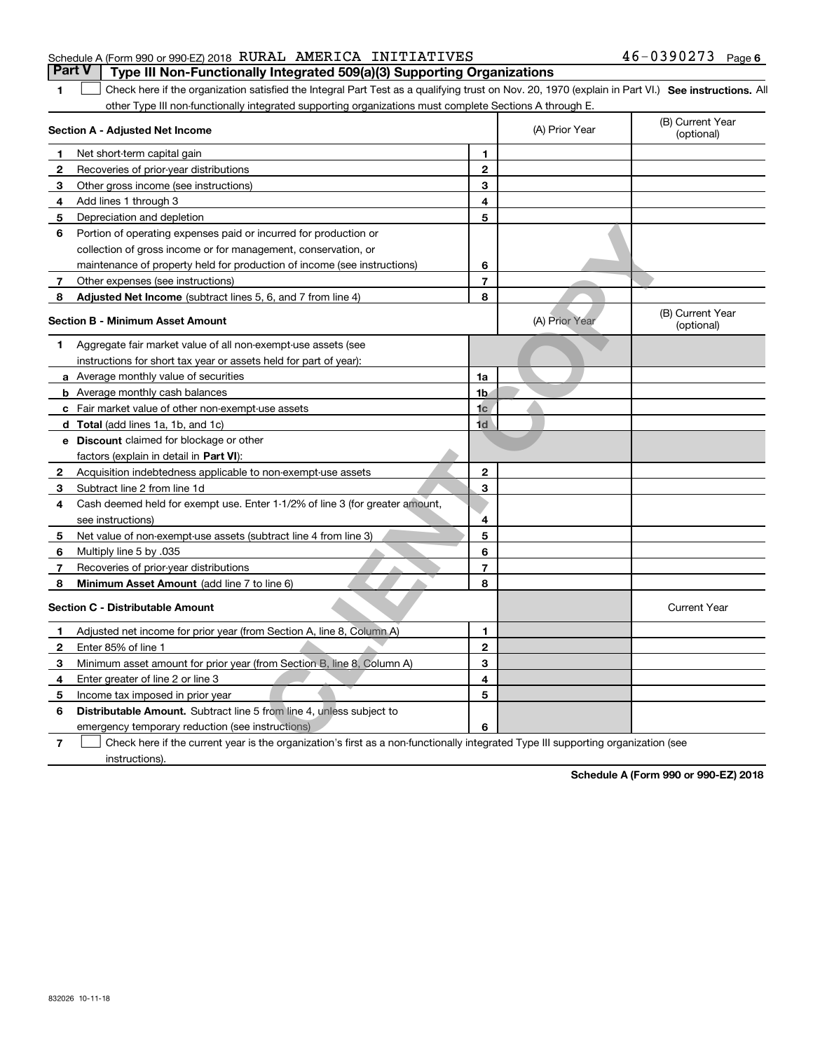Schedule A (Form 990 or 990-EZ) 2018 RURAL AMERICA INITIATIVES 46-0390273 Page 6

## Part V Type III Non-Functionally Integrated 509(a)(3) Supporting Organizations

**1** ☐ Check here if the organization satisfied the Integral Part Test as a qualifying trust on Nov. 20, 1970 (explain in Part VI.) **See instructions.** All other Type III non-functionally integrated supporting organizations must complete Sections A through E.

| **Section A - Adjusted Net Income** | | | (A) Prior Year | (B) Current Year (optional) |
|---|---|---|---|---|
| 1 | Net short-term capital gain | 1 | | |
| 2 | Recoveries of prior-year distributions | 2 | | |
| 3 | Other gross income (see instructions) | 3 | | |
| 4 | Add lines 1 through 3 | 4 | | |
| 5 | Depreciation and depletion | 5 | | |
| 6 | Portion of operating expenses paid or incurred for production or collection of gross income or for management, conservation, or maintenance of property held for production of income (see instructions) | 6 | | |
| 7 | Other expenses (see instructions) | 7 | | |
| 8 | **Adjusted Net Income** (subtract lines 5, 6, and 7 from line 4) | 8 | | |

| **Section B - Minimum Asset Amount** | | | (A) Prior Year | (B) Current Year (optional) |
|---|---|---|---|---|
| 1 | Aggregate fair market value of all non-exempt-use assets (see instructions for short tax year or assets held for part of year): | | | |
| a | Average monthly value of securities | 1a | | |
| b | Average monthly cash balances | 1b | | |
| c | Fair market value of other non-exempt-use assets | 1c | | |
| d | **Total** (add lines 1a, 1b, and 1c) | 1d | | |
| e | **Discount** claimed for blockage or other factors (explain in detail in **Part VI**): | | | |
| 2 | Acquisition indebtedness applicable to non-exempt-use assets | 2 | | |
| 3 | Subtract line 2 from line 1d | 3 | | |
| 4 | Cash deemed held for exempt use. Enter 1-1/2% of line 3 (for greater amount, see instructions) | 4 | | |
| 5 | Net value of non-exempt-use assets (subtract line 4 from line 3) | 5 | | |
| 6 | Multiply line 5 by .035 | 6 | | |
| 7 | Recoveries of prior-year distributions | 7 | | |
| 8 | **Minimum Asset Amount** (add line 7 to line 6) | 8 | | |

| **Section C - Distributable Amount** | | | | Current Year |
|---|---|---|---|---|
| 1 | Adjusted net income for prior year (from Section A, line 8, Column A) | 1 | | |
| 2 | Enter 85% of line 1 | 2 | | |
| 3 | Minimum asset amount for prior year (from Section B, line 8, Column A) | 3 | | |
| 4 | Enter greater of line 2 or line 3 | 4 | | |
| 5 | Income tax imposed in prior year | 5 | | |
| 6 | **Distributable Amount.** Subtract line 5 from line 4, unless subject to emergency temporary reduction (see instructions) | 6 | | |

**7** ☐ Check here if the current year is the organization's first as a non-functionally integrated Type III supporting organization (see instructions).

**Schedule A (Form 990 or 990-EZ) 2018**

832026 10-11-18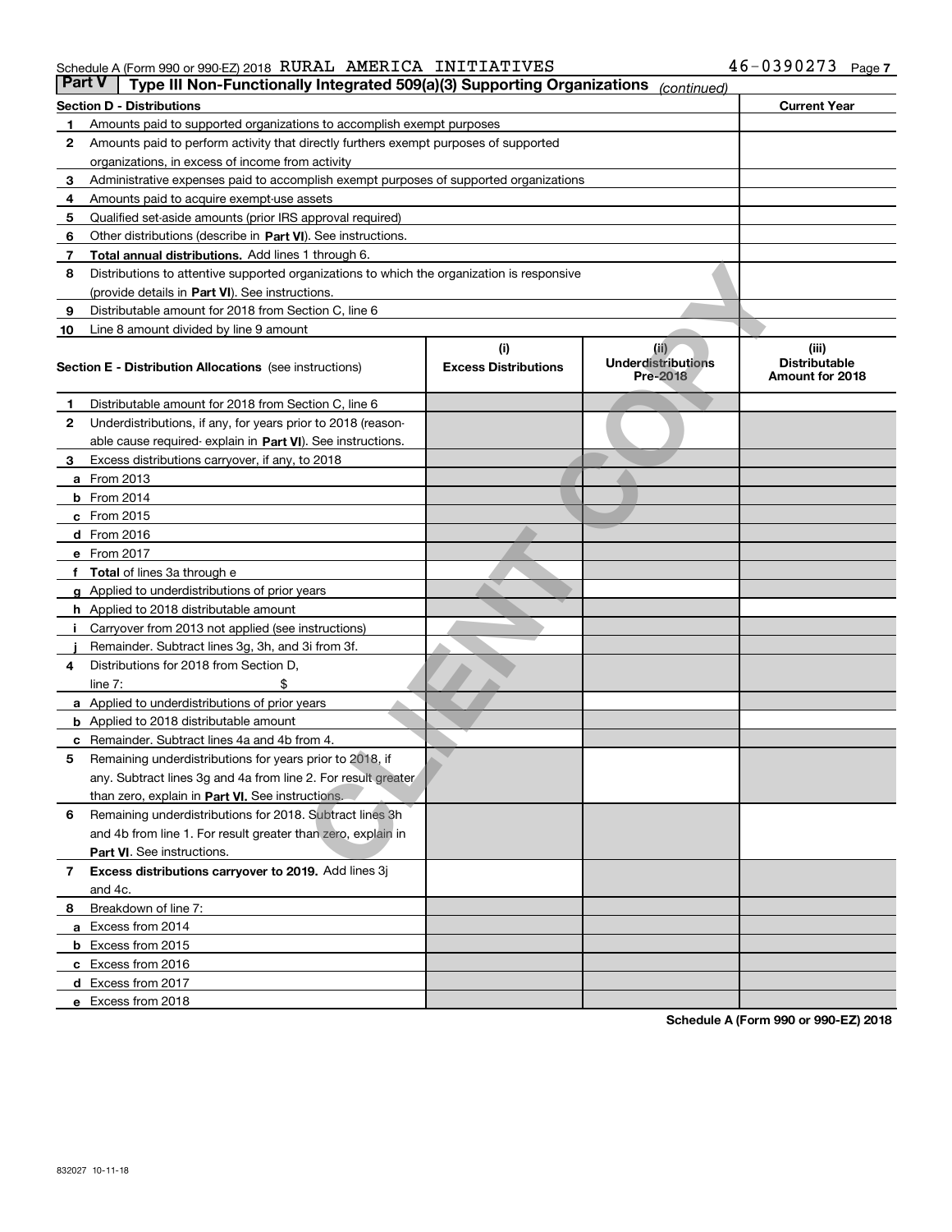Schedule A (Form 990 or 990-EZ) 2018 RURAL AMERICA INITIATIVES 46-0390273 Page 7

**Part V** | **Type III Non-Functionally Integrated 509(a)(3) Supporting Organizations** *(continued)*

| **Section D - Distributions** | | **Current Year** |
|---|---|---|
| 1 | Amounts paid to supported organizations to accomplish exempt purposes | |
| 2 | Amounts paid to perform activity that directly furthers exempt purposes of supported organizations, in excess of income from activity | |
| 3 | Administrative expenses paid to accomplish exempt purposes of supported organizations | |
| 4 | Amounts paid to acquire exempt-use assets | |
| 5 | Qualified set-aside amounts (prior IRS approval required) | |
| 6 | Other distributions (describe in **Part VI**). See instructions. | |
| 7 | **Total annual distributions.** Add lines 1 through 6. | |
| 8 | Distributions to attentive supported organizations to which the organization is responsive (provide details in **Part VI**). See instructions. | |
| 9 | Distributable amount for 2018 from Section C, line 6 | |
| 10 | Line 8 amount divided by line 9 amount | |

| | **Section E - Distribution Allocations** (see instructions) | (i) **Excess Distributions** | (ii) **Underdistributions Pre-2018** | (iii) **Distributable Amount for 2018** |
|---|---|---|---|---|
| 1 | Distributable amount for 2018 from Section C, line 6 | | | |
| 2 | Underdistributions, if any, for years prior to 2018 (reasonable cause required- explain in **Part VI**). See instructions. | | | |
| 3 | Excess distributions carryover, if any, to 2018 | | | |
| a | From 2013 | | | |
| b | From 2014 | | | |
| c | From 2015 | | | |
| d | From 2016 | | | |
| e | From 2017 | | | |
| f | **Total** of lines 3a through e | | | |
| g | Applied to underdistributions of prior years | | | |
| h | Applied to 2018 distributable amount | | | |
| i | Carryover from 2013 not applied (see instructions) | | | |
| j | Remainder. Subtract lines 3g, 3h, and 3i from 3f. | | | |
| 4 | Distributions for 2018 from Section D, line 7: $ | | | |
| a | Applied to underdistributions of prior years | | | |
| b | Applied to 2018 distributable amount | | | |
| c | Remainder. Subtract lines 4a and 4b from 4. | | | |
| 5 | Remaining underdistributions for years prior to 2018, if any. Subtract lines 3g and 4a from line 2. For result greater than zero, explain in **Part VI.** See instructions. | | | |
| 6 | Remaining underdistributions for 2018. Subtract lines 3h and 4b from line 1. For result greater than zero, explain in **Part VI**. See instructions. | | | |
| 7 | **Excess distributions carryover to 2019.** Add lines 3j and 4c. | | | |
| 8 | Breakdown of line 7: | | | |
| a | Excess from 2014 | | | |
| b | Excess from 2015 | | | |
| c | Excess from 2016 | | | |
| d | Excess from 2017 | | | |
| e | Excess from 2018 | | | |

**Schedule A (Form 990 or 990-EZ) 2018**

832027 10-11-18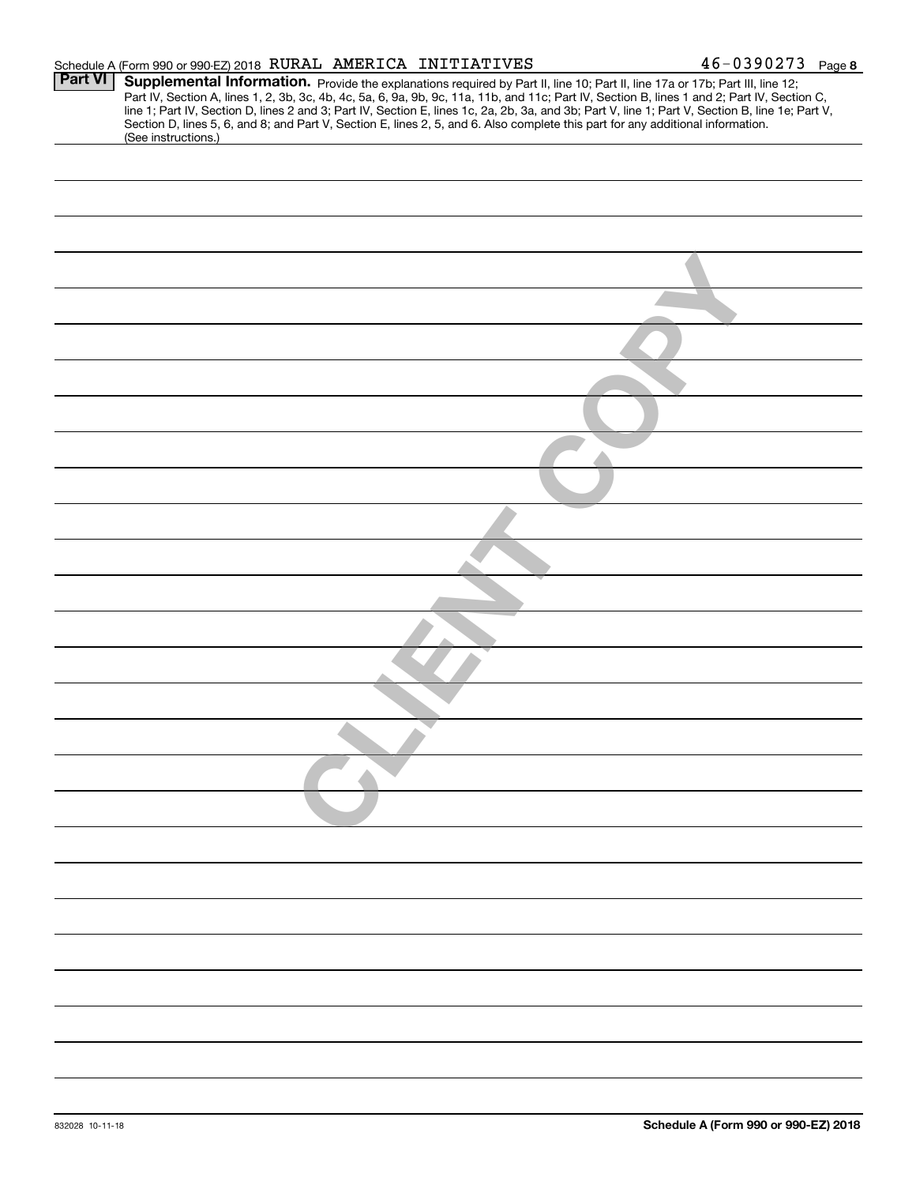Schedule A (Form 990 or 990-EZ) 2018 RURAL AMERICA INITIATIVES 46-0390273 Page 8

## Part VI Supplemental Information.

Provide the explanations required by Part II, line 10; Part II, line 17a or 17b; Part III, line 12; Part IV, Section A, lines 1, 2, 3b, 3c, 4b, 4c, 5a, 6, 9a, 9b, 9c, 11a, 11b, and 11c; Part IV, Section B, lines 1 and 2; Part IV, Section C, line 1; Part IV, Section D, lines 2 and 3; Part IV, Section E, lines 1c, 2a, 2b, 3a, and 3b; Part V, line 1; Part V, Section B, line 1e; Part V, Section D, lines 5, 6, and 8; and Part V, Section E, lines 2, 5, and 6. Also complete this part for any additional information. (See instructions.)

CLIENT COPY

832028 10-11-18

**Schedule A (Form 990 or 990-EZ) 2018**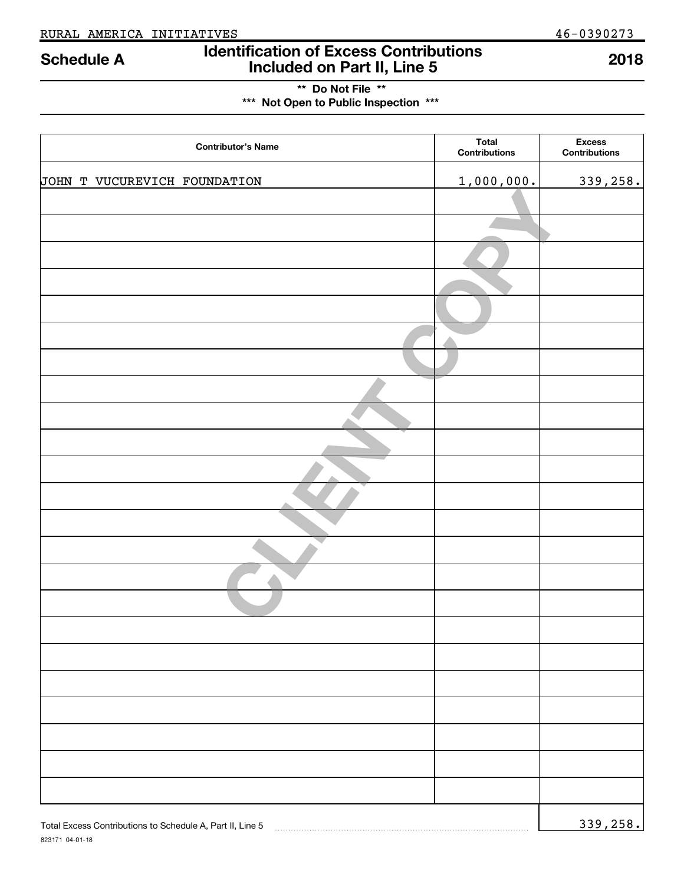RURAL AMERICA INITIATIVES 46-0390273

# Schedule A — Identification of Excess Contributions Included on Part II, Line 5 — 2018

** Do Not File **

*** Not Open to Public Inspection ***

| Contributor's Name | Total Contributions | Excess Contributions |
|---|---|---|
| JOHN T VUCUREVICH FOUNDATION | 1,000,000. | 339,258. |

Total Excess Contributions to Schedule A, Part II, Line 5 ........ 339,258.

823171 04-01-18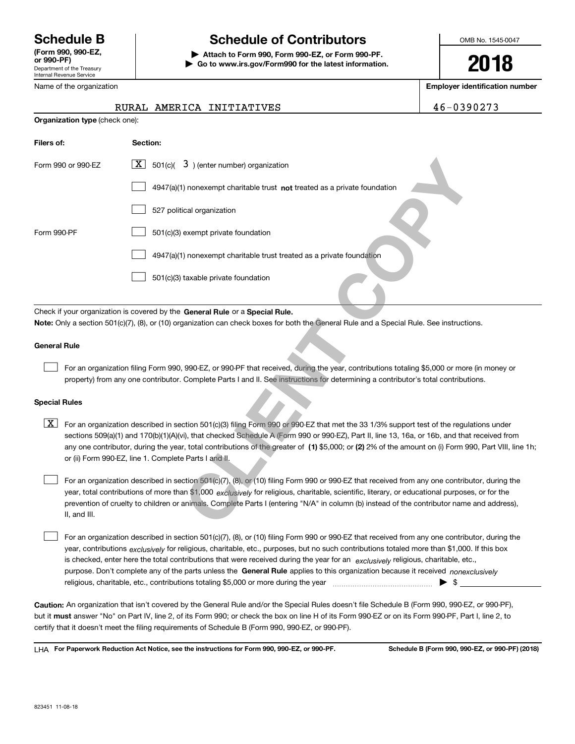# Schedule B

**(Form 990, 990-EZ, or 990-PF)**

Department of the Treasury
Internal Revenue Service

# Schedule of Contributors

▶ **Attach to Form 990, Form 990-EZ, or Form 990-PF.**

▶ **Go to www.irs.gov/Form990 for the latest information.**

OMB No. 1545-0047

**2018**

Name of the organization: RURAL AMERICA INITIATIVES

**Employer identification number**: 46-0390273

**Organization type** (check one):

| Filers of: | Section: |
|---|---|
| Form 990 or 990-EZ | [X] 501(c)( 3 ) (enter number) organization |
| | [ ] 4947(a)(1) nonexempt charitable trust **not** treated as a private foundation |
| | [ ] 527 political organization |
| Form 990-PF | [ ] 501(c)(3) exempt private foundation |
| | [ ] 4947(a)(1) nonexempt charitable trust treated as a private foundation |
| | [ ] 501(c)(3) taxable private foundation |

Check if your organization is covered by the **General Rule** or a **Special Rule.**

**Note:** Only a section 501(c)(7), (8), or (10) organization can check boxes for both the General Rule and a Special Rule. See instructions.

**General Rule**

[ ] For an organization filing Form 990, 990-EZ, or 990-PF that received, during the year, contributions totaling $5,000 or more (in money or property) from any one contributor. Complete Parts I and II. See instructions for determining a contributor's total contributions.

**Special Rules**

[X] For an organization described in section 501(c)(3) filing Form 990 or 990-EZ that met the 33 1/3% support test of the regulations under sections 509(a)(1) and 170(b)(1)(A)(vi), that checked Schedule A (Form 990 or 990-EZ), Part II, line 13, 16a, or 16b, and that received from any one contributor, during the year, total contributions of the greater of **(1)** $5,000; or **(2)** 2% of the amount on (i) Form 990, Part VIII, line 1h; or (ii) Form 990-EZ, line 1. Complete Parts I and II.

[ ] For an organization described in section 501(c)(7), (8), or (10) filing Form 990 or 990-EZ that received from any one contributor, during the year, total contributions of more than $1,000 *exclusively* for religious, charitable, scientific, literary, or educational purposes, or for the prevention of cruelty to children or animals. Complete Parts I (entering "N/A" in column (b) instead of the contributor name and address), II, and III.

[ ] For an organization described in section 501(c)(7), (8), or (10) filing Form 990 or 990-EZ that received from any one contributor, during the year, contributions *exclusively* for religious, charitable, etc., purposes, but no such contributions totaled more than $1,000. If this box is checked, enter here the total contributions that were received during the year for an *exclusively* religious, charitable, etc., purpose. Don't complete any of the parts unless the **General Rule** applies to this organization because it received *nonexclusively* religious, charitable, etc., contributions totaling $5,000 or more during the year ▶ $ ____________

**Caution:** An organization that isn't covered by the General Rule and/or the Special Rules doesn't file Schedule B (Form 990, 990-EZ, or 990-PF), but it **must** answer "No" on Part IV, line 2, of its Form 990; or check the box on line H of its Form 990-EZ or on its Form 990-PF, Part I, line 2, to certify that it doesn't meet the filing requirements of Schedule B (Form 990, 990-EZ, or 990-PF).

LHA **For Paperwork Reduction Act Notice, see the instructions for Form 990, 990-EZ, or 990-PF.** **Schedule B (Form 990, 990-EZ, or 990-PF) (2018)**

823451 11-08-18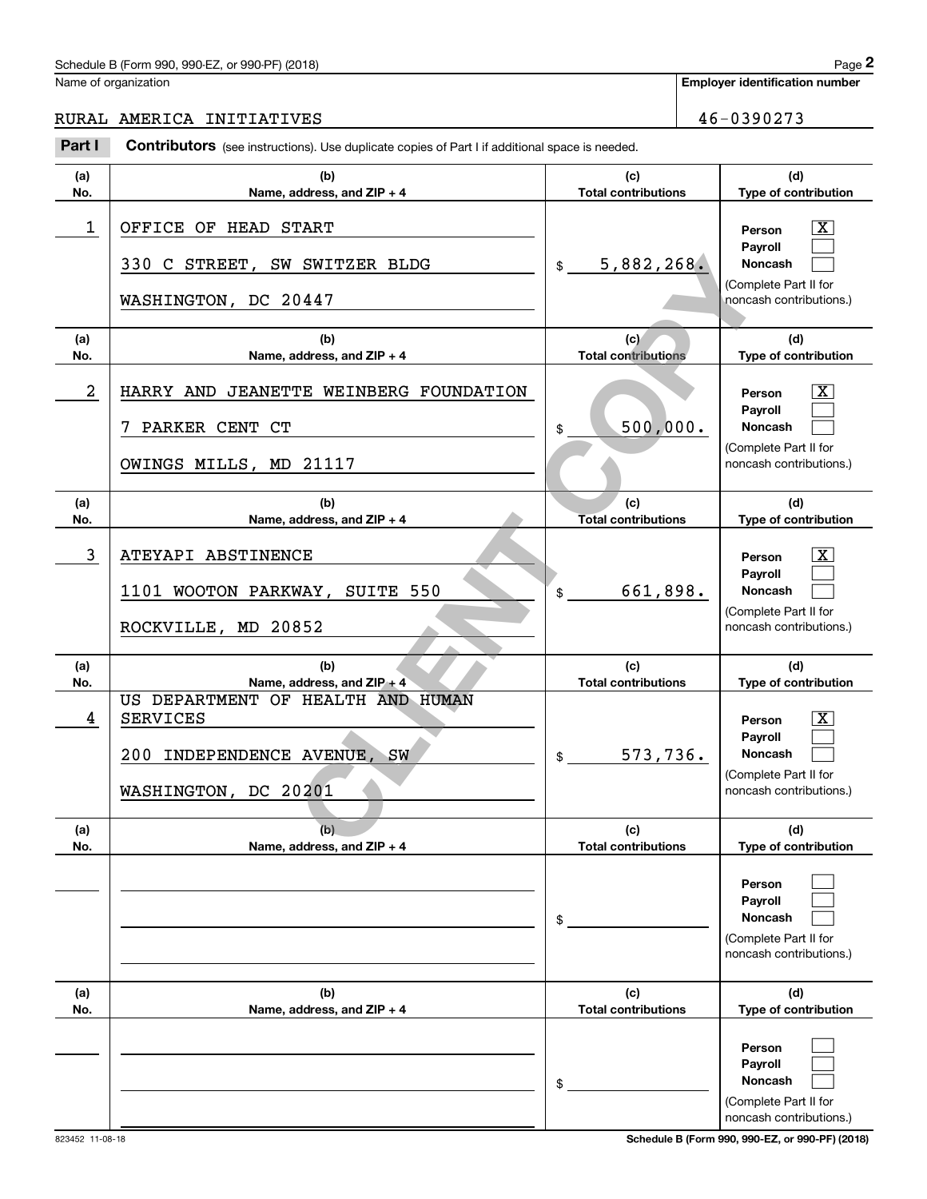Name of organization: RURAL AMERICA INITIATIVES

Employer identification number: 46-0390273

**Part I** **Contributors** (see instructions). Use duplicate copies of Part I if additional space is needed.

| (a) No. | (b) Name, address, and ZIP + 4 | (c) Total contributions | (d) Type of contribution |
|---|---|---|---|
| 1 | OFFICE OF HEAD START<br>330 C STREET, SW SWITZER BLDG<br>WASHINGTON, DC 20447 | $ 5,882,268. | Person [X]<br>Payroll [ ]<br>Noncash [ ]<br>(Complete Part II for noncash contributions.) |
| 2 | HARRY AND JEANETTE WEINBERG FOUNDATION<br>7 PARKER CENT CT<br>OWINGS MILLS, MD 21117 | $ 500,000. | Person [X]<br>Payroll [ ]<br>Noncash [ ]<br>(Complete Part II for noncash contributions.) |
| 3 | ATEYAPI ABSTINENCE<br>1101 WOOTON PARKWAY, SUITE 550<br>ROCKVILLE, MD 20852 | $ 661,898. | Person [X]<br>Payroll [ ]<br>Noncash [ ]<br>(Complete Part II for noncash contributions.) |
| 4 | US DEPARTMENT OF HEALTH AND HUMAN SERVICES<br>200 INDEPENDENCE AVENUE, SW<br>WASHINGTON, DC 20201 | $ 573,736. | Person [X]<br>Payroll [ ]<br>Noncash [ ]<br>(Complete Part II for noncash contributions.) |
| | | $ | Person [ ]<br>Payroll [ ]<br>Noncash [ ]<br>(Complete Part II for noncash contributions.) |
| | | $ | Person [ ]<br>Payroll [ ]<br>Noncash [ ]<br>(Complete Part II for noncash contributions.) |

CLIENT COPY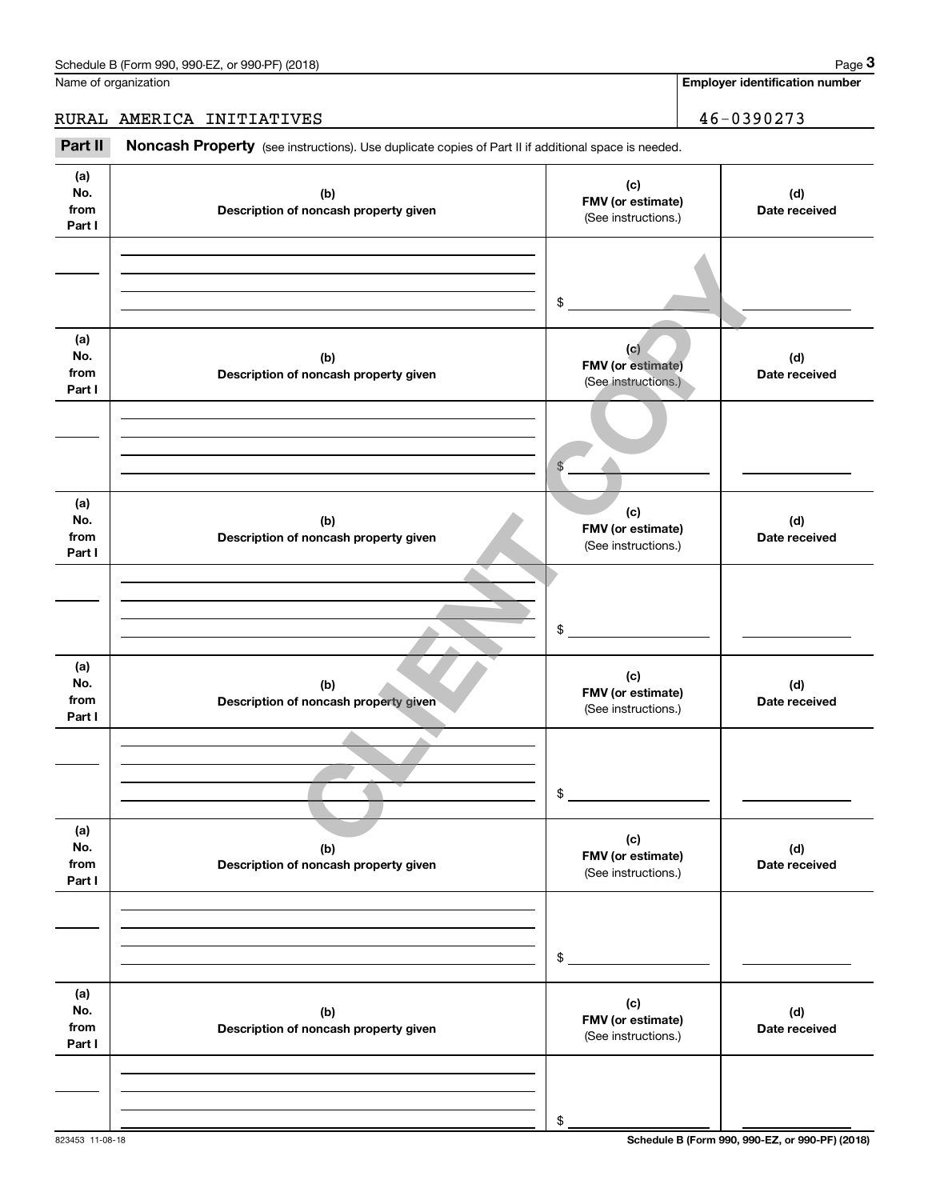Name of organization

**Employer identification number**

RURAL AMERICA INITIATIVES | 46-0390273

**Part II** **Noncash Property** (see instructions). Use duplicate copies of Part II if additional space is needed.

| (a) No. from Part I | (b) Description of noncash property given | (c) FMV (or estimate) (See instructions.) | (d) Date received |
| --- | --- | --- | --- |
| | | $ | |

| (a) No. from Part I | (b) Description of noncash property given | (c) FMV (or estimate) (See instructions.) | (d) Date received |
| --- | --- | --- | --- |
| | | $ | |

| (a) No. from Part I | (b) Description of noncash property given | (c) FMV (or estimate) (See instructions.) | (d) Date received |
| --- | --- | --- | --- |
| | | $ | |

| (a) No. from Part I | (b) Description of noncash property given | (c) FMV (or estimate) (See instructions.) | (d) Date received |
| --- | --- | --- | --- |
| | | $ | |

| (a) No. from Part I | (b) Description of noncash property given | (c) FMV (or estimate) (See instructions.) | (d) Date received |
| --- | --- | --- | --- |
| | | $ | |

| (a) No. from Part I | (b) Description of noncash property given | (c) FMV (or estimate) (See instructions.) | (d) Date received |
| --- | --- | --- | --- |
| | | $ | |

CLIENT COPY

823453 11-08-18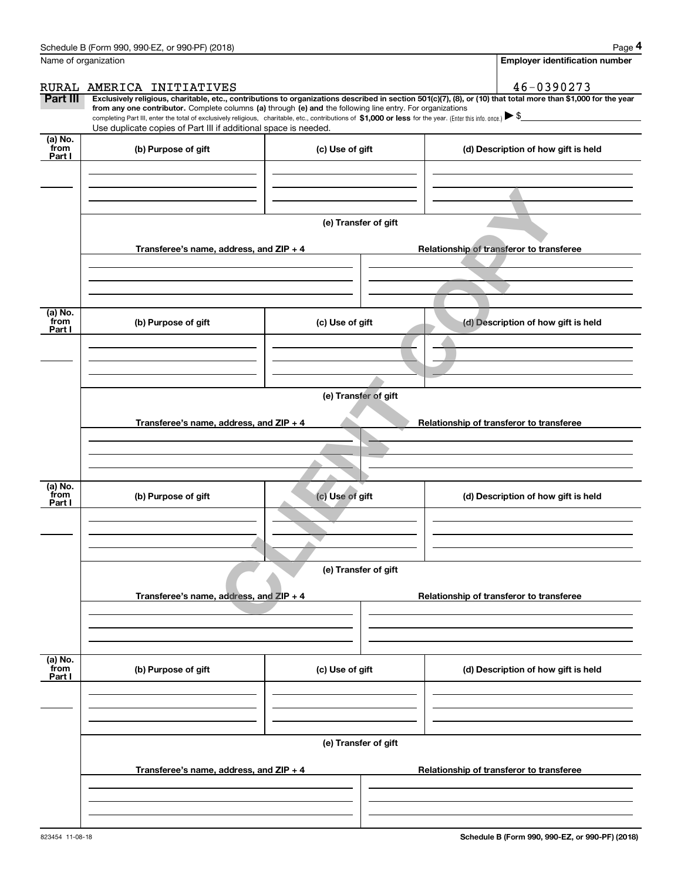Name of organization

RURAL AMERICA INITIATIVES

**Employer identification number**

46-0390273

**Part III** **Exclusively religious, charitable, etc., contributions to organizations described in section 501(c)(7), (8), or (10) that total more than $1,000 for the year from any one contributor.** Complete columns **(a)** through **(e) and** the following line entry. For organizations completing Part III, enter the total of exclusively religious, charitable, etc., contributions of **$1,000 or less** for the year. (Enter this info. once.) ▶ $

Use duplicate copies of Part III if additional space is needed.

| (a) No. from Part I | (b) Purpose of gift | (c) Use of gift | (d) Description of how gift is held |
|---|---|---|---|
| | | | |

**(e) Transfer of gift**

| Transferee's name, address, and ZIP + 4 | Relationship of transferor to transferee |
|---|---|
| | |

| (a) No. from Part I | (b) Purpose of gift | (c) Use of gift | (d) Description of how gift is held |
|---|---|---|---|
| | | | |

**(e) Transfer of gift**

| Transferee's name, address, and ZIP + 4 | Relationship of transferor to transferee |
|---|---|
| | |

| (a) No. from Part I | (b) Purpose of gift | (c) Use of gift | (d) Description of how gift is held |
|---|---|---|---|
| | | | |

**(e) Transfer of gift**

| Transferee's name, address, and ZIP + 4 | Relationship of transferor to transferee |
|---|---|
| | |

| (a) No. from Part I | (b) Purpose of gift | (c) Use of gift | (d) Description of how gift is held |
|---|---|---|---|
| | | | |

**(e) Transfer of gift**

| Transferee's name, address, and ZIP + 4 | Relationship of transferor to transferee |
|---|---|
| | |

CLIENT COPY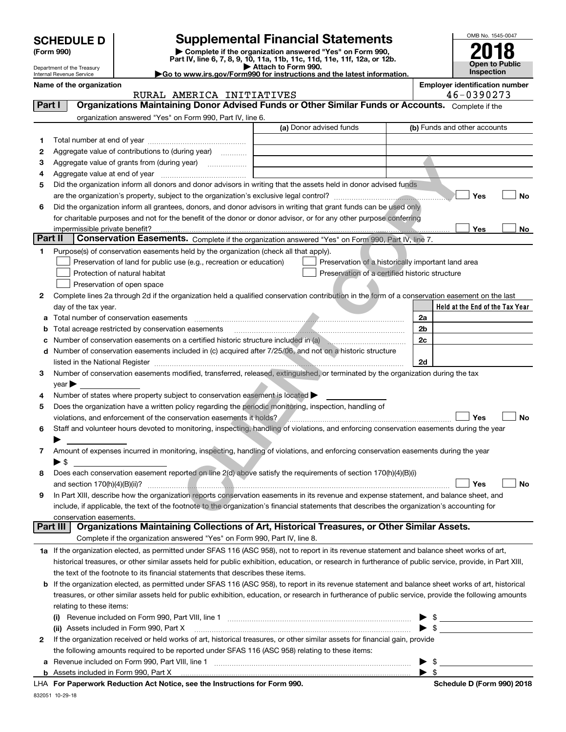# SCHEDULE D (Form 990)

Department of the Treasury
Internal Revenue Service

## Supplemental Financial Statements

▶ Complete if the organization answered "Yes" on Form 990, Part IV, line 6, 7, 8, 9, 10, 11a, 11b, 11c, 11d, 11e, 11f, 12a, or 12b.
▶ Attach to Form 990.
▶Go to www.irs.gov/Form990 for instructions and the latest information.

OMB No. 1545-0047

**2018**

**Open to Public Inspection**

**Name of the organization:** RURAL AMERICA INITIATIVES

**Employer identification number:** 46-0390273

## Part I Organizations Maintaining Donor Advised Funds or Other Similar Funds or Accounts.

Complete if the organization answered "Yes" on Form 990, Part IV, line 6.

| | | (a) Donor advised funds | (b) Funds and other accounts |
|---|---|---|---|
| 1 | Total number at end of year | | |
| 2 | Aggregate value of contributions to (during year) | | |
| 3 | Aggregate value of grants from (during year) | | |
| 4 | Aggregate value at end of year | | |

5 Did the organization inform all donors and donor advisors in writing that the assets held in donor advised funds are the organization's property, subject to the organization's exclusive legal control? ☐ Yes ☐ No

6 Did the organization inform all grantees, donors, and donor advisors in writing that grant funds can be used only for charitable purposes and not for the benefit of the donor or donor advisor, or for any other purpose conferring impermissible private benefit? ☐ Yes ☐ No

## Part II Conservation Easements.

Complete if the organization answered "Yes" on Form 990, Part IV, line 7.

1 Purpose(s) of conservation easements held by the organization (check all that apply).

- ☐ Preservation of land for public use (e.g., recreation or education)
- ☐ Preservation of a historically important land area
- ☐ Protection of natural habitat
- ☐ Preservation of a certified historic structure
- ☐ Preservation of open space

2 Complete lines 2a through 2d if the organization held a qualified conservation contribution in the form of a conservation easement on the last day of the tax year.

| | | | Held at the End of the Tax Year |
|---|---|---|---|
| a | Total number of conservation easements | 2a | |
| b | Total acreage restricted by conservation easements | 2b | |
| c | Number of conservation easements on a certified historic structure included in (a) | 2c | |
| d | Number of conservation easements included in (c) acquired after 7/25/06, and not on a historic structure listed in the National Register | 2d | |

3 Number of conservation easements modified, transferred, released, extinguished, or terminated by the organization during the tax year ▶

4 Number of states where property subject to conservation easement is located ▶

5 Does the organization have a written policy regarding the periodic monitoring, inspection, handling of violations, and enforcement of the conservation easements it holds? ☐ Yes ☐ No

6 Staff and volunteer hours devoted to monitoring, inspecting, handling of violations, and enforcing conservation easements during the year ▶

7 Amount of expenses incurred in monitoring, inspecting, handling of violations, and enforcing conservation easements during the year ▶ $

8 Does each conservation easement reported on line 2(d) above satisfy the requirements of section 170(h)(4)(B)(i) and section 170(h)(4)(B)(ii)? ☐ Yes ☐ No

9 In Part XIII, describe how the organization reports conservation easements in its revenue and expense statement, and balance sheet, and include, if applicable, the text of the footnote to the organization's financial statements that describes the organization's accounting for conservation easements.

## Part III Organizations Maintaining Collections of Art, Historical Treasures, or Other Similar Assets.

Complete if the organization answered "Yes" on Form 990, Part IV, line 8.

1a If the organization elected, as permitted under SFAS 116 (ASC 958), not to report in its revenue statement and balance sheet works of art, historical treasures, or other similar assets held for public exhibition, education, or research in furtherance of public service, provide, in Part XIII, the text of the footnote to its financial statements that describes these items.

b If the organization elected, as permitted under SFAS 116 (ASC 958), to report in its revenue statement and balance sheet works of art, historical treasures, or other similar assets held for public exhibition, education, or research in furtherance of public service, provide the following amounts relating to these items:

(i) Revenue included on Form 990, Part VIII, line 1 ▶ $

(ii) Assets included in Form 990, Part X ▶ $

2 If the organization received or held works of art, historical treasures, or other similar assets for financial gain, provide the following amounts required to be reported under SFAS 116 (ASC 958) relating to these items:

a Revenue included on Form 990, Part VIII, line 1 ▶ $

b Assets included in Form 990, Part X ▶ $

LHA For Paperwork Reduction Act Notice, see the Instructions for Form 990. Schedule D (Form 990) 2018

832051 10-29-18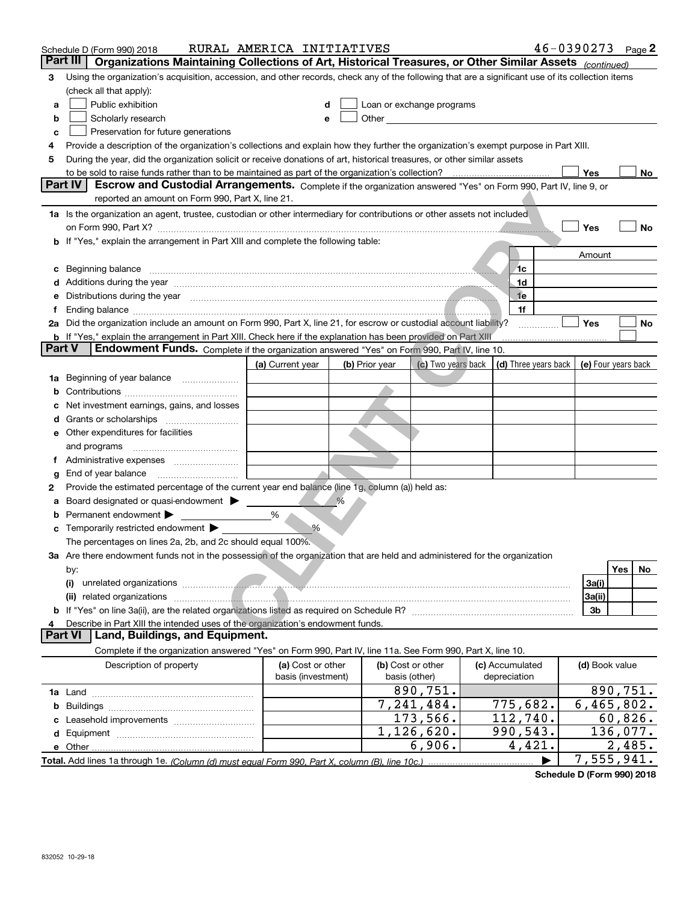Schedule D (Form 990) 2018 RURAL AMERICA INITIATIVES 46-0390273 Page **2**

## Part III Organizations Maintaining Collections of Art, Historical Treasures, or Other Similar Assets *(continued)*

**3** Using the organization's acquisition, accession, and other records, check any of the following that are a significant use of its collection items (check all that apply):

- **a** ☐ Public exhibition
- **b** ☐ Scholarly research
- **c** ☐ Preservation for future generations
- **d** ☐ Loan or exchange programs
- **e** ☐ Other

**4** Provide a description of the organization's collections and explain how they further the organization's exempt purpose in Part XIII.

**5** During the year, did the organization solicit or receive donations of art, historical treasures, or other similar assets to be sold to raise funds rather than to be maintained as part of the organization's collection? ☐ Yes ☐ No

## Part IV Escrow and Custodial Arrangements.

Complete if the organization answered "Yes" on Form 990, Part IV, line 9, or reported an amount on Form 990, Part X, line 21.

**1a** Is the organization an agent, trustee, custodian or other intermediary for contributions or other assets not included on Form 990, Part X? ☐ Yes ☐ No

**b** If "Yes," explain the arrangement in Part XIII and complete the following table:

| | | Amount |
|---|---|---|
| **c** Beginning balance | 1c | |
| **d** Additions during the year | 1d | |
| **e** Distributions during the year | 1e | |
| **f** Ending balance | 1f | |

**2a** Did the organization include an amount on Form 990, Part X, line 21, for escrow or custodial account liability? ☐ Yes ☐ No

**b** If "Yes," explain the arrangement in Part XIII. Check here if the explanation has been provided on Part XIII ☐

## Part V Endowment Funds.

Complete if the organization answered "Yes" on Form 990, Part IV, line 10.

| | (a) Current year | (b) Prior year | (c) Two years back | (d) Three years back | (e) Four years back |
|---|---|---|---|---|---|
| **1a** Beginning of year balance | | | | | |
| **b** Contributions | | | | | |
| **c** Net investment earnings, gains, and losses | | | | | |
| **d** Grants or scholarships | | | | | |
| **e** Other expenditures for facilities and programs | | | | | |
| **f** Administrative expenses | | | | | |
| **g** End of year balance | | | | | |

**2** Provide the estimated percentage of the current year end balance (line 1g, column (a)) held as:

- **a** Board designated or quasi-endowment ▶ ____ %
- **b** Permanent endowment ▶ ____ %
- **c** Temporarily restricted endowment ▶ ____ %

The percentages on lines 2a, 2b, and 2c should equal 100%.

**3a** Are there endowment funds not in the possession of the organization that are held and administered for the organization by:

| | | Yes | No |
|---|---|---|---|
| **(i)** unrelated organizations | 3a(i) | | |
| **(ii)** related organizations | 3a(ii) | | |
| **b** If "Yes" on line 3a(ii), are the related organizations listed as required on Schedule R? | 3b | | |

**4** Describe in Part XIII the intended uses of the organization's endowment funds.

## Part VI Land, Buildings, and Equipment.

Complete if the organization answered "Yes" on Form 990, Part IV, line 11a. See Form 990, Part X, line 10.

| Description of property | (a) Cost or other basis (investment) | (b) Cost or other basis (other) | (c) Accumulated depreciation | (d) Book value |
|---|---|---|---|---|
| **1a** Land | | 890,751. | | 890,751. |
| **b** Buildings | | 7,241,484. | 775,682. | 6,465,802. |
| **c** Leasehold improvements | | 173,566. | 112,740. | 60,826. |
| **d** Equipment | | 1,126,620. | 990,543. | 136,077. |
| **e** Other | | 6,906. | 4,421. | 2,485. |
| **Total.** Add lines 1a through 1e. *(Column (d) must equal Form 990, Part X, column (B), line 10c.)* ▶ | | | | 7,555,941. |

**Schedule D (Form 990) 2018**

832052 10-29-18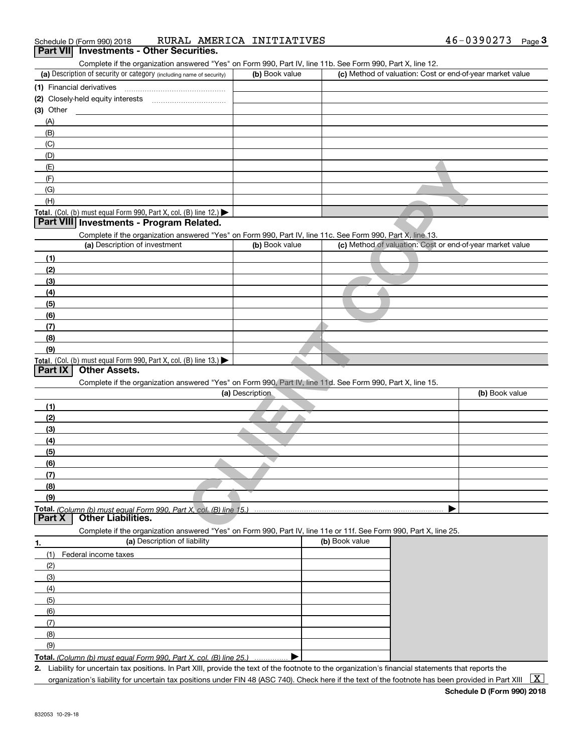Schedule D (Form 990) 2018 RURAL AMERICA INITIATIVES 46-0390273

## Part VII Investments - Other Securities.

Complete if the organization answered "Yes" on Form 990, Part IV, line 11b. See Form 990, Part X, line 12.

| (a) Description of security or category (including name of security) | (b) Book value | (c) Method of valuation: Cost or end-of-year market value |
|---|---|---|
| (1) Financial derivatives | | |
| (2) Closely-held equity interests | | |
| (3) Other | | |
| (A) | | |
| (B) | | |
| (C) | | |
| (D) | | |
| (E) | | |
| (F) | | |
| (G) | | |
| (H) | | |
| **Total.** (Col. (b) must equal Form 990, Part X, col. (B) line 12.) ▶ | | |

## Part VIII Investments - Program Related.

Complete if the organization answered "Yes" on Form 990, Part IV, line 11c. See Form 990, Part X, line 13.

| (a) Description of investment | (b) Book value | (c) Method of valuation: Cost or end-of-year market value |
|---|---|---|
| (1) | | |
| (2) | | |
| (3) | | |
| (4) | | |
| (5) | | |
| (6) | | |
| (7) | | |
| (8) | | |
| (9) | | |
| **Total.** (Col. (b) must equal Form 990, Part X, col. (B) line 13.) ▶ | | |

## Part IX Other Assets.

Complete if the organization answered "Yes" on Form 990, Part IV, line 11d. See Form 990, Part X, line 15.

| (a) Description | (b) Book value |
|---|---|
| (1) | |
| (2) | |
| (3) | |
| (4) | |
| (5) | |
| (6) | |
| (7) | |
| (8) | |
| (9) | |
| **Total.** *(Column (b) must equal Form 990, Part X, col. (B) line 15.)* ▶ | |

## Part X Other Liabilities.

Complete if the organization answered "Yes" on Form 990, Part IV, line 11e or 11f. See Form 990, Part X, line 25.

| 1. (a) Description of liability | (b) Book value |
|---|---|
| (1) Federal income taxes | |
| (2) | |
| (3) | |
| (4) | |
| (5) | |
| (6) | |
| (7) | |
| (8) | |
| (9) | |
| **Total.** *(Column (b) must equal Form 990, Part X, col. (B) line 25.)* ▶ | |

**2.** Liability for uncertain tax positions. In Part XIII, provide the text of the footnote to the organization's financial statements that reports the organization's liability for uncertain tax positions under FIN 48 (ASC 740). Check here if the text of the footnote has been provided in Part XIII [X]

**Schedule D (Form 990) 2018**

832053 10-29-18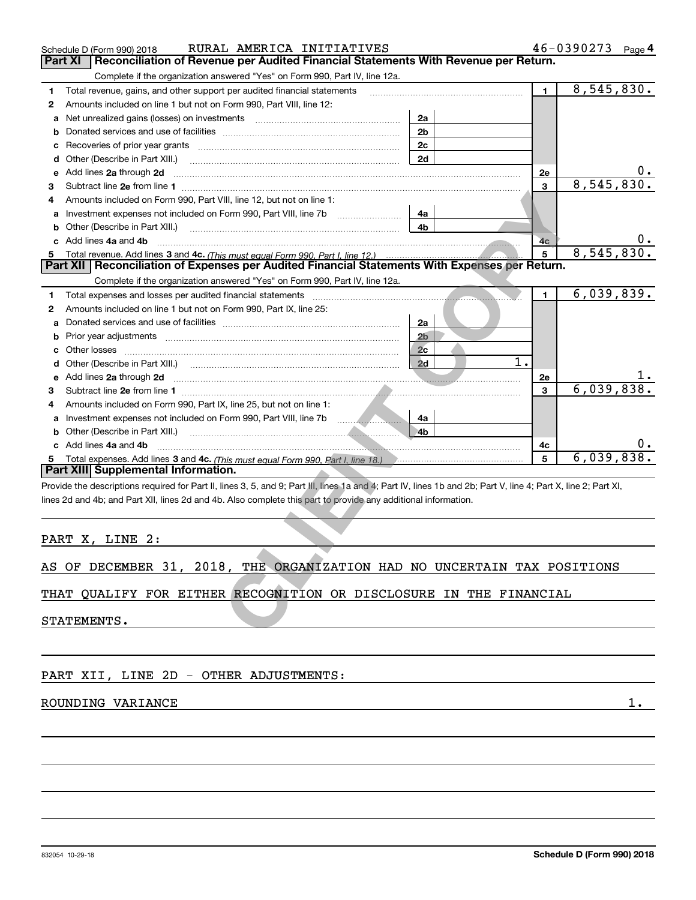Schedule D (Form 990) 2018 RURAL AMERICA INITIATIVES 46-0390273 Page 4

## Part XI Reconciliation of Revenue per Audited Financial Statements With Revenue per Return.

Complete if the organization answered "Yes" on Form 990, Part IV, line 12a.

| | | | | | |
|---|---|---|---|---|---|
| 1 | Total revenue, gains, and other support per audited financial statements | | | 1 | 8,545,830. |
| 2 | Amounts included on line 1 but not on Form 990, Part VIII, line 12: | | | | |
| a | Net unrealized gains (losses) on investments | 2a | | | |
| b | Donated services and use of facilities | 2b | | | |
| c | Recoveries of prior year grants | 2c | | | |
| d | Other (Describe in Part XIII.) | 2d | | | |
| e | Add lines 2a through 2d | | | 2e | 0. |
| 3 | Subtract line 2e from line 1 | | | 3 | 8,545,830. |
| 4 | Amounts included on Form 990, Part VIII, line 12, but not on line 1: | | | | |
| a | Investment expenses not included on Form 990, Part VIII, line 7b | 4a | | | |
| b | Other (Describe in Part XIII.) | 4b | | | |
| c | Add lines 4a and 4b | | | 4c | 0. |
| 5 | Total revenue. Add lines 3 and 4c. *(This must equal Form 990, Part I, line 12.)* | | | 5 | 8,545,830. |

## Part XII Reconciliation of Expenses per Audited Financial Statements With Expenses per Return.

Complete if the organization answered "Yes" on Form 990, Part IV, line 12a.

| | | | | | |
|---|---|---|---|---|---|
| 1 | Total expenses and losses per audited financial statements | | | 1 | 6,039,839. |
| 2 | Amounts included on line 1 but not on Form 990, Part IX, line 25: | | | | |
| a | Donated services and use of facilities | 2a | | | |
| b | Prior year adjustments | 2b | | | |
| c | Other losses | 2c | | | |
| d | Other (Describe in Part XIII.) | 2d | 1. | | |
| e | Add lines 2a through 2d | | | 2e | 1. |
| 3 | Subtract line 2e from line 1 | | | 3 | 6,039,838. |
| 4 | Amounts included on Form 990, Part IX, line 25, but not on line 1: | | | | |
| a | Investment expenses not included on Form 990, Part VIII, line 7b | 4a | | | |
| b | Other (Describe in Part XIII.) | 4b | | | |
| c | Add lines 4a and 4b | | | 4c | 0. |
| 5 | Total expenses. Add lines 3 and 4c. *(This must equal Form 990, Part I, line 18.)* | | | 5 | 6,039,838. |

## Part XIII Supplemental Information.

Provide the descriptions required for Part II, lines 3, 5, and 9; Part III, lines 1a and 4; Part IV, lines 1b and 2b; Part V, line 4; Part X, line 2; Part XI, lines 2d and 4b; and Part XII, lines 2d and 4b. Also complete this part to provide any additional information.

PART X, LINE 2:

AS OF DECEMBER 31, 2018, THE ORGANIZATION HAD NO UNCERTAIN TAX POSITIONS THAT QUALIFY FOR EITHER RECOGNITION OR DISCLOSURE IN THE FINANCIAL STATEMENTS.

PART XII, LINE 2D - OTHER ADJUSTMENTS:

ROUNDING VARIANCE 1.

CLIENT COPY

832054 10-29-18 **Schedule D (Form 990) 2018**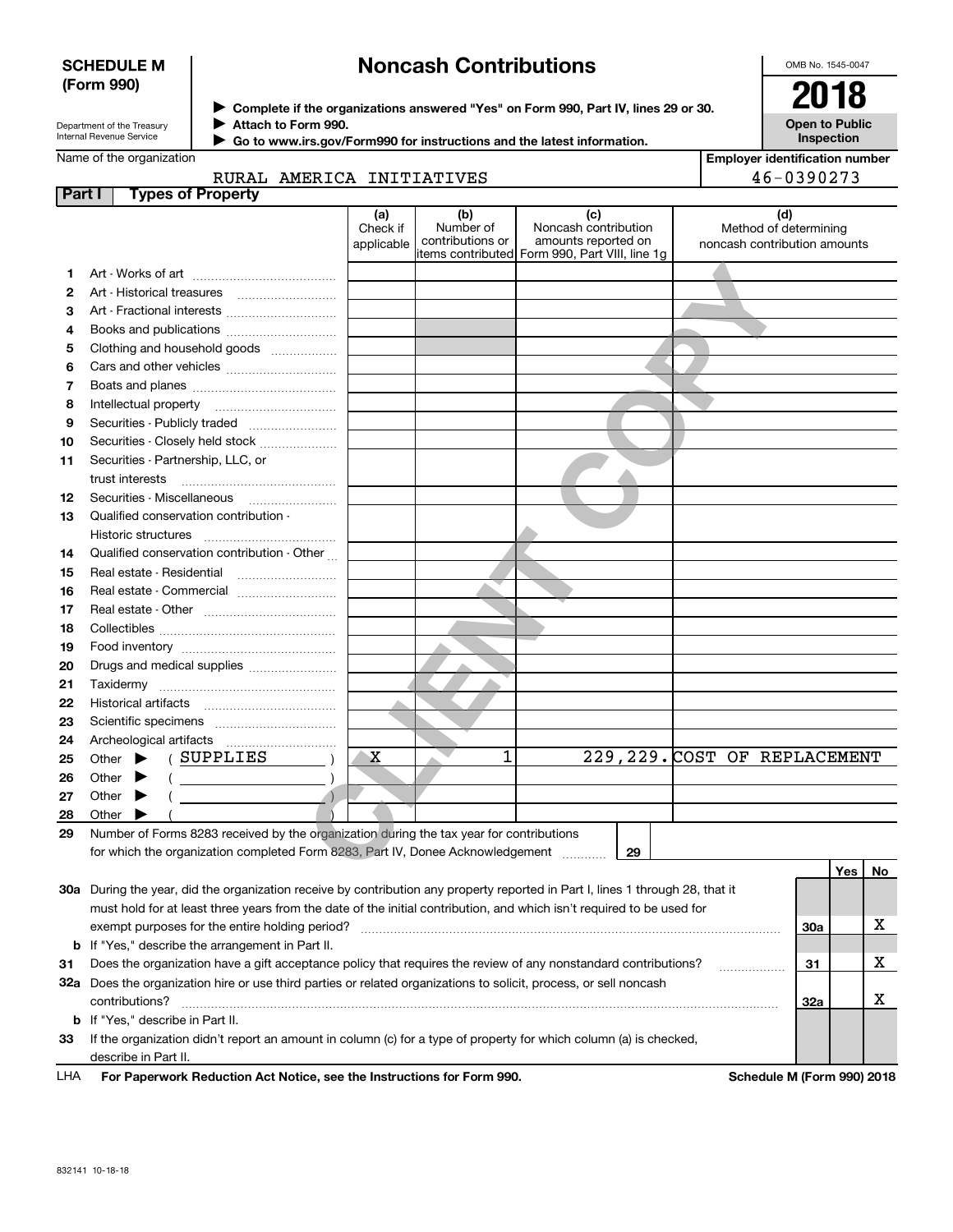**SCHEDULE M (Form 990)**

Department of the Treasury
Internal Revenue Service

# Noncash Contributions

▶ Complete if the organizations answered "Yes" on Form 990, Part IV, lines 29 or 30.
▶ Attach to Form 990.
▶ Go to www.irs.gov/Form990 for instructions and the latest information.

OMB No. 1545-0047

**2018**

**Open to Public Inspection**

Name of the organization: RURAL AMERICA INITIATIVES

Employer identification number: 46-0390273

## Part I Types of Property

| | | (a) Check if applicable | (b) Number of contributions or items contributed | (c) Noncash contribution amounts reported on Form 990, Part VIII, line 1g | (d) Method of determining noncash contribution amounts |
|---|---|---|---|---|---|
| 1 | Art - Works of art | | | | |
| 2 | Art - Historical treasures | | | | |
| 3 | Art - Fractional interests | | | | |
| 4 | Books and publications | | | | |
| 5 | Clothing and household goods | | | | |
| 6 | Cars and other vehicles | | | | |
| 7 | Boats and planes | | | | |
| 8 | Intellectual property | | | | |
| 9 | Securities - Publicly traded | | | | |
| 10 | Securities - Closely held stock | | | | |
| 11 | Securities - Partnership, LLC, or trust interests | | | | |
| 12 | Securities - Miscellaneous | | | | |
| 13 | Qualified conservation contribution - Historic structures | | | | |
| 14 | Qualified conservation contribution - Other | | | | |
| 15 | Real estate - Residential | | | | |
| 16 | Real estate - Commercial | | | | |
| 17 | Real estate - Other | | | | |
| 18 | Collectibles | | | | |
| 19 | Food inventory | | | | |
| 20 | Drugs and medical supplies | | | | |
| 21 | Taxidermy | | | | |
| 22 | Historical artifacts | | | | |
| 23 | Scientific specimens | | | | |
| 24 | Archeological artifacts | | | | |
| 25 | Other ▶ ( SUPPLIES ) | X | 1 | 229,229. | COST OF REPLACEMENT |
| 26 | Other ▶ ( ) | | | | |
| 27 | Other ▶ ( ) | | | | |
| 28 | Other ▶ ( ) | | | | |

29 Number of Forms 8283 received by the organization during the tax year for contributions for which the organization completed Form 8283, Part IV, Donee Acknowledgement ..... 29

| | | Yes | No |
|---|---|---|---|
| **30a** During the year, did the organization receive by contribution any property reported in Part I, lines 1 through 28, that it must hold for at least three years from the date of the initial contribution, and which isn't required to be used for exempt purposes for the entire holding period? | 30a | | X |
| **b** If "Yes," describe the arrangement in Part II. | | | |
| **31** Does the organization have a gift acceptance policy that requires the review of any nonstandard contributions? | 31 | | X |
| **32a** Does the organization hire or use third parties or related organizations to solicit, process, or sell noncash contributions? | 32a | | X |
| **b** If "Yes," describe in Part II. | | | |
| **33** If the organization didn't report an amount in column (c) for a type of property for which column (a) is checked, describe in Part II. | | | |

LHA **For Paperwork Reduction Act Notice, see the Instructions for Form 990.** **Schedule M (Form 990) 2018**

832141 10-18-18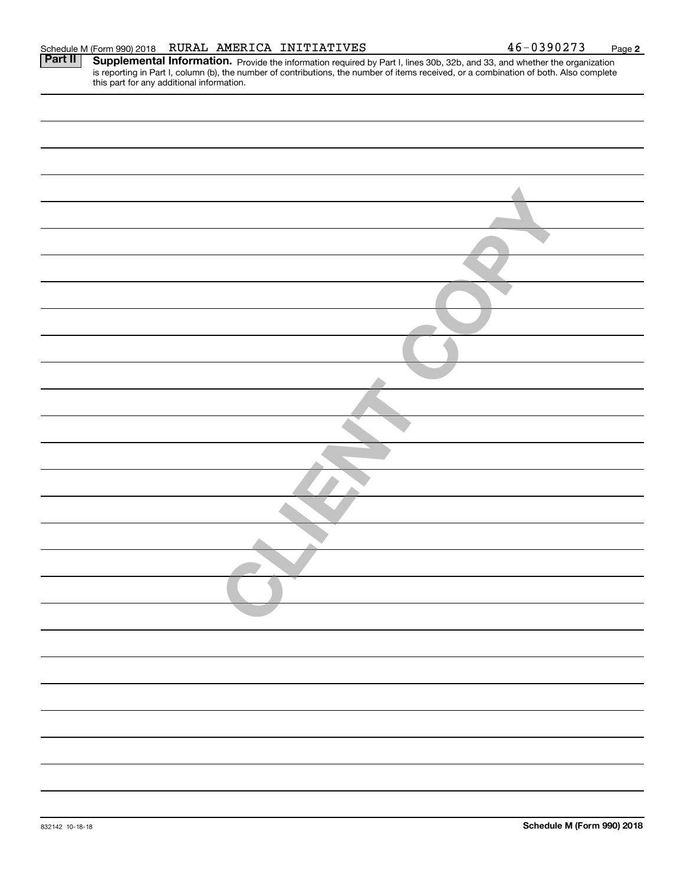Schedule M (Form 990) 2018 RURAL AMERICA INITIATIVES 46-0390273

**Part II** **Supplemental Information.** Provide the information required by Part I, lines 30b, 32b, and 33, and whether the organization is reporting in Part I, column (b), the number of contributions, the number of items received, or a combination of both. Also complete this part for any additional information.

CLIENT COPY

832142 10-18-18

**Schedule M (Form 990) 2018**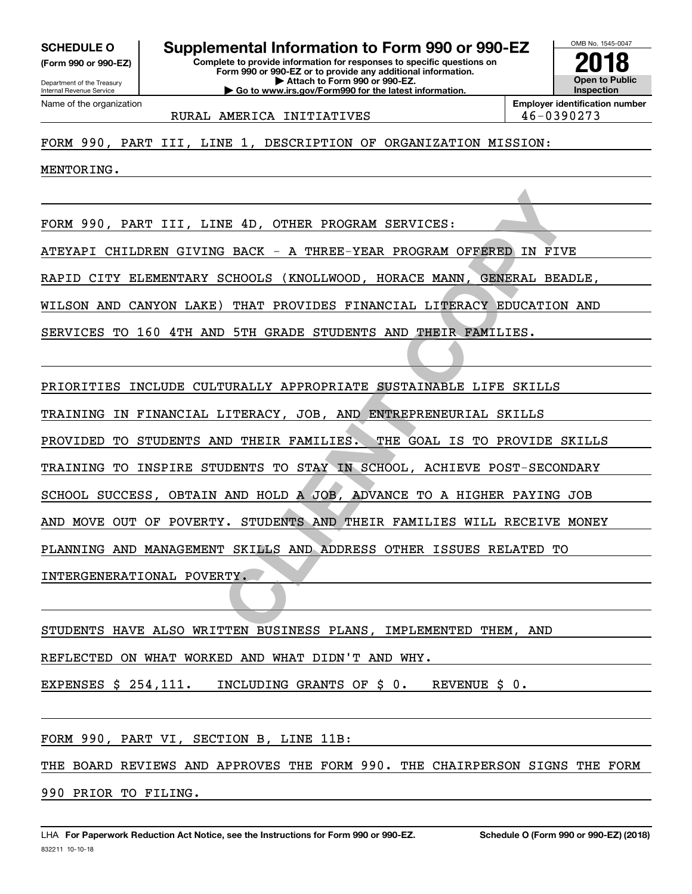**SCHEDULE O** (Form 990 or 990-EZ)

Department of the Treasury
Internal Revenue Service

# Supplemental Information to Form 990 or 990-EZ

**Complete to provide information for responses to specific questions on Form 990 or 990-EZ or to provide any additional information.**
**▶ Attach to Form 990 or 990-EZ.**
**▶ Go to www.irs.gov/Form990 for the latest information.**

OMB No. 1545-0047

**2018**

**Open to Public Inspection**

Name of the organization: RURAL AMERICA INITIATIVES

**Employer identification number:** 46-0390273

FORM 990, PART III, LINE 1, DESCRIPTION OF ORGANIZATION MISSION:

MENTORING.

FORM 990, PART III, LINE 4D, OTHER PROGRAM SERVICES:

ATEYAPI CHILDREN GIVING BACK - A THREE-YEAR PROGRAM OFFERED IN FIVE RAPID CITY ELEMENTARY SCHOOLS (KNOLLWOOD, HORACE MANN, GENERAL BEADLE, WILSON AND CANYON LAKE) THAT PROVIDES FINANCIAL LITERACY EDUCATION AND SERVICES TO 160 4TH AND 5TH GRADE STUDENTS AND THEIR FAMILIES.

PRIORITIES INCLUDE CULTURALLY APPROPRIATE SUSTAINABLE LIFE SKILLS TRAINING IN FINANCIAL LITERACY, JOB, AND ENTREPRENEURIAL SKILLS PROVIDED TO STUDENTS AND THEIR FAMILIES. THE GOAL IS TO PROVIDE SKILLS TRAINING TO INSPIRE STUDENTS TO STAY IN SCHOOL, ACHIEVE POST-SECONDARY SCHOOL SUCCESS, OBTAIN AND HOLD A JOB, ADVANCE TO A HIGHER PAYING JOB AND MOVE OUT OF POVERTY. STUDENTS AND THEIR FAMILIES WILL RECEIVE MONEY PLANNING AND MANAGEMENT SKILLS AND ADDRESS OTHER ISSUES RELATED TO INTERGENERATIONAL POVERTY.

STUDENTS HAVE ALSO WRITTEN BUSINESS PLANS, IMPLEMENTED THEM, AND REFLECTED ON WHAT WORKED AND WHAT DIDN'T AND WHY.

EXPENSES $ 254,111. INCLUDING GRANTS OF $ 0. REVENUE $ 0.

FORM 990, PART VI, SECTION B, LINE 11B:

THE BOARD REVIEWS AND APPROVES THE FORM 990. THE CHAIRPERSON SIGNS THE FORM 990 PRIOR TO FILING.

LHA **For Paperwork Reduction Act Notice, see the Instructions for Form 990 or 990-EZ.** **Schedule O (Form 990 or 990-EZ) (2018)**

832211 10-10-18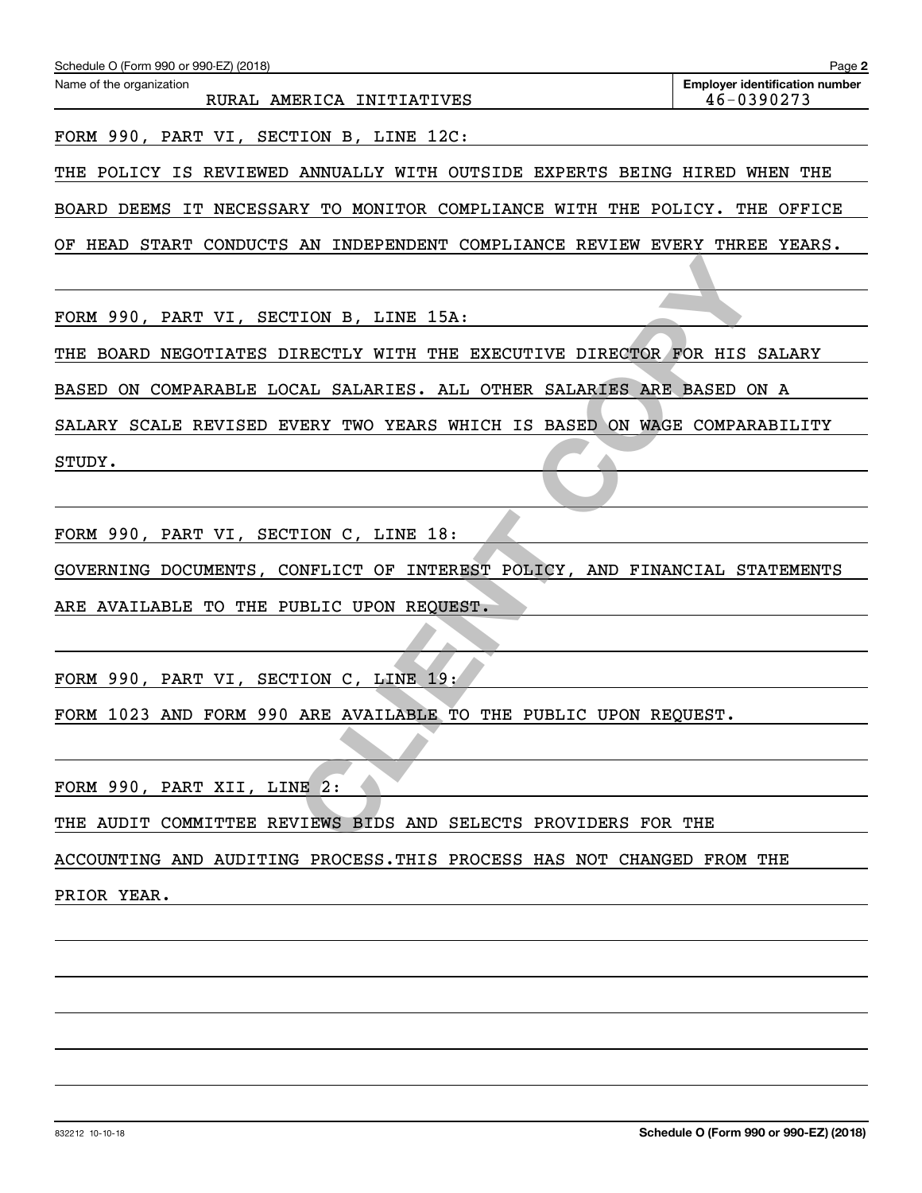Name of the organization: RURAL AMERICA INITIATIVES

Employer identification number: 46-0390273

FORM 990, PART VI, SECTION B, LINE 12C:

THE POLICY IS REVIEWED ANNUALLY WITH OUTSIDE EXPERTS BEING HIRED WHEN THE BOARD DEEMS IT NECESSARY TO MONITOR COMPLIANCE WITH THE POLICY. THE OFFICE OF HEAD START CONDUCTS AN INDEPENDENT COMPLIANCE REVIEW EVERY THREE YEARS.

FORM 990, PART VI, SECTION B, LINE 15A:

THE BOARD NEGOTIATES DIRECTLY WITH THE EXECUTIVE DIRECTOR FOR HIS SALARY BASED ON COMPARABLE LOCAL SALARIES. ALL OTHER SALARIES ARE BASED ON A SALARY SCALE REVISED EVERY TWO YEARS WHICH IS BASED ON WAGE COMPARABILITY STUDY.

FORM 990, PART VI, SECTION C, LINE 18:

GOVERNING DOCUMENTS, CONFLICT OF INTEREST POLICY, AND FINANCIAL STATEMENTS ARE AVAILABLE TO THE PUBLIC UPON REQUEST.

FORM 990, PART VI, SECTION C, LINE 19:

FORM 1023 AND FORM 990 ARE AVAILABLE TO THE PUBLIC UPON REQUEST.

FORM 990, PART XII, LINE 2:

THE AUDIT COMMITTEE REVIEWS BIDS AND SELECTS PROVIDERS FOR THE ACCOUNTING AND AUDITING PROCESS.THIS PROCESS HAS NOT CHANGED FROM THE PRIOR YEAR.

CLIENT COPY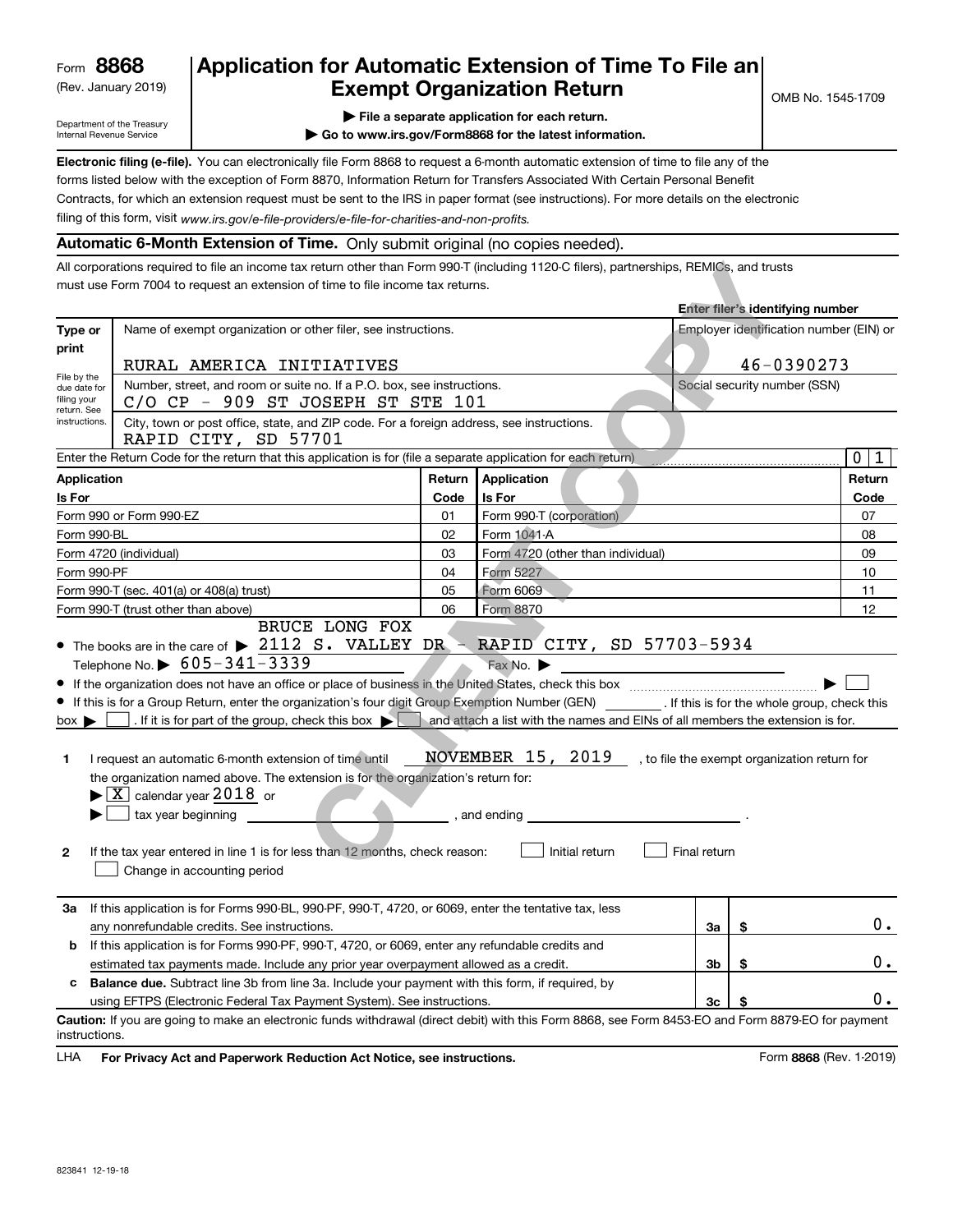Form **8868**
(Rev. January 2019)
Department of the Treasury
Internal Revenue Service

# Application for Automatic Extension of Time To File an Exempt Organization Return

▶ **File a separate application for each return.**
▶ **Go to www.irs.gov/Form8868 for the latest information.**

OMB No. 1545-1709

**Electronic filing (e-file).** You can electronically file Form 8868 to request a 6-month automatic extension of time to file any of the forms listed below with the exception of Form 8870, Information Return for Transfers Associated With Certain Personal Benefit Contracts, for which an extension request must be sent to the IRS in paper format (see instructions). For more details on the electronic filing of this form, visit *www.irs.gov/e-file-providers/e-file-for-charities-and-non-profits.*

**Automatic 6-Month Extension of Time.** Only submit original (no copies needed).

All corporations required to file an income tax return other than Form 990-T (including 1120-C filers), partnerships, REMICs, and trusts must use Form 7004 to request an extension of time to file income tax returns.

CLIENT COPY

| | | Enter filer's identifying number |
|---|---|---|
| **Type or print** | Name of exempt organization or other filer, see instructions. RURAL AMERICA INITIATIVES | Employer identification number (EIN) or 46-0390273 |
| File by the due date for filing your return. See instructions. | Number, street, and room or suite no. If a P.O. box, see instructions. C/O CP - 909 ST JOSEPH ST STE 101 | Social security number (SSN) |
| | City, town or post office, state, and ZIP code. For a foreign address, see instructions. RAPID CITY, SD 57701 | |

Enter the Return Code for the return that this application is for (file a separate application for each return) 0 1

| Application Is For | Return Code | Application Is For | Return Code |
|---|---|---|---|
| Form 990 or Form 990-EZ | 01 | Form 990-T (corporation) | 07 |
| Form 990-BL | 02 | Form 1041-A | 08 |
| Form 4720 (individual) | 03 | Form 4720 (other than individual) | 09 |
| Form 990-PF | 04 | Form 5227 | 10 |
| Form 990-T (sec. 401(a) or 408(a) trust) | 05 | Form 6069 | 11 |
| Form 990-T (trust other than above) | 06 | Form 8870 | 12 |

- The books are in the care of ▶ BRUCE LONG FOX 2112 S. VALLEY DR - RAPID CITY, SD 57703-5934
  Telephone No. ▶ 605-341-3339 Fax No. ▶
- If the organization does not have an office or place of business in the United States, check this box ▶ ☐
- If this is for a Group Return, enter the organization's four digit Group Exemption Number (GEN) ________ . If this is for the whole group, check this box ▶ ☐ . If it is for part of the group, check this box ▶ ☐ and attach a list with the names and EINs of all members the extension is for.

**1** I request an automatic 6-month extension of time until NOVEMBER 15, 2019 , to file the exempt organization return for the organization named above. The extension is for the organization's return for:
▶ ☒ calendar year 2018 or
▶ ☐ tax year beginning ________________ , and ending ________________ .

**2** If the tax year entered in line 1 is for less than 12 months, check reason: ☐ Initial return ☐ Final return ☐ Change in accounting period

| | | | | |
|---|---|---|---|---|
| **3a** | If this application is for Forms 990-BL, 990-PF, 990-T, 4720, or 6069, enter the tentative tax, less any nonrefundable credits. See instructions. | 3a | $ | 0. |
| **b** | If this application is for Forms 990-PF, 990-T, 4720, or 6069, enter any refundable credits and estimated tax payments made. Include any prior year overpayment allowed as a credit. | 3b | $ | 0. |
| **c** | **Balance due.** Subtract line 3b from line 3a. Include your payment with this form, if required, by using EFTPS (Electronic Federal Tax Payment System). See instructions. | 3c | $ | 0. |

**Caution:** If you are going to make an electronic funds withdrawal (direct debit) with this Form 8868, see Form 8453-EO and Form 8879-EO for payment instructions.

LHA **For Privacy Act and Paperwork Reduction Act Notice, see instructions.** Form **8868** (Rev. 1-2019)

823841 12-19-18